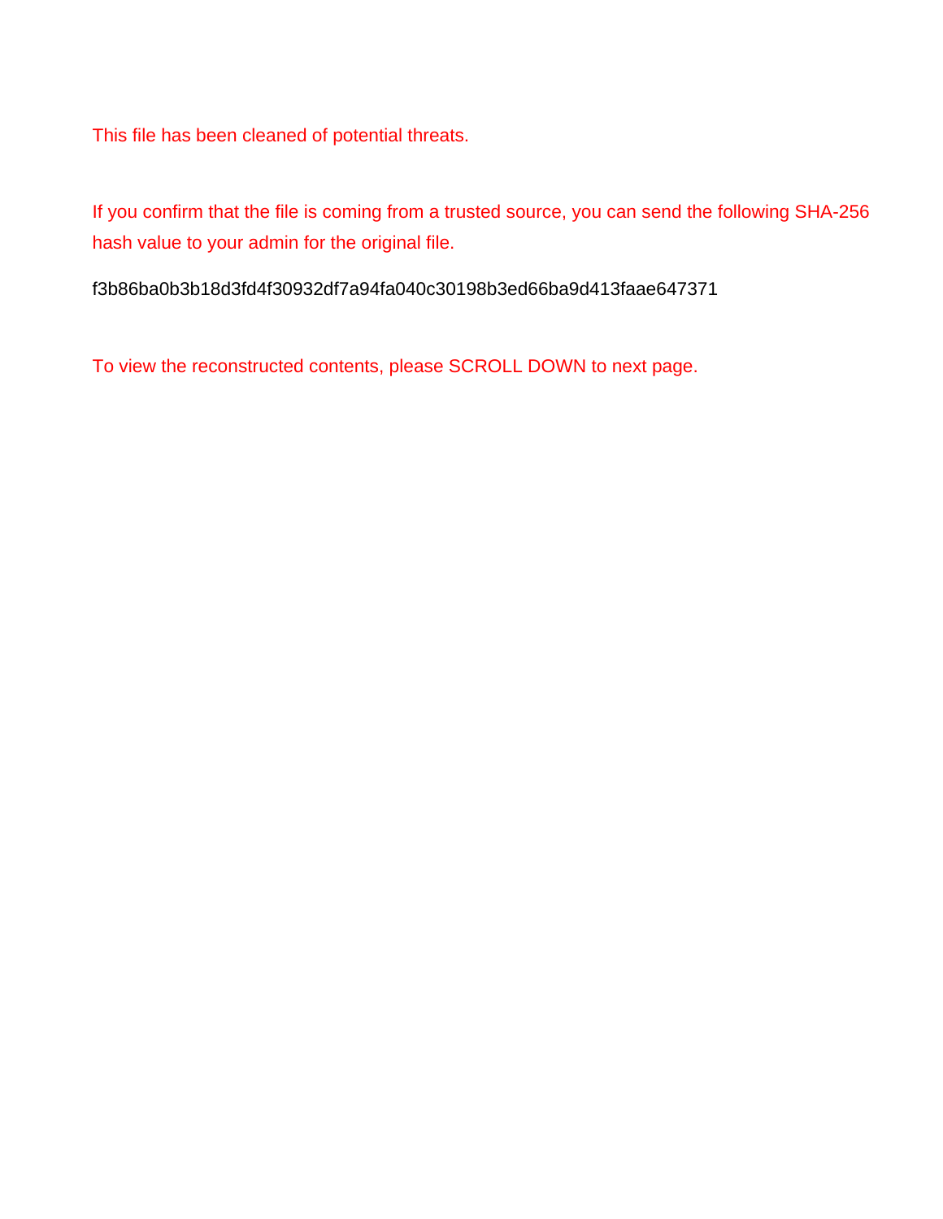This file has been cleaned of potential threats.

If you confirm that the file is coming from a trusted source, you can send the following SHA-256 hash value to your admin for the original file.

f3b86ba0b3b18d3fd4f30932df7a94fa040c30198b3ed66ba9d413faae647371

To view the reconstructed contents, please SCROLL DOWN to next page.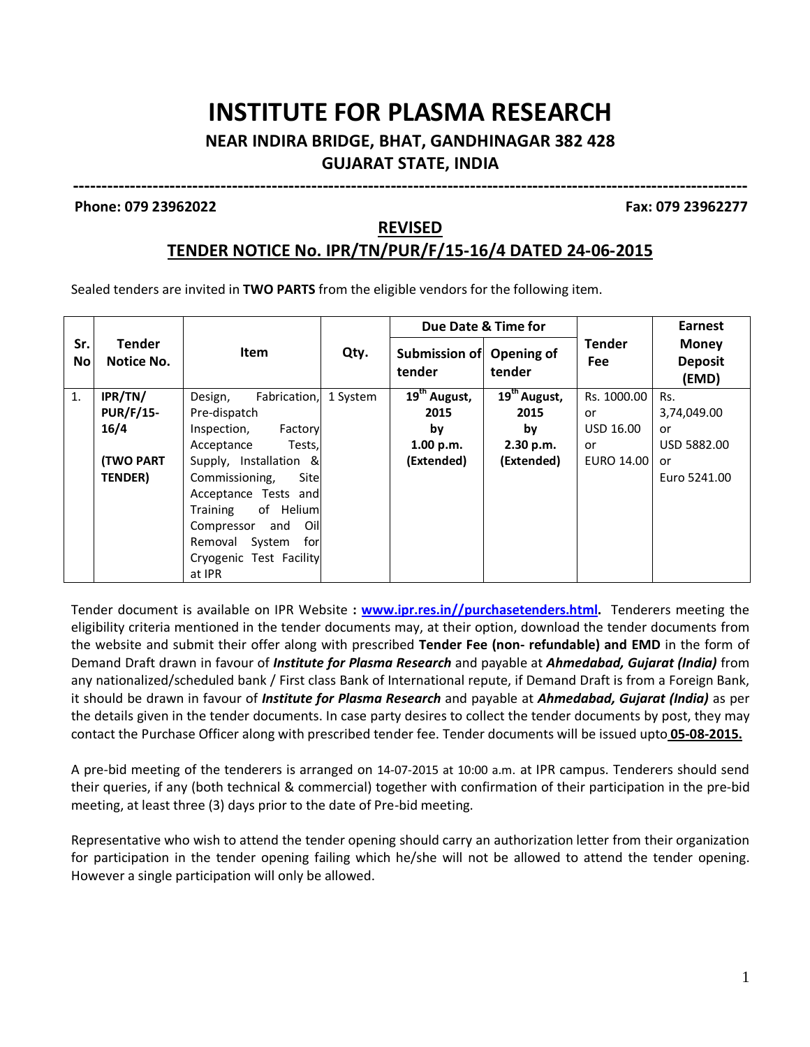# INSTITUTE FOR PLASMA RESEARCH

## NEAR INDIRA BRIDGE, BHAT, GANDHINAGAR 382 428

## GUJARAT STATE, INDIA

---

**Phone: 079 23962022** **Fax: 079 23962277**

## REVISED

## TENDER NOTICE No. IPR/TN/PUR/F/15-16/4 DATED 24-06-2015

Sealed tenders are invited in **TWO PARTS** from the eligible vendors for the following item.

| Sr. No | Tender Notice No. | Item | Qty. | Due Date & Time for | | Tender Fee | Earnest Money Deposit (EMD) |
|---|---|---|---|---|---|---|---|
| | | | | Submission of tender | Opening of tender | | |
| 1. | **IPR/TN/ PUR/F/15-16/4** **(TWO PART TENDER)** | Design, Fabrication, Pre-dispatch Inspection, Factory Acceptance Tests, Supply, Installation & Commissioning, Site Acceptance Tests and Training of Helium Compressor and Oil Removal System for Cryogenic Test Facility at IPR | 1 System | **19th August, 2015 by 1.00 p.m. (Extended)** | **19th August, 2015 by 2.30 p.m. (Extended)** | Rs. 1000.00 or USD 16.00 or EURO 14.00 | Rs. 3,74,049.00 or USD 5882.00 or Euro 5241.00 |

Tender document is available on IPR Website **: [www.ipr.res.in//purchasetenders.html](www.ipr.res.in//purchasetenders.html).** Tenderers meeting the eligibility criteria mentioned in the tender documents may, at their option, download the tender documents from the website and submit their offer along with prescribed **Tender Fee (non- refundable) and EMD** in the form of Demand Draft drawn in favour of ***Institute for Plasma Research*** and payable at ***Ahmedabad, Gujarat (India)*** from any nationalized/scheduled bank / First class Bank of International repute, if Demand Draft is from a Foreign Bank, it should be drawn in favour of ***Institute for Plasma Research*** and payable at ***Ahmedabad, Gujarat (India)*** as per the details given in the tender documents. In case party desires to collect the tender documents by post, they may contact the Purchase Officer along with prescribed tender fee. Tender documents will be issued upto **05-08-2015.**

A pre-bid meeting of the tenderers is arranged on 14-07-2015 at 10:00 a.m. at IPR campus. Tenderers should send their queries, if any (both technical & commercial) together with confirmation of their participation in the pre-bid meeting, at least three (3) days prior to the date of Pre-bid meeting.

Representative who wish to attend the tender opening should carry an authorization letter from their organization for participation in the tender opening failing which he/she will not be allowed to attend the tender opening. However a single participation will only be allowed.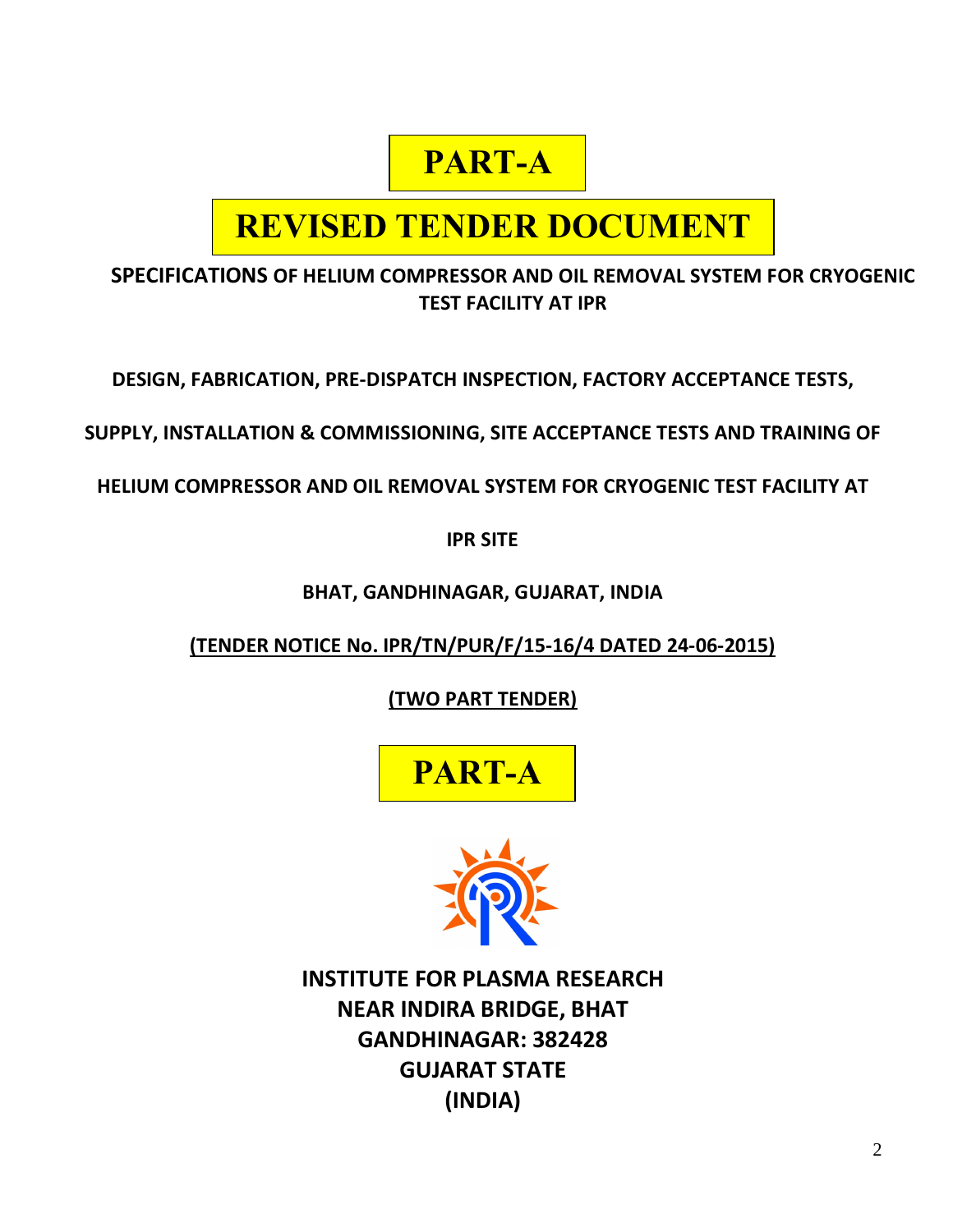# PART-A

# REVISED TENDER DOCUMENT

**SPECIFICATIONS OF HELIUM COMPRESSOR AND OIL REMOVAL SYSTEM FOR CRYOGENIC TEST FACILITY AT IPR**

**DESIGN, FABRICATION, PRE-DISPATCH INSPECTION, FACTORY ACCEPTANCE TESTS,**

**SUPPLY, INSTALLATION & COMMISSIONING, SITE ACCEPTANCE TESTS AND TRAINING OF**

**HELIUM COMPRESSOR AND OIL REMOVAL SYSTEM FOR CRYOGENIC TEST FACILITY AT**

**IPR SITE**

**BHAT, GANDHINAGAR, GUJARAT, INDIA**

**(TENDER NOTICE No. IPR/TN/PUR/F/15-16/4 DATED 24-06-2015)**

**(TWO PART TENDER)**

# PART-A

**INSTITUTE FOR PLASMA RESEARCH**
**NEAR INDIRA BRIDGE, BHAT**
**GANDHINAGAR: 382428**
**GUJARAT STATE**
**(INDIA)**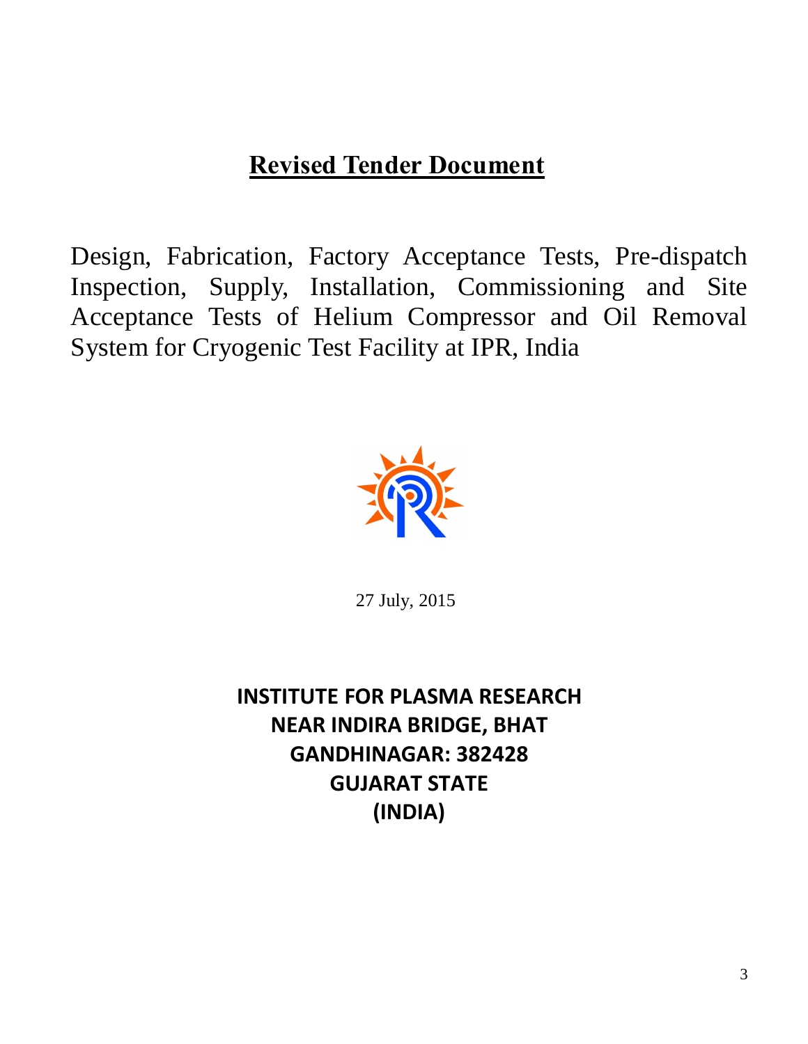# Revised Tender Document

Design, Fabrication, Factory Acceptance Tests, Pre-dispatch Inspection, Supply, Installation, Commissioning and Site Acceptance Tests of Helium Compressor and Oil Removal System for Cryogenic Test Facility at IPR, India

27 July, 2015

**INSTITUTE FOR PLASMA RESEARCH**
**NEAR INDIRA BRIDGE, BHAT**
**GANDHINAGAR: 382428**
**GUJARAT STATE**
**(INDIA)**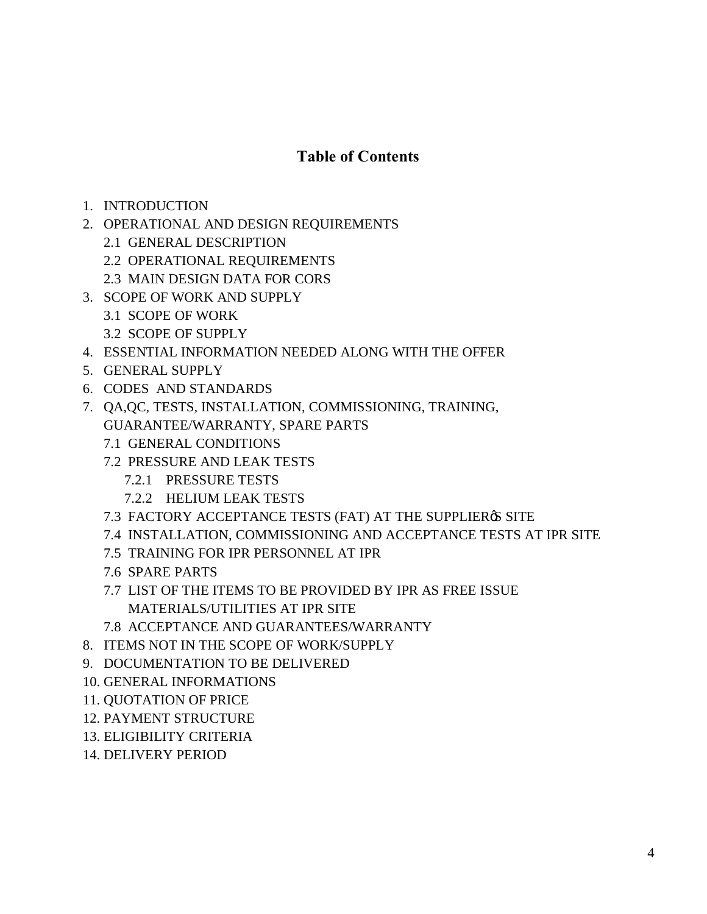## Table of Contents

1. INTRODUCTION
2. OPERATIONAL AND DESIGN REQUIREMENTS
   - 2.1 GENERAL DESCRIPTION
   - 2.2 OPERATIONAL REQUIREMENTS
   - 2.3 MAIN DESIGN DATA FOR CORS
3. SCOPE OF WORK AND SUPPLY
   - 3.1 SCOPE OF WORK
   - 3.2 SCOPE OF SUPPLY
4. ESSENTIAL INFORMATION NEEDED ALONG WITH THE OFFER
5. GENERAL SUPPLY
6. CODES AND STANDARDS
7. QA,QC, TESTS, INSTALLATION, COMMISSIONING, TRAINING, GUARANTEE/WARRANTY, SPARE PARTS
   - 7.1 GENERAL CONDITIONS
   - 7.2 PRESSURE AND LEAK TESTS
     - 7.2.1 PRESSURE TESTS
     - 7.2.2 HELIUM LEAK TESTS
   - 7.3 FACTORY ACCEPTANCE TESTS (FAT) AT THE SUPPLIER's SITE
   - 7.4 INSTALLATION, COMMISSIONING AND ACCEPTANCE TESTS AT IPR SITE
   - 7.5 TRAINING FOR IPR PERSONNEL AT IPR
   - 7.6 SPARE PARTS
   - 7.7 LIST OF THE ITEMS TO BE PROVIDED BY IPR AS FREE ISSUE MATERIALS/UTILITIES AT IPR SITE
   - 7.8 ACCEPTANCE AND GUARANTEES/WARRANTY
8. ITEMS NOT IN THE SCOPE OF WORK/SUPPLY
9. DOCUMENTATION TO BE DELIVERED
10. GENERAL INFORMATIONS
11. QUOTATION OF PRICE
12. PAYMENT STRUCTURE
13. ELIGIBILITY CRITERIA
14. DELIVERY PERIOD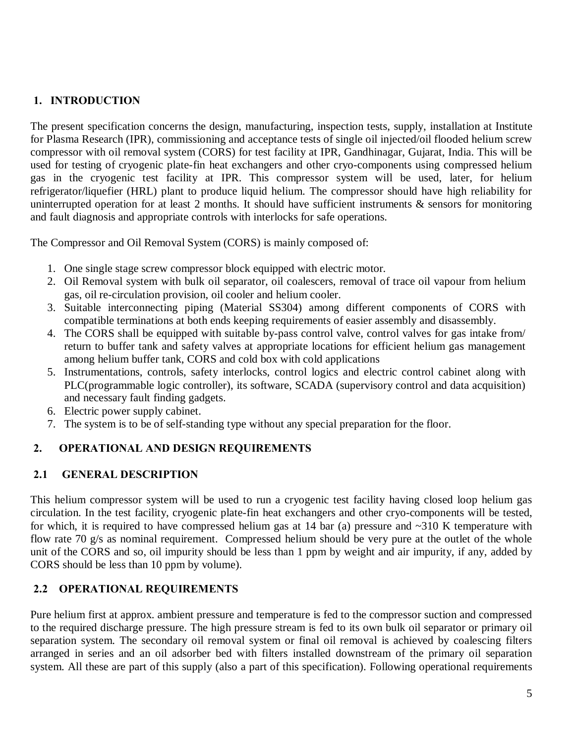## 1. INTRODUCTION

The present specification concerns the design, manufacturing, inspection tests, supply, installation at Institute for Plasma Research (IPR), commissioning and acceptance tests of single oil injected/oil flooded helium screw compressor with oil removal system (CORS) for test facility at IPR, Gandhinagar, Gujarat, India. This will be used for testing of cryogenic plate-fin heat exchangers and other cryo-components using compressed helium gas in the cryogenic test facility at IPR. This compressor system will be used, later, for helium refrigerator/liquefier (HRL) plant to produce liquid helium. The compressor should have high reliability for uninterrupted operation for at least 2 months. It should have sufficient instruments & sensors for monitoring and fault diagnosis and appropriate controls with interlocks for safe operations.

The Compressor and Oil Removal System (CORS) is mainly composed of:

1. One single stage screw compressor block equipped with electric motor.
2. Oil Removal system with bulk oil separator, oil coalescers, removal of trace oil vapour from helium gas, oil re-circulation provision, oil cooler and helium cooler.
3. Suitable interconnecting piping (Material SS304) among different components of CORS with compatible terminations at both ends keeping requirements of easier assembly and disassembly.
4. The CORS shall be equipped with suitable by-pass control valve, control valves for gas intake from/ return to buffer tank and safety valves at appropriate locations for efficient helium gas management among helium buffer tank, CORS and cold box with cold applications
5. Instrumentations, controls, safety interlocks, control logics and electric control cabinet along with PLC(programmable logic controller), its software, SCADA (supervisory control and data acquisition) and necessary fault finding gadgets.
6. Electric power supply cabinet.
7. The system is to be of self-standing type without any special preparation for the floor.

## 2. OPERATIONAL AND DESIGN REQUIREMENTS

### 2.1 GENERAL DESCRIPTION

This helium compressor system will be used to run a cryogenic test facility having closed loop helium gas circulation. In the test facility, cryogenic plate-fin heat exchangers and other cryo-components will be tested, for which, it is required to have compressed helium gas at 14 bar (a) pressure and ~310 K temperature with flow rate 70 g/s as nominal requirement. Compressed helium should be very pure at the outlet of the whole unit of the CORS and so, oil impurity should be less than 1 ppm by weight and air impurity, if any, added by CORS should be less than 10 ppm by volume).

### 2.2 OPERATIONAL REQUIREMENTS

Pure helium first at approx. ambient pressure and temperature is fed to the compressor suction and compressed to the required discharge pressure. The high pressure stream is fed to its own bulk oil separator or primary oil separation system. The secondary oil removal system or final oil removal is achieved by coalescing filters arranged in series and an oil adsorber bed with filters installed downstream of the primary oil separation system. All these are part of this supply (also a part of this specification). Following operational requirements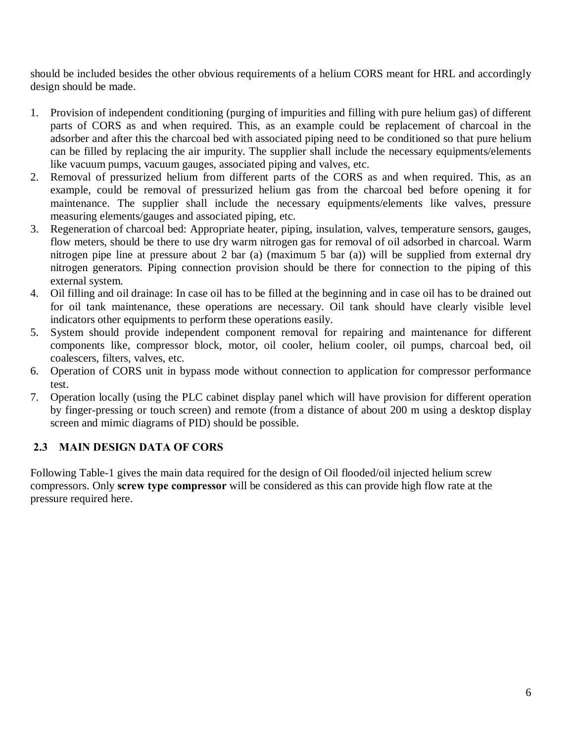should be included besides the other obvious requirements of a helium CORS meant for HRL and accordingly design should be made.

1. Provision of independent conditioning (purging of impurities and filling with pure helium gas) of different parts of CORS as and when required. This, as an example could be replacement of charcoal in the adsorber and after this the charcoal bed with associated piping need to be conditioned so that pure helium can be filled by replacing the air impurity. The supplier shall include the necessary equipments/elements like vacuum pumps, vacuum gauges, associated piping and valves, etc.
2. Removal of pressurized helium from different parts of the CORS as and when required. This, as an example, could be removal of pressurized helium gas from the charcoal bed before opening it for maintenance. The supplier shall include the necessary equipments/elements like valves, pressure measuring elements/gauges and associated piping, etc.
3. Regeneration of charcoal bed: Appropriate heater, piping, insulation, valves, temperature sensors, gauges, flow meters, should be there to use dry warm nitrogen gas for removal of oil adsorbed in charcoal. Warm nitrogen pipe line at pressure about 2 bar (a) (maximum 5 bar (a)) will be supplied from external dry nitrogen generators. Piping connection provision should be there for connection to the piping of this external system.
4. Oil filling and oil drainage: In case oil has to be filled at the beginning and in case oil has to be drained out for oil tank maintenance, these operations are necessary. Oil tank should have clearly visible level indicators other equipments to perform these operations easily.
5. System should provide independent component removal for repairing and maintenance for different components like, compressor block, motor, oil cooler, helium cooler, oil pumps, charcoal bed, oil coalescers, filters, valves, etc.
6. Operation of CORS unit in bypass mode without connection to application for compressor performance test.
7. Operation locally (using the PLC cabinet display panel which will have provision for different operation by finger-pressing or touch screen) and remote (from a distance of about 200 m using a desktop display screen and mimic diagrams of PID) should be possible.

## 2.3 MAIN DESIGN DATA OF CORS

Following Table-1 gives the main data required for the design of Oil flooded/oil injected helium screw compressors. Only **screw type compressor** will be considered as this can provide high flow rate at the pressure required here.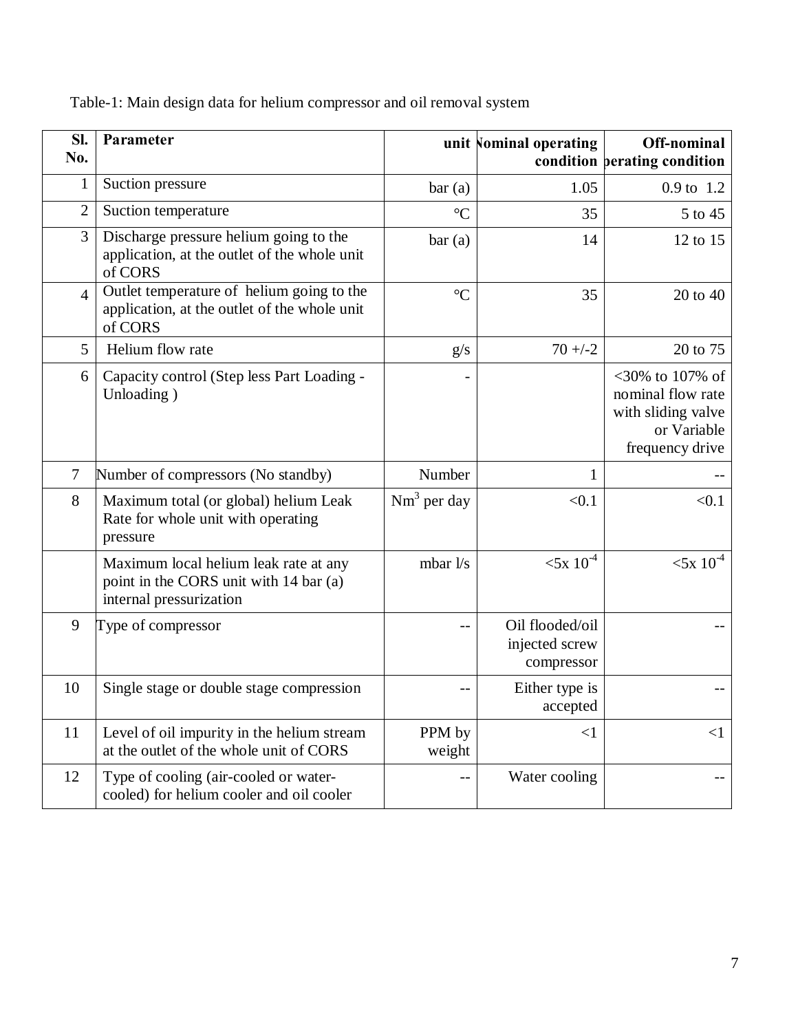Table-1: Main design data for helium compressor and oil removal system

| Sl. No. | Parameter | unit | Nominal operating condition | Off-nominal operating condition |
|---|---|---|---|---|
| 1 | Suction pressure | bar (a) | 1.05 | 0.9 to 1.2 |
| 2 | Suction temperature | °C | 35 | 5 to 45 |
| 3 | Discharge pressure helium going to the application, at the outlet of the whole unit of CORS | bar (a) | 14 | 12 to 15 |
| 4 | Outlet temperature of helium going to the application, at the outlet of the whole unit of CORS | °C | 35 | 20 to 40 |
| 5 | Helium flow rate | g/s | 70 +/-2 | 20 to 75 |
| 6 | Capacity control (Step less Part Loading - Unloading ) | - | | <30% to 107% of nominal flow rate with sliding valve or Variable frequency drive |
| 7 | Number of compressors (No standby) | Number | 1 | -- |
| 8 | Maximum total (or global) helium Leak Rate for whole unit with operating pressure | $Nm^3$ per day | <0.1 | <0.1 |
| | Maximum local helium leak rate at any point in the CORS unit with 14 bar (a) internal pressurization | mbar l/s | $<5 \times 10^{-4}$ | $<5 \times 10^{-4}$ |
| 9 | Type of compressor | -- | Oil flooded/oil injected screw compressor | -- |
| 10 | Single stage or double stage compression | -- | Either type is accepted | -- |
| 11 | Level of oil impurity in the helium stream at the outlet of the whole unit of CORS | PPM by weight | <1 | <1 |
| 12 | Type of cooling (air-cooled or water-cooled) for helium cooler and oil cooler | -- | Water cooling | -- |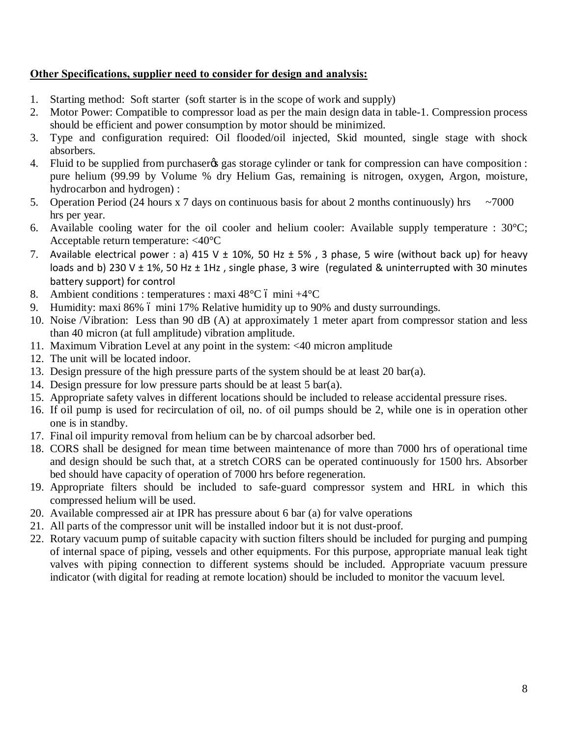**Other Specifications, supplier need to consider for design and analysis:**

1. Starting method: Soft starter (soft starter is in the scope of work and supply)
2. Motor Power: Compatible to compressor load as per the main design data in table-1. Compression process should be efficient and power consumption by motor should be minimized.
3. Type and configuration required: Oil flooded/oil injected, Skid mounted, single stage with shock absorbers.
4. Fluid to be supplied from purchaser's gas storage cylinder or tank for compression can have composition : pure helium (99.99 by Volume % dry Helium Gas, remaining is nitrogen, oxygen, Argon, moisture, hydrocarbon and hydrogen) :
5. Operation Period (24 hours x 7 days on continuous basis for about 2 months continuously) hrs ~7000 hrs per year.
6. Available cooling water for the oil cooler and helium cooler: Available supply temperature : 30°C; Acceptable return temperature: <40°C
7. Available electrical power : a) 415 V ± 10%, 50 Hz ± 5% , 3 phase, 5 wire (without back up) for heavy loads and b) 230 V ± 1%, 50 Hz ± 1Hz , single phase, 3 wire (regulated & uninterrupted with 30 minutes battery support) for control
8. Ambient conditions : temperatures : maxi 48°C – mini +4°C
9. Humidity: maxi 86% – mini 17% Relative humidity up to 90% and dusty surroundings.
10. Noise /Vibration: Less than 90 dB (A) at approximately 1 meter apart from compressor station and less than 40 micron (at full amplitude) vibration amplitude.
11. Maximum Vibration Level at any point in the system: <40 micron amplitude
12. The unit will be located indoor.
13. Design pressure of the high pressure parts of the system should be at least 20 bar(a).
14. Design pressure for low pressure parts should be at least 5 bar(a).
15. Appropriate safety valves in different locations should be included to release accidental pressure rises.
16. If oil pump is used for recirculation of oil, no. of oil pumps should be 2, while one is in operation other one is in standby.
17. Final oil impurity removal from helium can be by charcoal adsorber bed.
18. CORS shall be designed for mean time between maintenance of more than 7000 hrs of operational time and design should be such that, at a stretch CORS can be operated continuously for 1500 hrs. Absorber bed should have capacity of operation of 7000 hrs before regeneration.
19. Appropriate filters should be included to safe-guard compressor system and HRL in which this compressed helium will be used.
20. Available compressed air at IPR has pressure about 6 bar (a) for valve operations
21. All parts of the compressor unit will be installed indoor but it is not dust-proof.
22. Rotary vacuum pump of suitable capacity with suction filters should be included for purging and pumping of internal space of piping, vessels and other equipments. For this purpose, appropriate manual leak tight valves with piping connection to different systems should be included. Appropriate vacuum pressure indicator (with digital for reading at remote location) should be included to monitor the vacuum level.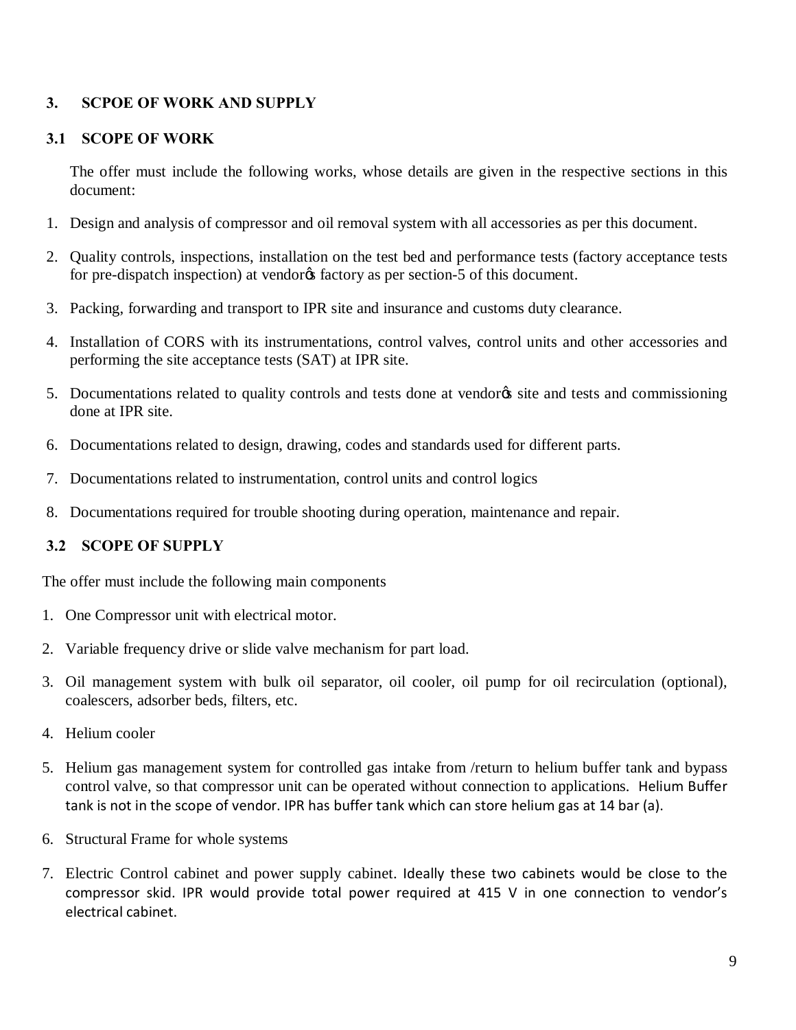## 3. SCPOE OF WORK AND SUPPLY

### 3.1 SCOPE OF WORK

The offer must include the following works, whose details are given in the respective sections in this document:

1. Design and analysis of compressor and oil removal system with all accessories as per this document.
2. Quality controls, inspections, installation on the test bed and performance tests (factory acceptance tests for pre-dispatch inspection) at vendor's factory as per section-5 of this document.
3. Packing, forwarding and transport to IPR site and insurance and customs duty clearance.
4. Installation of CORS with its instrumentations, control valves, control units and other accessories and performing the site acceptance tests (SAT) at IPR site.
5. Documentations related to quality controls and tests done at vendor's site and tests and commissioning done at IPR site.
6. Documentations related to design, drawing, codes and standards used for different parts.
7. Documentations related to instrumentation, control units and control logics
8. Documentations required for trouble shooting during operation, maintenance and repair.

### 3.2 SCOPE OF SUPPLY

The offer must include the following main components

1. One Compressor unit with electrical motor.
2. Variable frequency drive or slide valve mechanism for part load.
3. Oil management system with bulk oil separator, oil cooler, oil pump for oil recirculation (optional), coalescers, adsorber beds, filters, etc.
4. Helium cooler
5. Helium gas management system for controlled gas intake from /return to helium buffer tank and bypass control valve, so that compressor unit can be operated without connection to applications. Helium Buffer tank is not in the scope of vendor. IPR has buffer tank which can store helium gas at 14 bar (a).
6. Structural Frame for whole systems
7. Electric Control cabinet and power supply cabinet. Ideally these two cabinets would be close to the compressor skid. IPR would provide total power required at 415 V in one connection to vendor's electrical cabinet.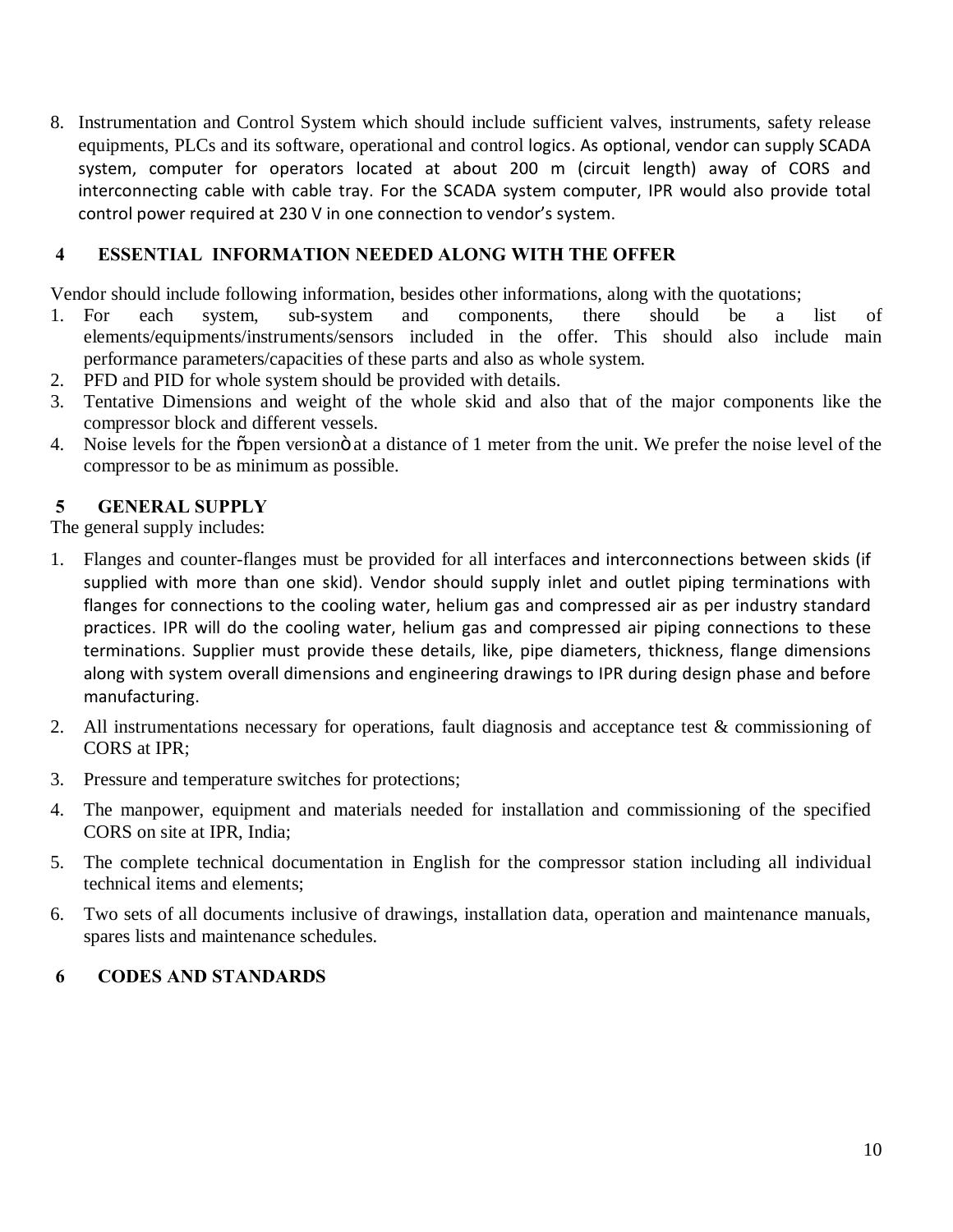8. Instrumentation and Control System which should include sufficient valves, instruments, safety release equipments, PLCs and its software, operational and control logics. As optional, vendor can supply SCADA system, computer for operators located at about 200 m (circuit length) away of CORS and interconnecting cable with cable tray. For the SCADA system computer, IPR would also provide total control power required at 230 V in one connection to vendor's system.

## 4 ESSENTIAL INFORMATION NEEDED ALONG WITH THE OFFER

Vendor should include following information, besides other informations, along with the quotations;

1. For each system, sub-system and components, there should be a list of elements/equipments/instruments/sensors included in the offer. This should also include main performance parameters/capacities of these parts and also as whole system.
2. PFD and PID for whole system should be provided with details.
3. Tentative Dimensions and weight of the whole skid and also that of the major components like the compressor block and different vessels.
4. Noise levels for the "open version" at a distance of 1 meter from the unit. We prefer the noise level of the compressor to be as minimum as possible.

## 5 GENERAL SUPPLY

The general supply includes:

1. Flanges and counter-flanges must be provided for all interfaces and interconnections between skids (if supplied with more than one skid). Vendor should supply inlet and outlet piping terminations with flanges for connections to the cooling water, helium gas and compressed air as per industry standard practices. IPR will do the cooling water, helium gas and compressed air piping connections to these terminations. Supplier must provide these details, like, pipe diameters, thickness, flange dimensions along with system overall dimensions and engineering drawings to IPR during design phase and before manufacturing.

2. All instrumentations necessary for operations, fault diagnosis and acceptance test & commissioning of CORS at IPR;

3. Pressure and temperature switches for protections;

4. The manpower, equipment and materials needed for installation and commissioning of the specified CORS on site at IPR, India;

5. The complete technical documentation in English for the compressor station including all individual technical items and elements;

6. Two sets of all documents inclusive of drawings, installation data, operation and maintenance manuals, spares lists and maintenance schedules.

## 6 CODES AND STANDARDS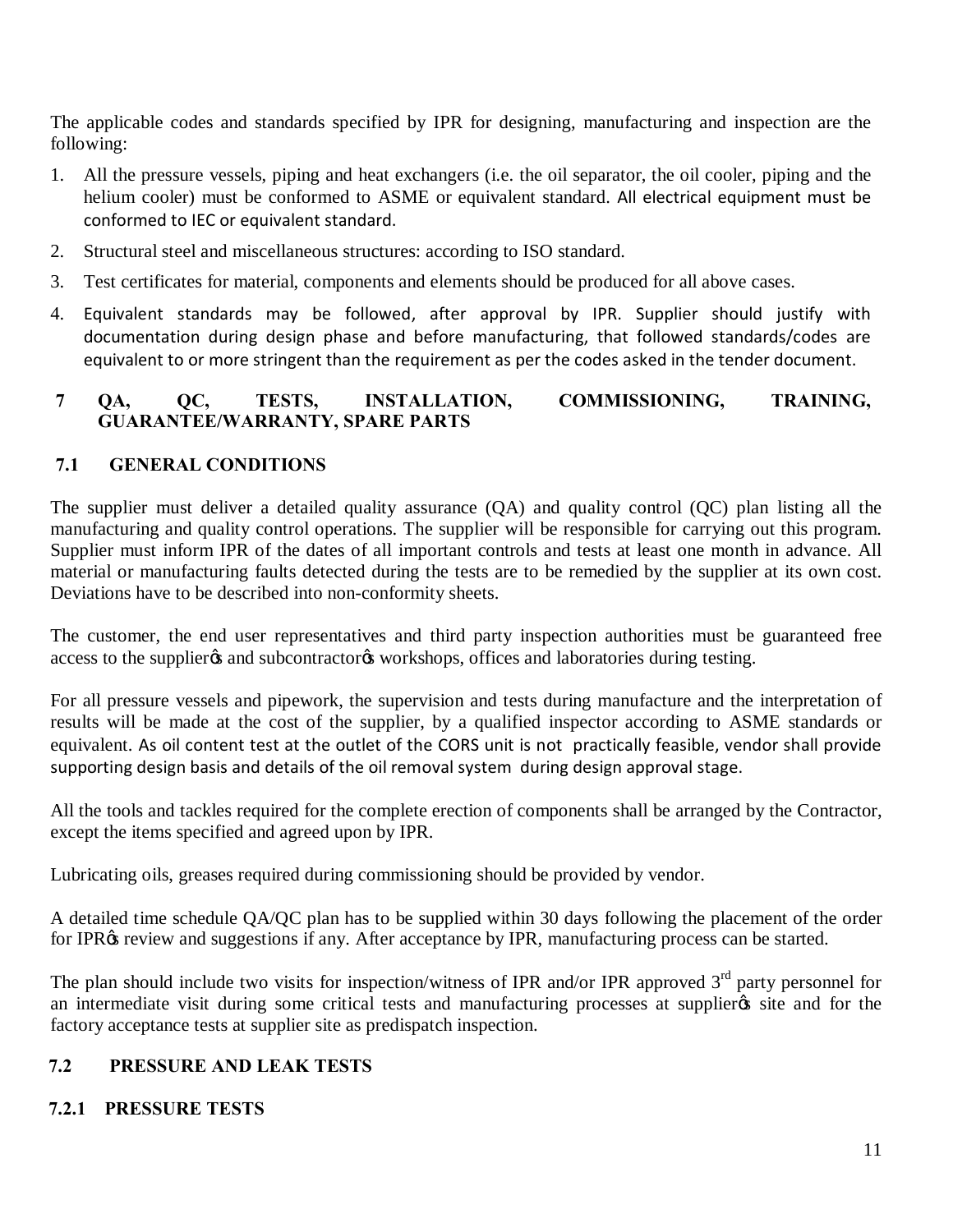The applicable codes and standards specified by IPR for designing, manufacturing and inspection are the following:

1. All the pressure vessels, piping and heat exchangers (i.e. the oil separator, the oil cooler, piping and the helium cooler) must be conformed to ASME or equivalent standard. All electrical equipment must be conformed to IEC or equivalent standard.
2. Structural steel and miscellaneous structures: according to ISO standard.
3. Test certificates for material, components and elements should be produced for all above cases.
4. Equivalent standards may be followed, after approval by IPR. Supplier should justify with documentation during design phase and before manufacturing, that followed standards/codes are equivalent to or more stringent than the requirement as per the codes asked in the tender document.

# 7 QA, QC, TESTS, INSTALLATION, COMMISSIONING, TRAINING, GUARANTEE/WARRANTY, SPARE PARTS

## 7.1 GENERAL CONDITIONS

The supplier must deliver a detailed quality assurance (QA) and quality control (QC) plan listing all the manufacturing and quality control operations. The supplier will be responsible for carrying out this program. Supplier must inform IPR of the dates of all important controls and tests at least one month in advance. All material or manufacturing faults detected during the tests are to be remedied by the supplier at its own cost. Deviations have to be described into non-conformity sheets.

The customer, the end user representatives and third party inspection authorities must be guaranteed free access to the supplier's and subcontractor's workshops, offices and laboratories during testing.

For all pressure vessels and pipework, the supervision and tests during manufacture and the interpretation of results will be made at the cost of the supplier, by a qualified inspector according to ASME standards or equivalent. As oil content test at the outlet of the CORS unit is not practically feasible, vendor shall provide supporting design basis and details of the oil removal system during design approval stage.

All the tools and tackles required for the complete erection of components shall be arranged by the Contractor, except the items specified and agreed upon by IPR.

Lubricating oils, greases required during commissioning should be provided by vendor.

A detailed time schedule QA/QC plan has to be supplied within 30 days following the placement of the order for IPR's review and suggestions if any. After acceptance by IPR, manufacturing process can be started.

The plan should include two visits for inspection/witness of IPR and/or IPR approved 3rd party personnel for an intermediate visit during some critical tests and manufacturing processes at supplier's site and for the factory acceptance tests at supplier site as predispatch inspection.

## 7.2 PRESSURE AND LEAK TESTS

### 7.2.1 PRESSURE TESTS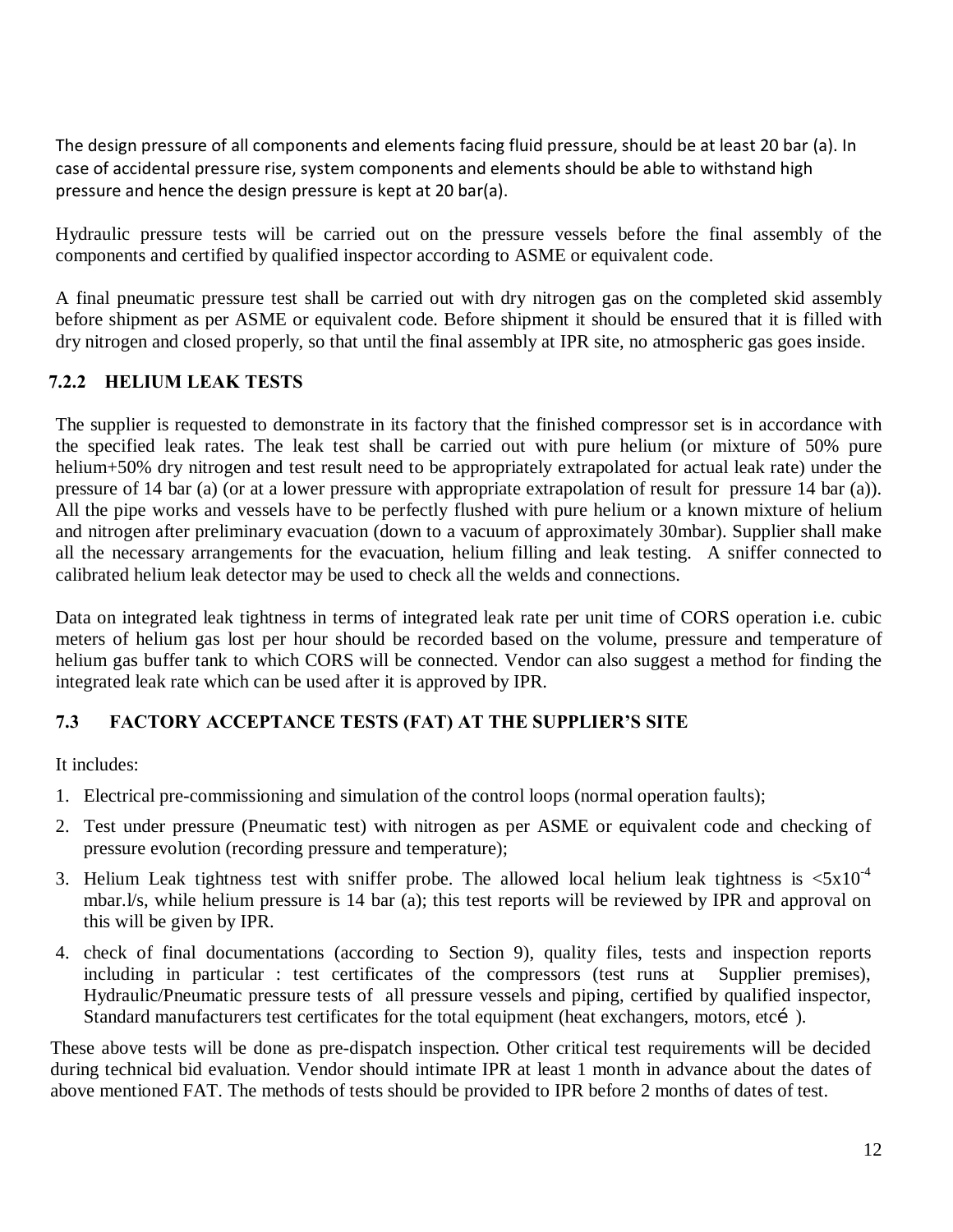The design pressure of all components and elements facing fluid pressure, should be at least 20 bar (a). In case of accidental pressure rise, system components and elements should be able to withstand high pressure and hence the design pressure is kept at 20 bar(a).

Hydraulic pressure tests will be carried out on the pressure vessels before the final assembly of the components and certified by qualified inspector according to ASME or equivalent code.

A final pneumatic pressure test shall be carried out with dry nitrogen gas on the completed skid assembly before shipment as per ASME or equivalent code. Before shipment it should be ensured that it is filled with dry nitrogen and closed properly, so that until the final assembly at IPR site, no atmospheric gas goes inside.

### 7.2.2 HELIUM LEAK TESTS

The supplier is requested to demonstrate in its factory that the finished compressor set is in accordance with the specified leak rates. The leak test shall be carried out with pure helium (or mixture of 50% pure helium+50% dry nitrogen and test result need to be appropriately extrapolated for actual leak rate) under the pressure of 14 bar (a) (or at a lower pressure with appropriate extrapolation of result for pressure 14 bar (a)). All the pipe works and vessels have to be perfectly flushed with pure helium or a known mixture of helium and nitrogen after preliminary evacuation (down to a vacuum of approximately 30mbar). Supplier shall make all the necessary arrangements for the evacuation, helium filling and leak testing. A sniffer connected to calibrated helium leak detector may be used to check all the welds and connections.

Data on integrated leak tightness in terms of integrated leak rate per unit time of CORS operation i.e. cubic meters of helium gas lost per hour should be recorded based on the volume, pressure and temperature of helium gas buffer tank to which CORS will be connected. Vendor can also suggest a method for finding the integrated leak rate which can be used after it is approved by IPR.

## 7.3 FACTORY ACCEPTANCE TESTS (FAT) AT THE SUPPLIER'S SITE

It includes:

1. Electrical pre-commissioning and simulation of the control loops (normal operation faults);
2. Test under pressure (Pneumatic test) with nitrogen as per ASME or equivalent code and checking of pressure evolution (recording pressure and temperature);
3. Helium Leak tightness test with sniffer probe. The allowed local helium leak tightness is $<5x10^{-4}$ mbar.l/s, while helium pressure is 14 bar (a); this test reports will be reviewed by IPR and approval on this will be given by IPR.
4. check of final documentations (according to Section 9), quality files, tests and inspection reports including in particular : test certificates of the compressors (test runs at Supplier premises), Hydraulic/Pneumatic pressure tests of all pressure vessels and piping, certified by qualified inspector, Standard manufacturers test certificates for the total equipment (heat exchangers, motors, etcé ).

These above tests will be done as pre-dispatch inspection. Other critical test requirements will be decided during technical bid evaluation. Vendor should intimate IPR at least 1 month in advance about the dates of above mentioned FAT. The methods of tests should be provided to IPR before 2 months of dates of test.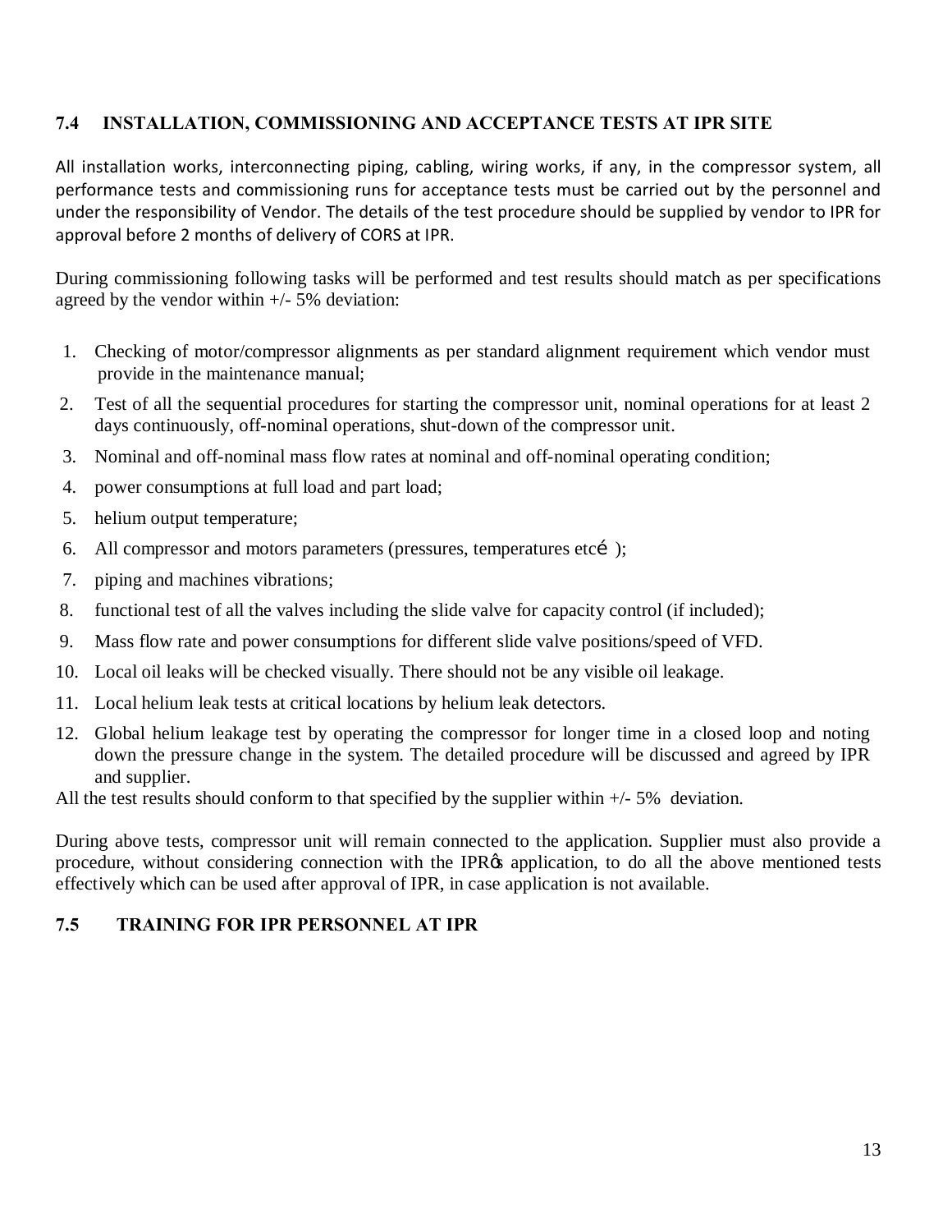### 7.4 INSTALLATION, COMMISSIONING AND ACCEPTANCE TESTS AT IPR SITE

All installation works, interconnecting piping, cabling, wiring works, if any, in the compressor system, all performance tests and commissioning runs for acceptance tests must be carried out by the personnel and under the responsibility of Vendor. The details of the test procedure should be supplied by vendor to IPR for approval before 2 months of delivery of CORS at IPR.

During commissioning following tasks will be performed and test results should match as per specifications agreed by the vendor within +/- 5% deviation:

1. Checking of motor/compressor alignments as per standard alignment requirement which vendor must provide in the maintenance manual;
2. Test of all the sequential procedures for starting the compressor unit, nominal operations for at least 2 days continuously, off-nominal operations, shut-down of the compressor unit.
3. Nominal and off-nominal mass flow rates at nominal and off-nominal operating condition;
4. power consumptions at full load and part load;
5. helium output temperature;
6. All compressor and motors parameters (pressures, temperatures etc… );
7. piping and machines vibrations;
8. functional test of all the valves including the slide valve for capacity control (if included);
9. Mass flow rate and power consumptions for different slide valve positions/speed of VFD.
10. Local oil leaks will be checked visually. There should not be any visible oil leakage.
11. Local helium leak tests at critical locations by helium leak detectors.
12. Global helium leakage test by operating the compressor for longer time in a closed loop and noting down the pressure change in the system. The detailed procedure will be discussed and agreed by IPR and supplier.

All the test results should conform to that specified by the supplier within +/- 5% deviation.

During above tests, compressor unit will remain connected to the application. Supplier must also provide a procedure, without considering connection with the IPR's application, to do all the above mentioned tests effectively which can be used after approval of IPR, in case application is not available.

### 7.5 TRAINING FOR IPR PERSONNEL AT IPR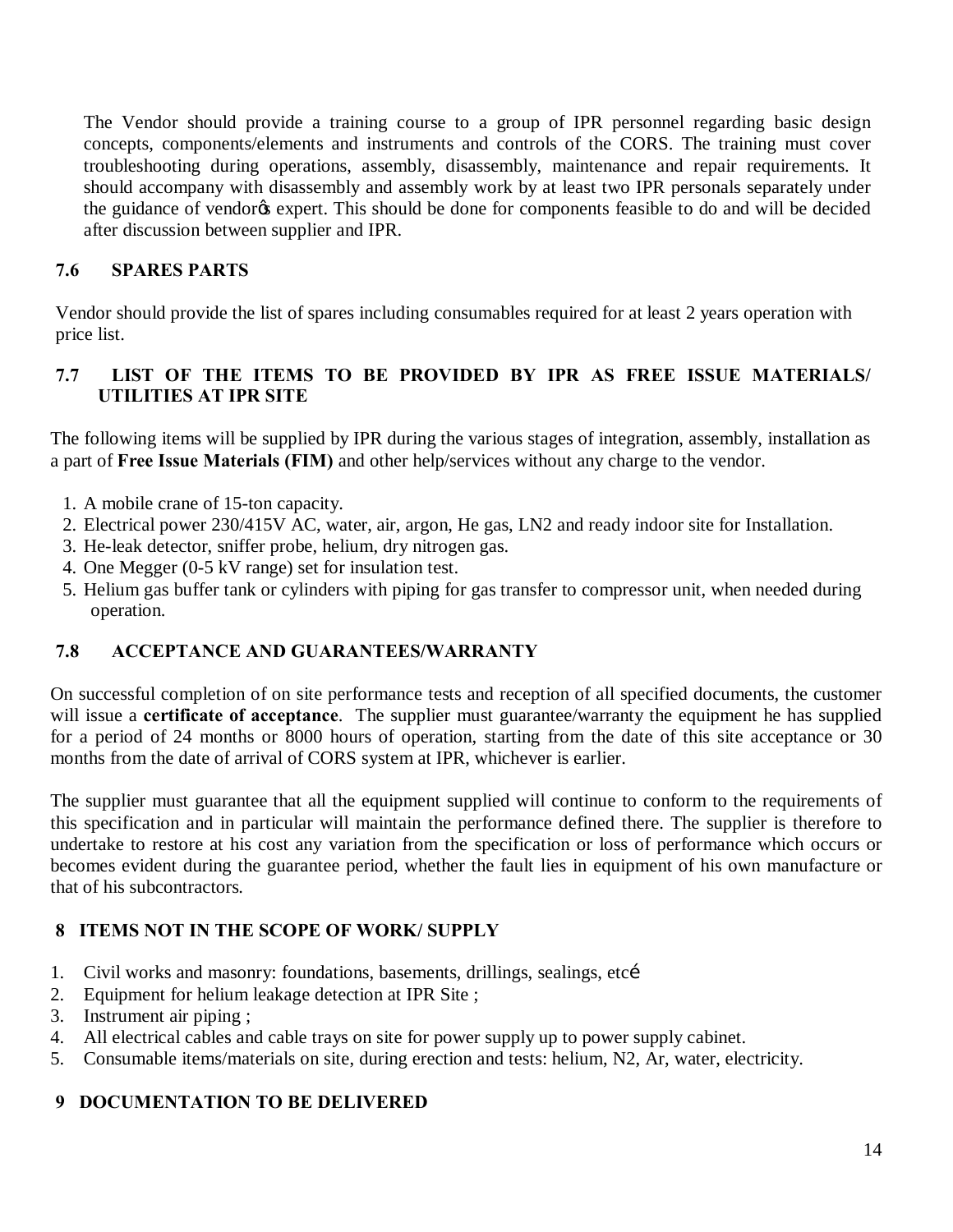The Vendor should provide a training course to a group of IPR personnel regarding basic design concepts, components/elements and instruments and controls of the CORS. The training must cover troubleshooting during operations, assembly, disassembly, maintenance and repair requirements. It should accompany with disassembly and assembly work by at least two IPR personals separately under the guidance of vendorφs expert. This should be done for components feasible to do and will be decided after discussion between supplier and IPR.

## 7.6 SPARES PARTS

Vendor should provide the list of spares including consumables required for at least 2 years operation with price list.

## 7.7 LIST OF THE ITEMS TO BE PROVIDED BY IPR AS FREE ISSUE MATERIALS/ UTILITIES AT IPR SITE

The following items will be supplied by IPR during the various stages of integration, assembly, installation as a part of **Free Issue Materials (FIM)** and other help/services without any charge to the vendor.

1. A mobile crane of 15-ton capacity.
2. Electrical power 230/415V AC, water, air, argon, He gas, LN2 and ready indoor site for Installation.
3. He-leak detector, sniffer probe, helium, dry nitrogen gas.
4. One Megger (0-5 kV range) set for insulation test.
5. Helium gas buffer tank or cylinders with piping for gas transfer to compressor unit, when needed during operation.

## 7.8 ACCEPTANCE AND GUARANTEES/WARRANTY

On successful completion of on site performance tests and reception of all specified documents, the customer will issue a **certificate of acceptance**. The supplier must guarantee/warranty the equipment he has supplied for a period of 24 months or 8000 hours of operation, starting from the date of this site acceptance or 30 months from the date of arrival of CORS system at IPR, whichever is earlier.

The supplier must guarantee that all the equipment supplied will continue to conform to the requirements of this specification and in particular will maintain the performance defined there. The supplier is therefore to undertake to restore at his cost any variation from the specification or loss of performance which occurs or becomes evident during the guarantee period, whether the fault lies in equipment of his own manufacture or that of his subcontractors.

# 8 ITEMS NOT IN THE SCOPE OF WORK/ SUPPLY

1. Civil works and masonry: foundations, basements, drillings, sealings, etcí
2. Equipment for helium leakage detection at IPR Site ;
3. Instrument air piping ;
4. All electrical cables and cable trays on site for power supply up to power supply cabinet.
5. Consumable items/materials on site, during erection and tests: helium, N2, Ar, water, electricity.

# 9 DOCUMENTATION TO BE DELIVERED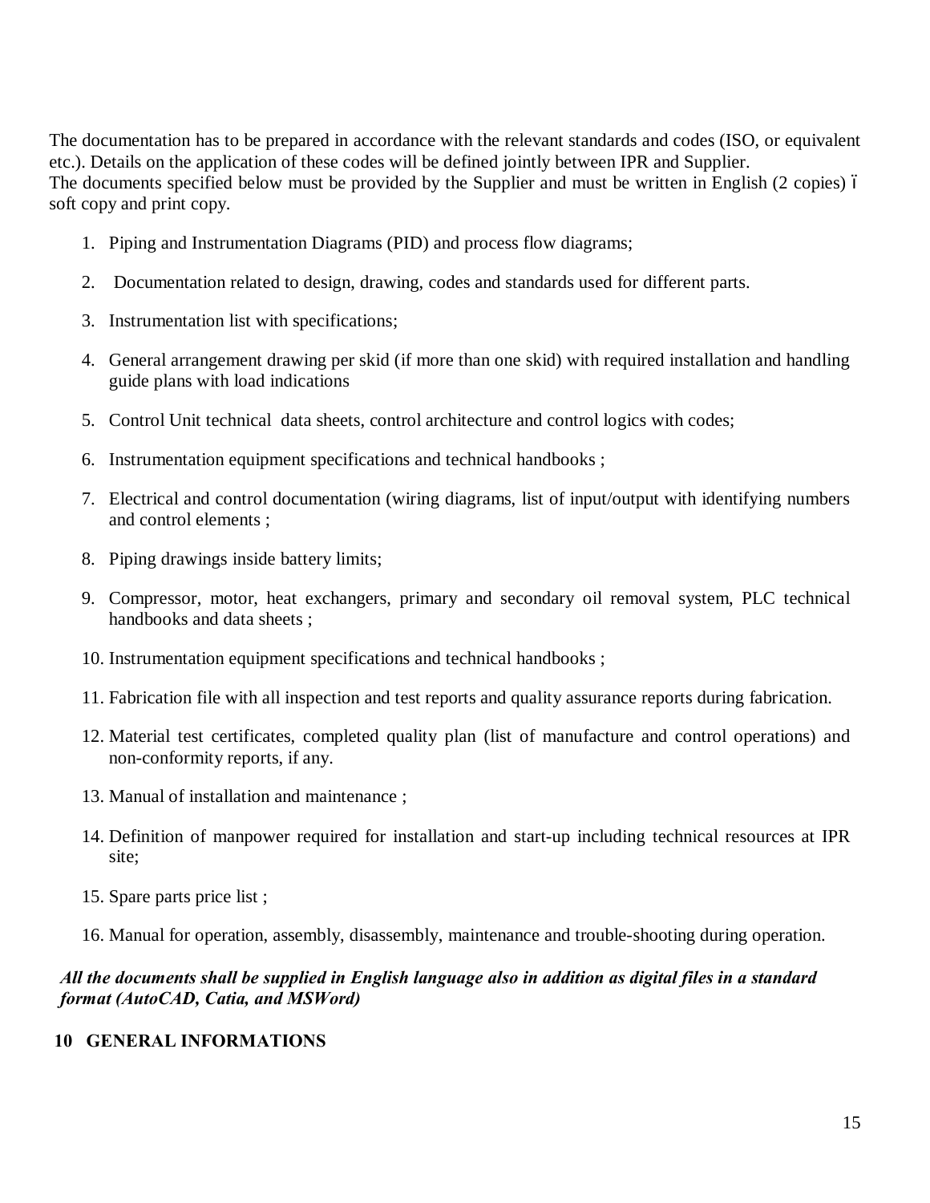The documentation has to be prepared in accordance with the relevant standards and codes (ISO, or equivalent etc.). Details on the application of these codes will be defined jointly between IPR and Supplier.
The documents specified below must be provided by the Supplier and must be written in English (2 copies) – soft copy and print copy.

1. Piping and Instrumentation Diagrams (PID) and process flow diagrams;
2. Documentation related to design, drawing, codes and standards used for different parts.
3. Instrumentation list with specifications;
4. General arrangement drawing per skid (if more than one skid) with required installation and handling guide plans with load indications
5. Control Unit technical data sheets, control architecture and control logics with codes;
6. Instrumentation equipment specifications and technical handbooks ;
7. Electrical and control documentation (wiring diagrams, list of input/output with identifying numbers and control elements ;
8. Piping drawings inside battery limits;
9. Compressor, motor, heat exchangers, primary and secondary oil removal system, PLC technical handbooks and data sheets ;
10. Instrumentation equipment specifications and technical handbooks ;
11. Fabrication file with all inspection and test reports and quality assurance reports during fabrication.
12. Material test certificates, completed quality plan (list of manufacture and control operations) and non-conformity reports, if any.
13. Manual of installation and maintenance ;
14. Definition of manpower required for installation and start-up including technical resources at IPR site;
15. Spare parts price list ;
16. Manual for operation, assembly, disassembly, maintenance and trouble-shooting during operation.

***All the documents shall be supplied in English language also in addition as digital files in a standard format (AutoCAD, Catia, and MSWord)***

## 10 GENERAL INFORMATIONS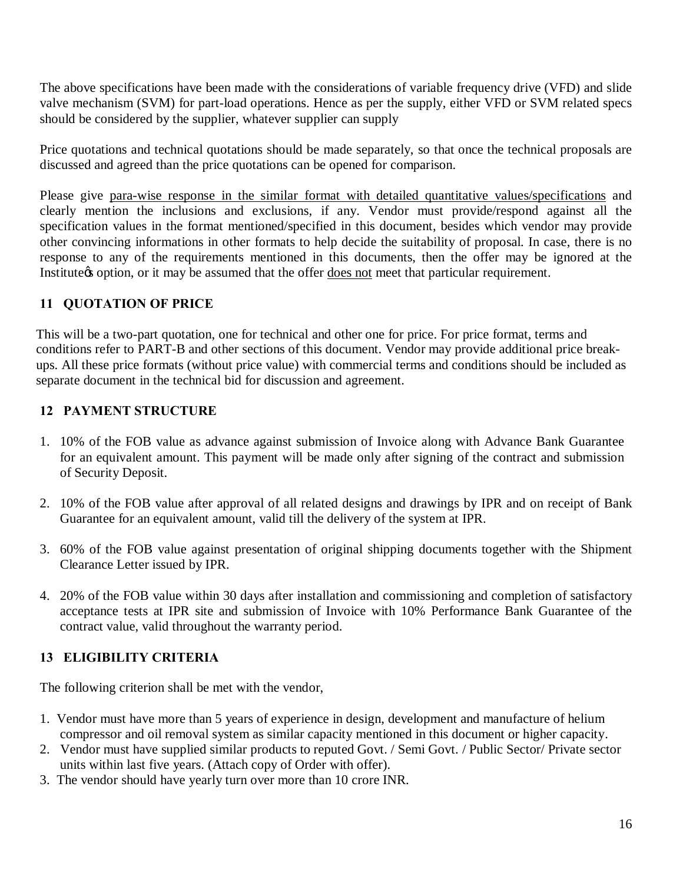The above specifications have been made with the considerations of variable frequency drive (VFD) and slide valve mechanism (SVM) for part-load operations. Hence as per the supply, either VFD or SVM related specs should be considered by the supplier, whatever supplier can supply

Price quotations and technical quotations should be made separately, so that once the technical proposals are discussed and agreed than the price quotations can be opened for comparison.

Please give para-wise response in the similar format with detailed quantitative values/specifications and clearly mention the inclusions and exclusions, if any. Vendor must provide/respond against all the specification values in the format mentioned/specified in this document, besides which vendor may provide other convincing informations in other formats to help decide the suitability of proposal. In case, there is no response to any of the requirements mentioned in this documents, then the offer may be ignored at the Institute's option, or it may be assumed that the offer does not meet that particular requirement.

## 11 QUOTATION OF PRICE

This will be a two-part quotation, one for technical and other one for price. For price format, terms and conditions refer to PART-B and other sections of this document. Vendor may provide additional price break-ups. All these price formats (without price value) with commercial terms and conditions should be included as separate document in the technical bid for discussion and agreement.

## 12 PAYMENT STRUCTURE

1. 10% of the FOB value as advance against submission of Invoice along with Advance Bank Guarantee for an equivalent amount. This payment will be made only after signing of the contract and submission of Security Deposit.
2. 10% of the FOB value after approval of all related designs and drawings by IPR and on receipt of Bank Guarantee for an equivalent amount, valid till the delivery of the system at IPR.
3. 60% of the FOB value against presentation of original shipping documents together with the Shipment Clearance Letter issued by IPR.
4. 20% of the FOB value within 30 days after installation and commissioning and completion of satisfactory acceptance tests at IPR site and submission of Invoice with 10% Performance Bank Guarantee of the contract value, valid throughout the warranty period.

## 13 ELIGIBILITY CRITERIA

The following criterion shall be met with the vendor,

1. Vendor must have more than 5 years of experience in design, development and manufacture of helium compressor and oil removal system as similar capacity mentioned in this document or higher capacity.
2. Vendor must have supplied similar products to reputed Govt. / Semi Govt. / Public Sector/ Private sector units within last five years. (Attach copy of Order with offer).
3. The vendor should have yearly turn over more than 10 crore INR.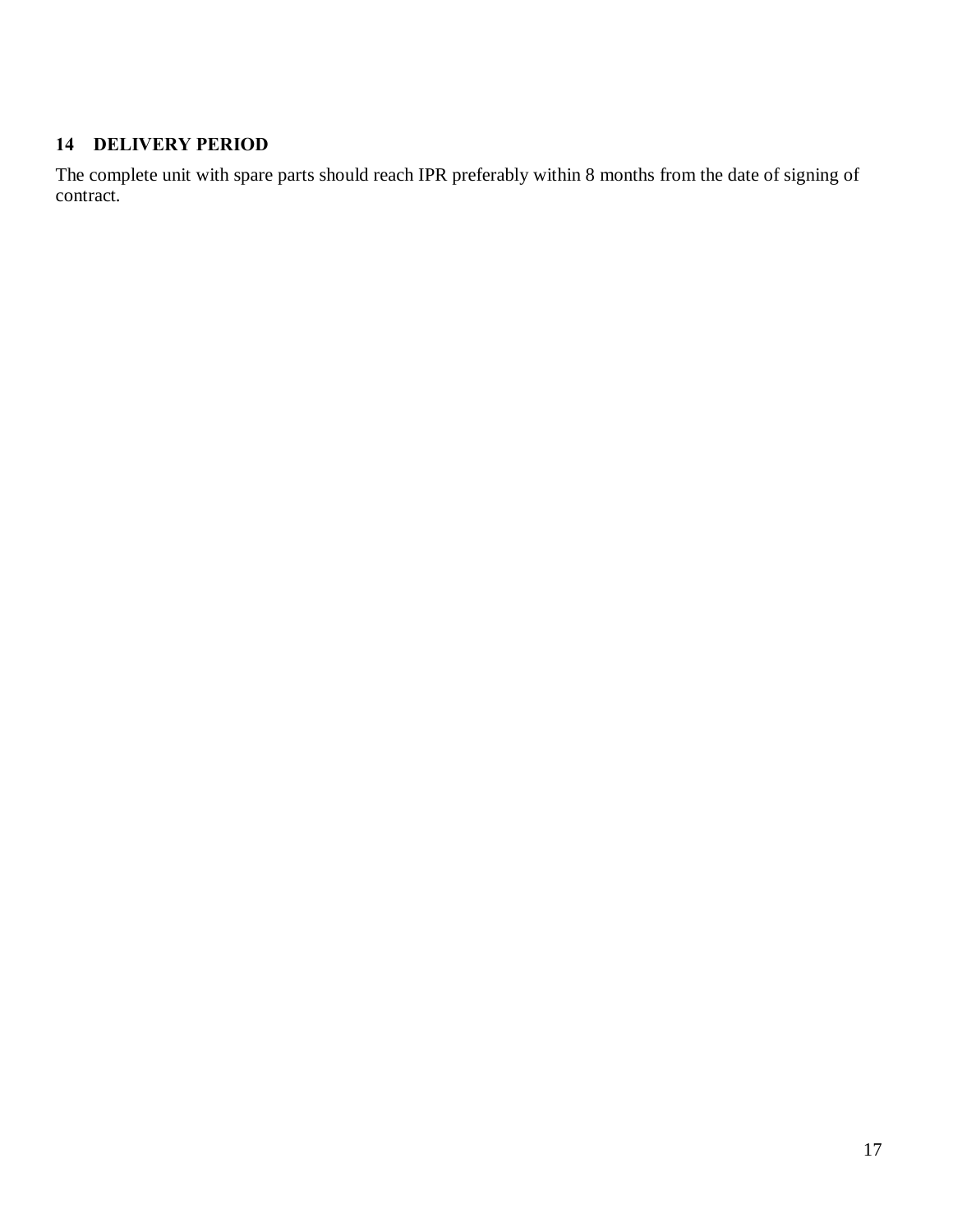## 14 DELIVERY PERIOD

The complete unit with spare parts should reach IPR preferably within 8 months from the date of signing of contract.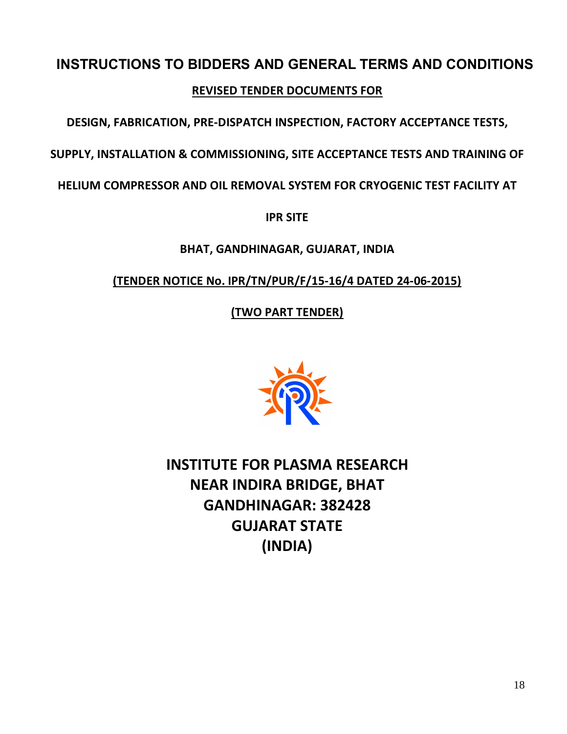# INSTRUCTIONS TO BIDDERS AND GENERAL TERMS AND CONDITIONS

**REVISED TENDER DOCUMENTS FOR**

**DESIGN, FABRICATION, PRE-DISPATCH INSPECTION, FACTORY ACCEPTANCE TESTS,**

**SUPPLY, INSTALLATION & COMMISSIONING, SITE ACCEPTANCE TESTS AND TRAINING OF**

**HELIUM COMPRESSOR AND OIL REMOVAL SYSTEM FOR CRYOGENIC TEST FACILITY AT**

**IPR SITE**

**BHAT, GANDHINAGAR, GUJARAT, INDIA**

**(TENDER NOTICE No. IPR/TN/PUR/F/15-16/4 DATED 24-06-2015)**

**(TWO PART TENDER)**

**INSTITUTE FOR PLASMA RESEARCH**
**NEAR INDIRA BRIDGE, BHAT**
**GANDHINAGAR: 382428**
**GUJARAT STATE**
**(INDIA)**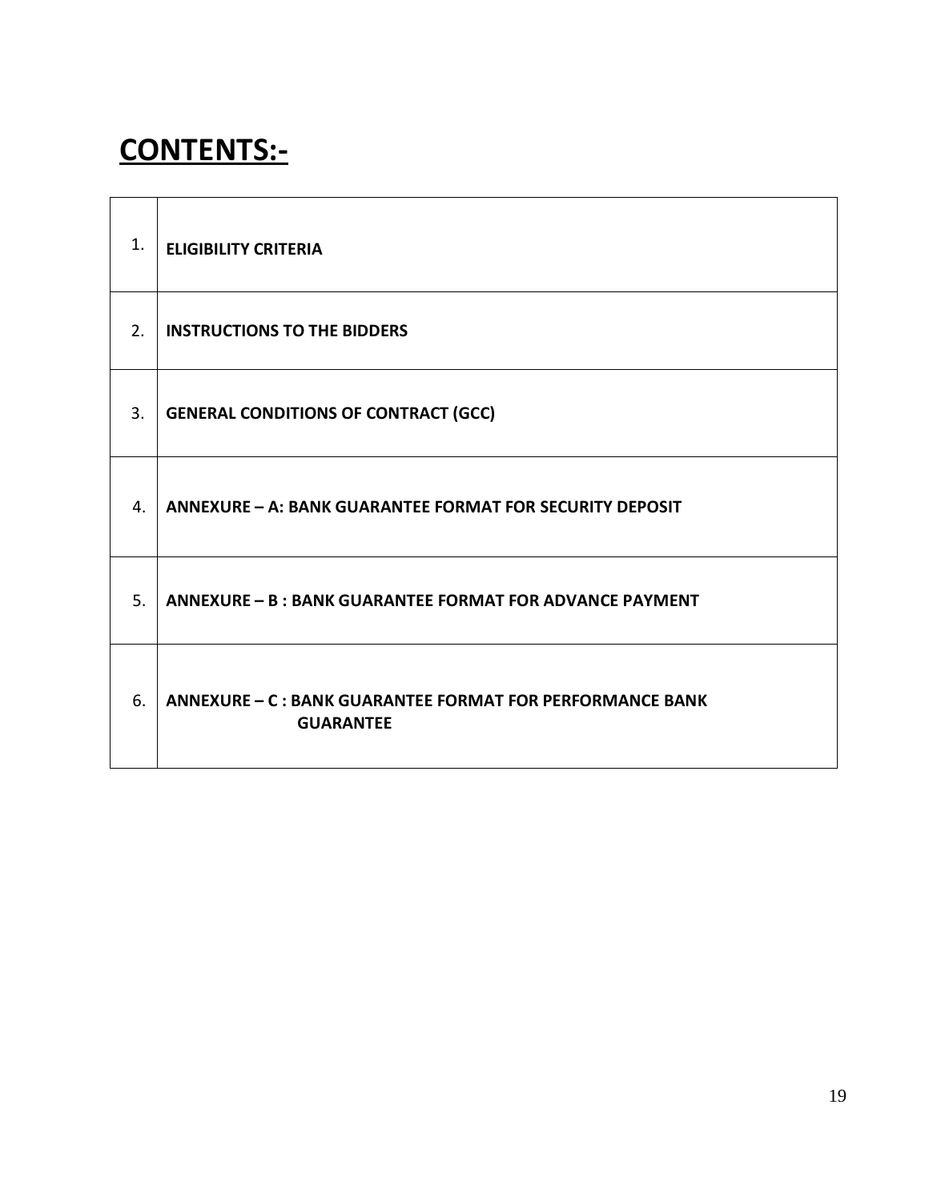# CONTENTS:-

| | |
|---|---|
| 1. | **ELIGIBILITY CRITERIA** |
| 2. | **INSTRUCTIONS TO THE BIDDERS** |
| 3. | **GENERAL CONDITIONS OF CONTRACT (GCC)** |
| 4. | **ANNEXURE – A: BANK GUARANTEE FORMAT FOR SECURITY DEPOSIT** |
| 5. | **ANNEXURE – B : BANK GUARANTEE FORMAT FOR ADVANCE PAYMENT** |
| 6. | **ANNEXURE – C : BANK GUARANTEE FORMAT FOR PERFORMANCE BANK GUARANTEE** |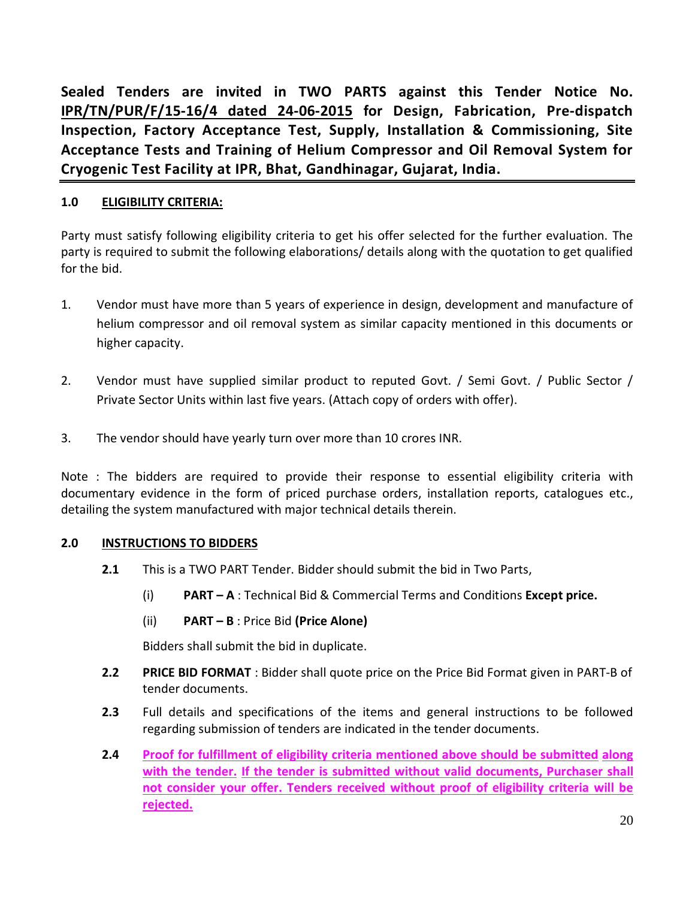**Sealed Tenders are invited in TWO PARTS against this Tender Notice No. IPR/TN/PUR/F/15-16/4 dated 24-06-2015 for Design, Fabrication, Pre-dispatch Inspection, Factory Acceptance Test, Supply, Installation & Commissioning, Site Acceptance Tests and Training of Helium Compressor and Oil Removal System for Cryogenic Test Facility at IPR, Bhat, Gandhinagar, Gujarat, India.**

---

## 1.0 ELIGIBILITY CRITERIA:

Party must satisfy following eligibility criteria to get his offer selected for the further evaluation. The party is required to submit the following elaborations/ details along with the quotation to get qualified for the bid.

1. Vendor must have more than 5 years of experience in design, development and manufacture of helium compressor and oil removal system as similar capacity mentioned in this documents or higher capacity.

2. Vendor must have supplied similar product to reputed Govt. / Semi Govt. / Public Sector / Private Sector Units within last five years. (Attach copy of orders with offer).

3. The vendor should have yearly turn over more than 10 crores INR.

Note : The bidders are required to provide their response to essential eligibility criteria with documentary evidence in the form of priced purchase orders, installation reports, catalogues etc., detailing the system manufactured with major technical details therein.

## 2.0 INSTRUCTIONS TO BIDDERS

**2.1** This is a TWO PART Tender. Bidder should submit the bid in Two Parts,

(i) **PART – A** : Technical Bid & Commercial Terms and Conditions **Except price.**

(ii) **PART – B** : Price Bid **(Price Alone)**

Bidders shall submit the bid in duplicate.

**2.2** **PRICE BID FORMAT** : Bidder shall quote price on the Price Bid Format given in PART-B of tender documents.

**2.3** Full details and specifications of the items and general instructions to be followed regarding submission of tenders are indicated in the tender documents.

**2.4** **Proof for fulfillment of eligibility criteria mentioned above should be submitted along with the tender. If the tender is submitted without valid documents, Purchaser shall not consider your offer. Tenders received without proof of eligibility criteria will be rejected.**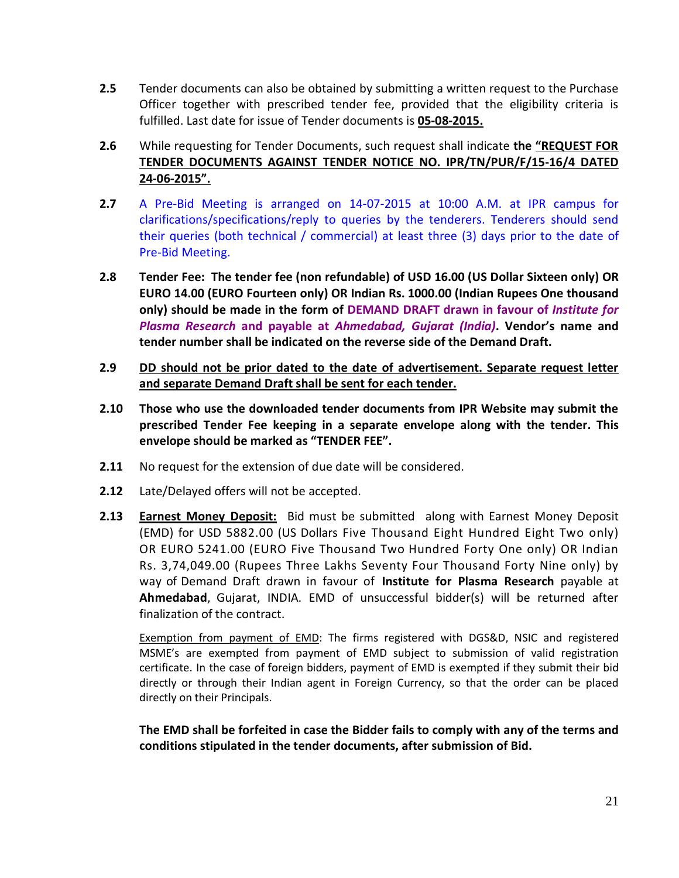**2.5** Tender documents can also be obtained by submitting a written request to the Purchase Officer together with prescribed tender fee, provided that the eligibility criteria is fulfilled. Last date for issue of Tender documents is **05-08-2015.**

**2.6** While requesting for Tender Documents, such request shall indicate **the "REQUEST FOR TENDER DOCUMENTS AGAINST TENDER NOTICE NO. IPR/TN/PUR/F/15-16/4 DATED 24-06-2015".**

**2.7** A Pre-Bid Meeting is arranged on 14-07-2015 at 10:00 A.M. at IPR campus for clarifications/specifications/reply to queries by the tenderers. Tenderers should send their queries (both technical / commercial) at least three (3) days prior to the date of Pre-Bid Meeting.

**2.8** **Tender Fee: The tender fee (non refundable) of USD 16.00 (US Dollar Sixteen only) OR EURO 14.00 (EURO Fourteen only) OR Indian Rs. 1000.00 (Indian Rupees One thousand only) should be made in the form of DEMAND DRAFT drawn in favour of *Institute for Plasma Research* and payable at *Ahmedabad, Gujarat (India)*. Vendor's name and tender number shall be indicated on the reverse side of the Demand Draft.**

**2.9** **DD should not be prior dated to the date of advertisement. Separate request letter and separate Demand Draft shall be sent for each tender.**

**2.10** **Those who use the downloaded tender documents from IPR Website may submit the prescribed Tender Fee keeping in a separate envelope along with the tender. This envelope should be marked as "TENDER FEE".**

**2.11** No request for the extension of due date will be considered.

**2.12** Late/Delayed offers will not be accepted.

**2.13** **Earnest Money Deposit:** Bid must be submitted along with Earnest Money Deposit (EMD) for USD 5882.00 (US Dollars Five Thousand Eight Hundred Eight Two only) OR EURO 5241.00 (EURO Five Thousand Two Hundred Forty One only) OR Indian Rs. 3,74,049.00 (Rupees Three Lakhs Seventy Four Thousand Forty Nine only) by way of Demand Draft drawn in favour of **Institute for Plasma Research** payable at **Ahmedabad**, Gujarat, INDIA. EMD of unsuccessful bidder(s) will be returned after finalization of the contract.

Exemption from payment of EMD: The firms registered with DGS&D, NSIC and registered MSME's are exempted from payment of EMD subject to submission of valid registration certificate. In the case of foreign bidders, payment of EMD is exempted if they submit their bid directly or through their Indian agent in Foreign Currency, so that the order can be placed directly on their Principals.

**The EMD shall be forfeited in case the Bidder fails to comply with any of the terms and conditions stipulated in the tender documents, after submission of Bid.**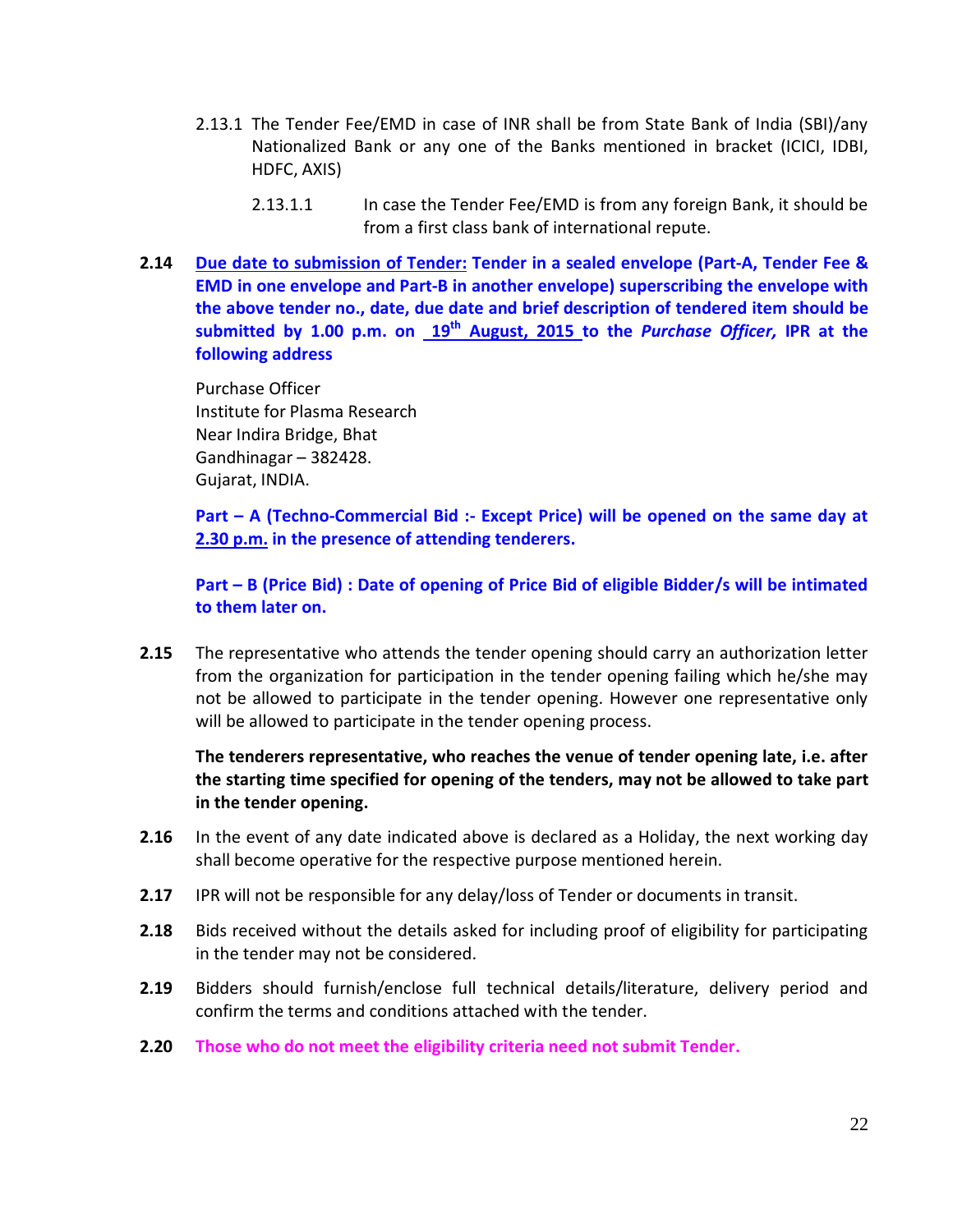2.13.1 The Tender Fee/EMD in case of INR shall be from State Bank of India (SBI)/any Nationalized Bank or any one of the Banks mentioned in bracket (ICICI, IDBI, HDFC, AXIS)

2.13.1.1 In case the Tender Fee/EMD is from any foreign Bank, it should be from a first class bank of international repute.

**2.14** **Due date to submission of Tender: Tender in a sealed envelope (Part-A, Tender Fee & EMD in one envelope and Part-B in another envelope) superscribing the envelope with the above tender no., date, due date and brief description of tendered item should be submitted by 1.00 p.m. on 19th August, 2015 to the *Purchase Officer,* IPR at the following address**

Purchase Officer
Institute for Plasma Research
Near Indira Bridge, Bhat
Gandhinagar – 382428.
Gujarat, INDIA.

**Part – A (Techno-Commercial Bid :- Except Price) will be opened on the same day at 2.30 p.m. in the presence of attending tenderers.**

**Part – B (Price Bid) : Date of opening of Price Bid of eligible Bidder/s will be intimated to them later on.**

**2.15** The representative who attends the tender opening should carry an authorization letter from the organization for participation in the tender opening failing which he/she may not be allowed to participate in the tender opening. However one representative only will be allowed to participate in the tender opening process.

**The tenderers representative, who reaches the venue of tender opening late, i.e. after the starting time specified for opening of the tenders, may not be allowed to take part in the tender opening.**

**2.16** In the event of any date indicated above is declared as a Holiday, the next working day shall become operative for the respective purpose mentioned herein.

**2.17** IPR will not be responsible for any delay/loss of Tender or documents in transit.

**2.18** Bids received without the details asked for including proof of eligibility for participating in the tender may not be considered.

**2.19** Bidders should furnish/enclose full technical details/literature, delivery period and confirm the terms and conditions attached with the tender.

**2.20** **Those who do not meet the eligibility criteria need not submit Tender.**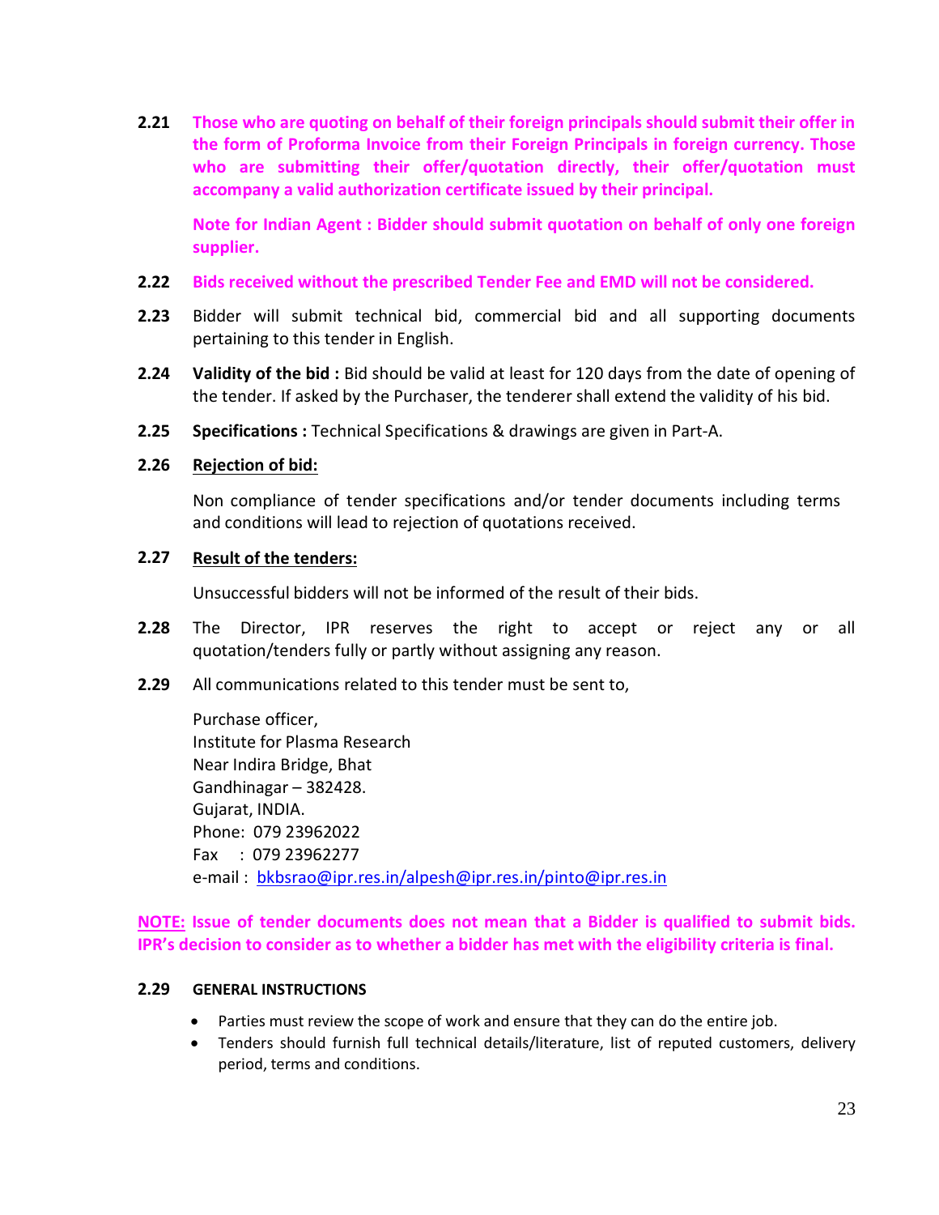**2.21** **Those who are quoting on behalf of their foreign principals should submit their offer in the form of Proforma Invoice from their Foreign Principals in foreign currency. Those who are submitting their offer/quotation directly, their offer/quotation must accompany a valid authorization certificate issued by their principal.**

**Note for Indian Agent : Bidder should submit quotation on behalf of only one foreign supplier.**

**2.22** **Bids received without the prescribed Tender Fee and EMD will not be considered.**

**2.23** Bidder will submit technical bid, commercial bid and all supporting documents pertaining to this tender in English.

**2.24** **Validity of the bid :** Bid should be valid at least for 120 days from the date of opening of the tender. If asked by the Purchaser, the tenderer shall extend the validity of his bid.

**2.25** **Specifications :** Technical Specifications & drawings are given in Part-A.

**2.26** **Rejection of bid:**

Non compliance of tender specifications and/or tender documents including terms and conditions will lead to rejection of quotations received.

**2.27** **Result of the tenders:**

Unsuccessful bidders will not be informed of the result of their bids.

**2.28** The Director, IPR reserves the right to accept or reject any or all quotation/tenders fully or partly without assigning any reason.

**2.29** All communications related to this tender must be sent to,

Purchase officer,
Institute for Plasma Research
Near Indira Bridge, Bhat
Gandhinagar – 382428.
Gujarat, INDIA.
Phone: 079 23962022
Fax : 079 23962277
e-mail : bkbsrao@ipr.res.in/alpesh@ipr.res.in/pinto@ipr.res.in

**NOTE: Issue of tender documents does not mean that a Bidder is qualified to submit bids. IPR's decision to consider as to whether a bidder has met with the eligibility criteria is final.**

**2.29** **GENERAL INSTRUCTIONS**

- Parties must review the scope of work and ensure that they can do the entire job.
- Tenders should furnish full technical details/literature, list of reputed customers, delivery period, terms and conditions.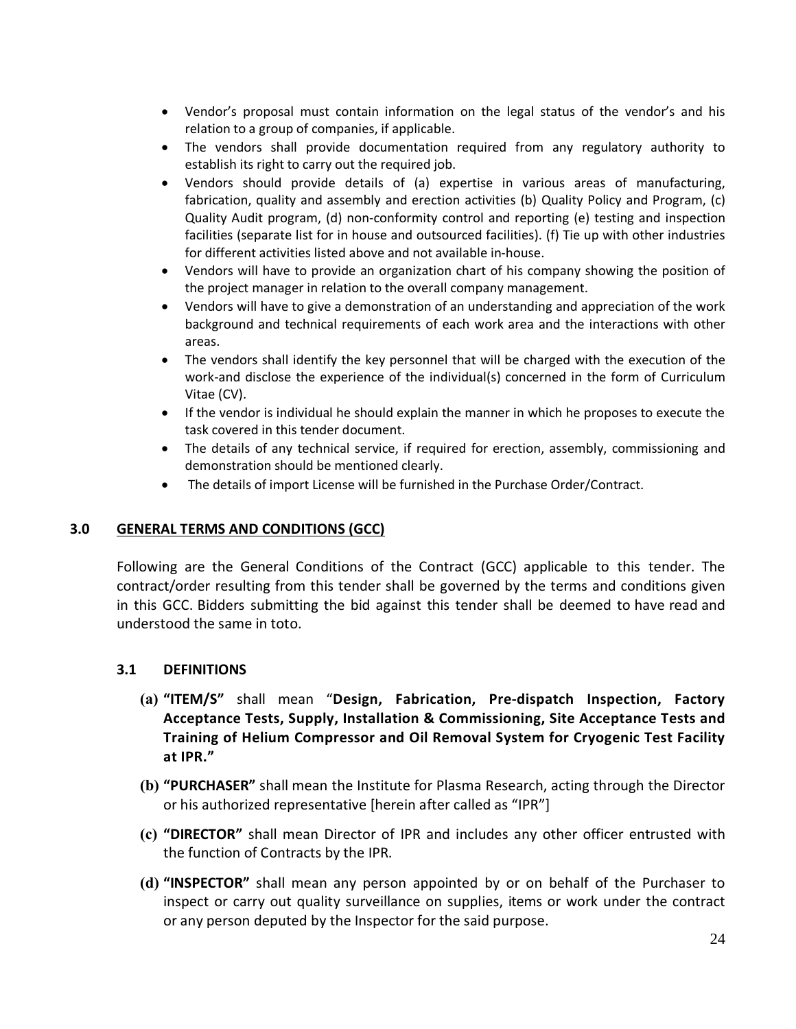- Vendor's proposal must contain information on the legal status of the vendor's and his relation to a group of companies, if applicable.
- The vendors shall provide documentation required from any regulatory authority to establish its right to carry out the required job.
- Vendors should provide details of (a) expertise in various areas of manufacturing, fabrication, quality and assembly and erection activities (b) Quality Policy and Program, (c) Quality Audit program, (d) non-conformity control and reporting (e) testing and inspection facilities (separate list for in house and outsourced facilities). (f) Tie up with other industries for different activities listed above and not available in-house.
- Vendors will have to provide an organization chart of his company showing the position of the project manager in relation to the overall company management.
- Vendors will have to give a demonstration of an understanding and appreciation of the work background and technical requirements of each work area and the interactions with other areas.
- The vendors shall identify the key personnel that will be charged with the execution of the work-and disclose the experience of the individual(s) concerned in the form of Curriculum Vitae (CV).
- If the vendor is individual he should explain the manner in which he proposes to execute the task covered in this tender document.
- The details of any technical service, if required for erection, assembly, commissioning and demonstration should be mentioned clearly.
- The details of import License will be furnished in the Purchase Order/Contract.

## 3.0 GENERAL TERMS AND CONDITIONS (GCC)

Following are the General Conditions of the Contract (GCC) applicable to this tender. The contract/order resulting from this tender shall be governed by the terms and conditions given in this GCC. Bidders submitting the bid against this tender shall be deemed to have read and understood the same in toto.

### 3.1 DEFINITIONS

**(a) "ITEM/S"** shall mean "**Design, Fabrication, Pre-dispatch Inspection, Factory Acceptance Tests, Supply, Installation & Commissioning, Site Acceptance Tests and Training of Helium Compressor and Oil Removal System for Cryogenic Test Facility at IPR."**

**(b) "PURCHASER"** shall mean the Institute for Plasma Research, acting through the Director or his authorized representative [herein after called as "IPR"]

**(c) "DIRECTOR"** shall mean Director of IPR and includes any other officer entrusted with the function of Contracts by the IPR.

**(d) "INSPECTOR"** shall mean any person appointed by or on behalf of the Purchaser to inspect or carry out quality surveillance on supplies, items or work under the contract or any person deputed by the Inspector for the said purpose.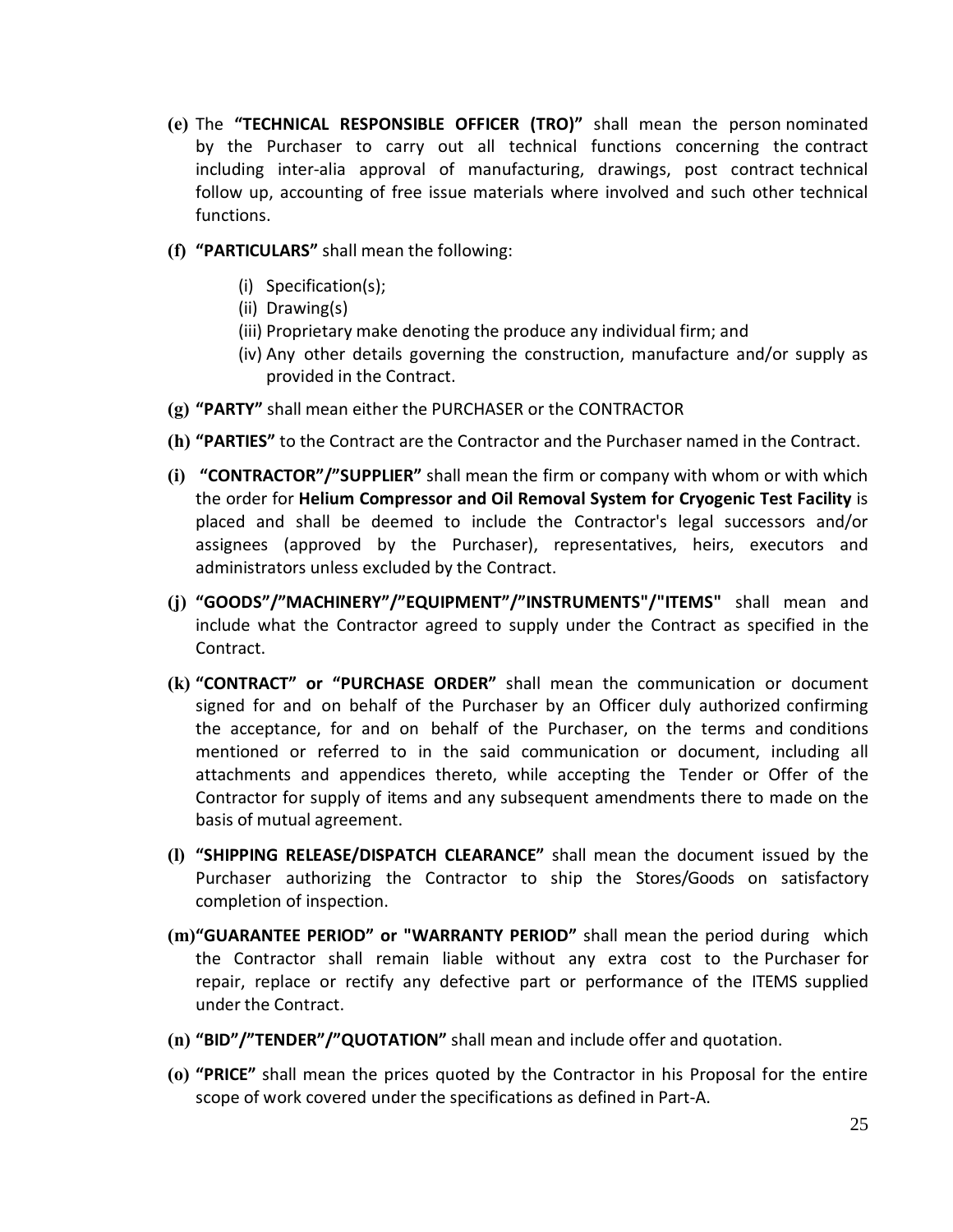**(e)** The **"TECHNICAL RESPONSIBLE OFFICER (TRO)"** shall mean the person nominated by the Purchaser to carry out all technical functions concerning the contract including inter-alia approval of manufacturing, drawings, post contract technical follow up, accounting of free issue materials where involved and such other technical functions.

**(f)** **"PARTICULARS"** shall mean the following:

(i) Specification(s);
(ii) Drawing(s)
(iii) Proprietary make denoting the produce any individual firm; and
(iv) Any other details governing the construction, manufacture and/or supply as provided in the Contract.

**(g)** **"PARTY"** shall mean either the PURCHASER or the CONTRACTOR

**(h)** **"PARTIES"** to the Contract are the Contractor and the Purchaser named in the Contract.

**(i)** **"CONTRACTOR"/"SUPPLIER"** shall mean the firm or company with whom or with which the order for **Helium Compressor and Oil Removal System for Cryogenic Test Facility** is placed and shall be deemed to include the Contractor's legal successors and/or assignees (approved by the Purchaser), representatives, heirs, executors and administrators unless excluded by the Contract.

**(j)** **"GOODS"/"MACHINERY"/"EQUIPMENT"/"INSTRUMENTS"/"ITEMS"** shall mean and include what the Contractor agreed to supply under the Contract as specified in the Contract.

**(k)** **"CONTRACT" or "PURCHASE ORDER"** shall mean the communication or document signed for and on behalf of the Purchaser by an Officer duly authorized confirming the acceptance, for and on behalf of the Purchaser, on the terms and conditions mentioned or referred to in the said communication or document, including all attachments and appendices thereto, while accepting the Tender or Offer of the Contractor for supply of items and any subsequent amendments there to made on the basis of mutual agreement.

**(l)** **"SHIPPING RELEASE/DISPATCH CLEARANCE"** shall mean the document issued by the Purchaser authorizing the Contractor to ship the Stores/Goods on satisfactory completion of inspection.

**(m)** **"GUARANTEE PERIOD" or "WARRANTY PERIOD"** shall mean the period during which the Contractor shall remain liable without any extra cost to the Purchaser for repair, replace or rectify any defective part or performance of the ITEMS supplied under the Contract.

**(n)** **"BID"/"TENDER"/"QUOTATION"** shall mean and include offer and quotation.

**(o)** **"PRICE"** shall mean the prices quoted by the Contractor in his Proposal for the entire scope of work covered under the specifications as defined in Part-A.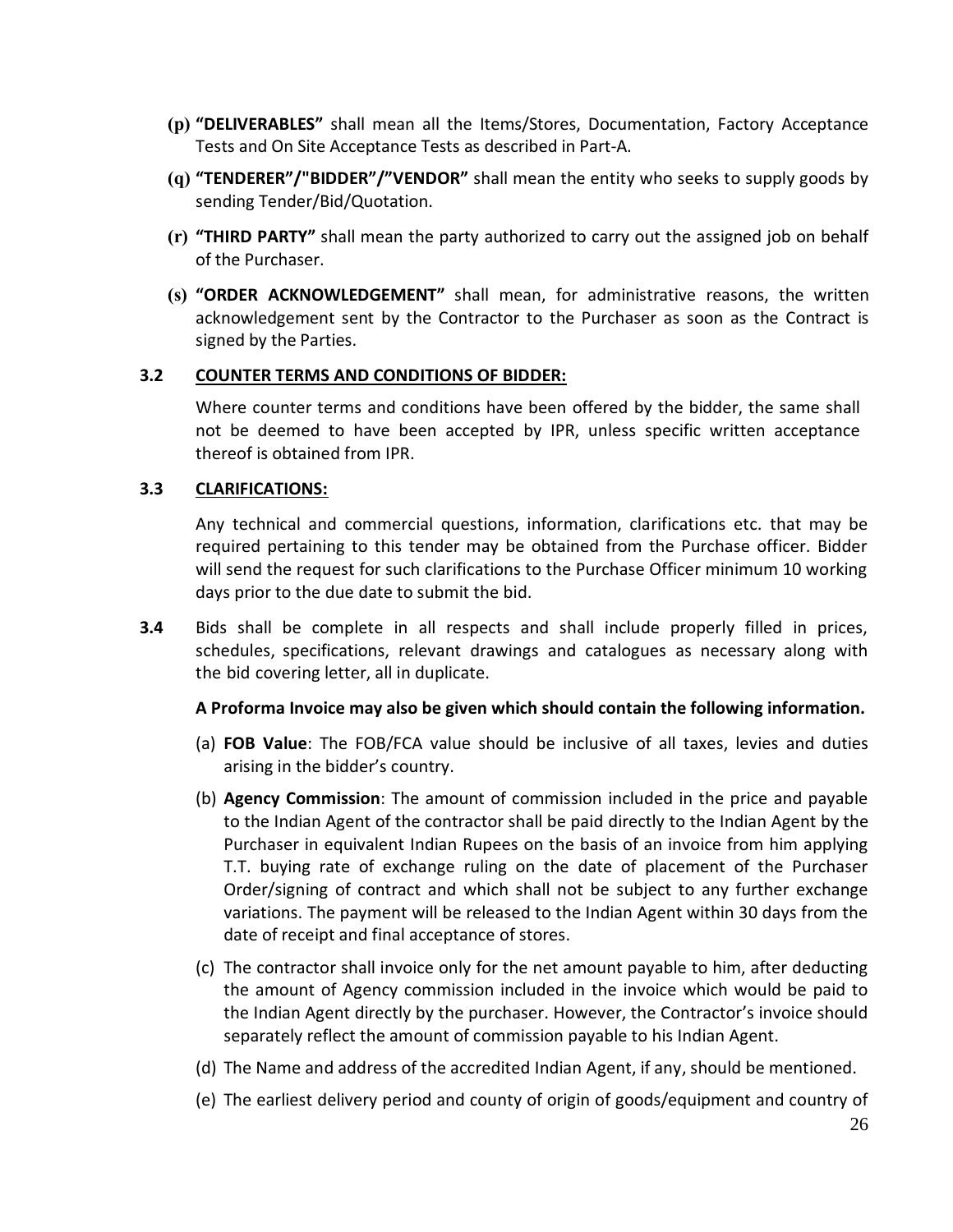- **(p) "DELIVERABLES"** shall mean all the Items/Stores, Documentation, Factory Acceptance Tests and On Site Acceptance Tests as described in Part-A.
- **(q) "TENDERER"/"BIDDER"/"VENDOR"** shall mean the entity who seeks to supply goods by sending Tender/Bid/Quotation.
- **(r) "THIRD PARTY"** shall mean the party authorized to carry out the assigned job on behalf of the Purchaser.
- **(s) "ORDER ACKNOWLEDGEMENT"** shall mean, for administrative reasons, the written acknowledgement sent by the Contractor to the Purchaser as soon as the Contract is signed by the Parties.

**3.2 COUNTER TERMS AND CONDITIONS OF BIDDER:**

Where counter terms and conditions have been offered by the bidder, the same shall not be deemed to have been accepted by IPR, unless specific written acceptance thereof is obtained from IPR.

**3.3 CLARIFICATIONS:**

Any technical and commercial questions, information, clarifications etc. that may be required pertaining to this tender may be obtained from the Purchase officer. Bidder will send the request for such clarifications to the Purchase Officer minimum 10 working days prior to the due date to submit the bid.

**3.4** Bids shall be complete in all respects and shall include properly filled in prices, schedules, specifications, relevant drawings and catalogues as necessary along with the bid covering letter, all in duplicate.

**A Proforma Invoice may also be given which should contain the following information.**

(a) **FOB Value**: The FOB/FCA value should be inclusive of all taxes, levies and duties arising in the bidder's country.

(b) **Agency Commission**: The amount of commission included in the price and payable to the Indian Agent of the contractor shall be paid directly to the Indian Agent by the Purchaser in equivalent Indian Rupees on the basis of an invoice from him applying T.T. buying rate of exchange ruling on the date of placement of the Purchaser Order/signing of contract and which shall not be subject to any further exchange variations. The payment will be released to the Indian Agent within 30 days from the date of receipt and final acceptance of stores.

(c) The contractor shall invoice only for the net amount payable to him, after deducting the amount of Agency commission included in the invoice which would be paid to the Indian Agent directly by the purchaser. However, the Contractor's invoice should separately reflect the amount of commission payable to his Indian Agent.

(d) The Name and address of the accredited Indian Agent, if any, should be mentioned.

(e) The earliest delivery period and county of origin of goods/equipment and country of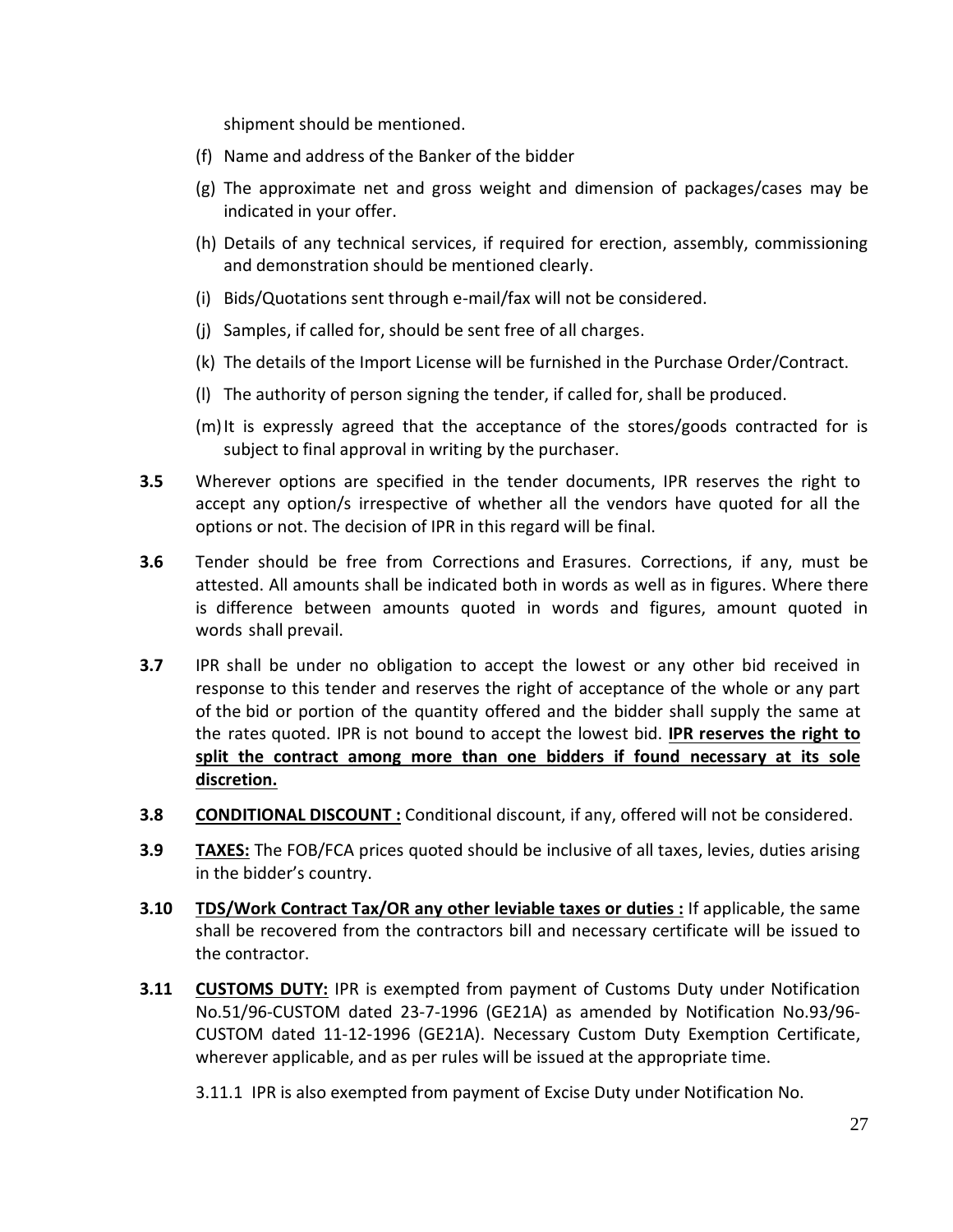shipment should be mentioned.

(f) Name and address of the Banker of the bidder

(g) The approximate net and gross weight and dimension of packages/cases may be indicated in your offer.

(h) Details of any technical services, if required for erection, assembly, commissioning and demonstration should be mentioned clearly.

(i) Bids/Quotations sent through e-mail/fax will not be considered.

(j) Samples, if called for, should be sent free of all charges.

(k) The details of the Import License will be furnished in the Purchase Order/Contract.

(l) The authority of person signing the tender, if called for, shall be produced.

(m) It is expressly agreed that the acceptance of the stores/goods contracted for is subject to final approval in writing by the purchaser.

**3.5** Wherever options are specified in the tender documents, IPR reserves the right to accept any option/s irrespective of whether all the vendors have quoted for all the options or not. The decision of IPR in this regard will be final.

**3.6** Tender should be free from Corrections and Erasures. Corrections, if any, must be attested. All amounts shall be indicated both in words as well as in figures. Where there is difference between amounts quoted in words and figures, amount quoted in words shall prevail.

**3.7** IPR shall be under no obligation to accept the lowest or any other bid received in response to this tender and reserves the right of acceptance of the whole or any part of the bid or portion of the quantity offered and the bidder shall supply the same at the rates quoted. IPR is not bound to accept the lowest bid. **IPR reserves the right to split the contract among more than one bidders if found necessary at its sole discretion.**

**3.8** **CONDITIONAL DISCOUNT :** Conditional discount, if any, offered will not be considered.

**3.9** **TAXES:** The FOB/FCA prices quoted should be inclusive of all taxes, levies, duties arising in the bidder's country.

**3.10** **TDS/Work Contract Tax/OR any other leviable taxes or duties :** If applicable, the same shall be recovered from the contractors bill and necessary certificate will be issued to the contractor.

**3.11** **CUSTOMS DUTY:** IPR is exempted from payment of Customs Duty under Notification No.51/96-CUSTOM dated 23-7-1996 (GE21A) as amended by Notification No.93/96-CUSTOM dated 11-12-1996 (GE21A). Necessary Custom Duty Exemption Certificate, wherever applicable, and as per rules will be issued at the appropriate time.

3.11.1 IPR is also exempted from payment of Excise Duty under Notification No.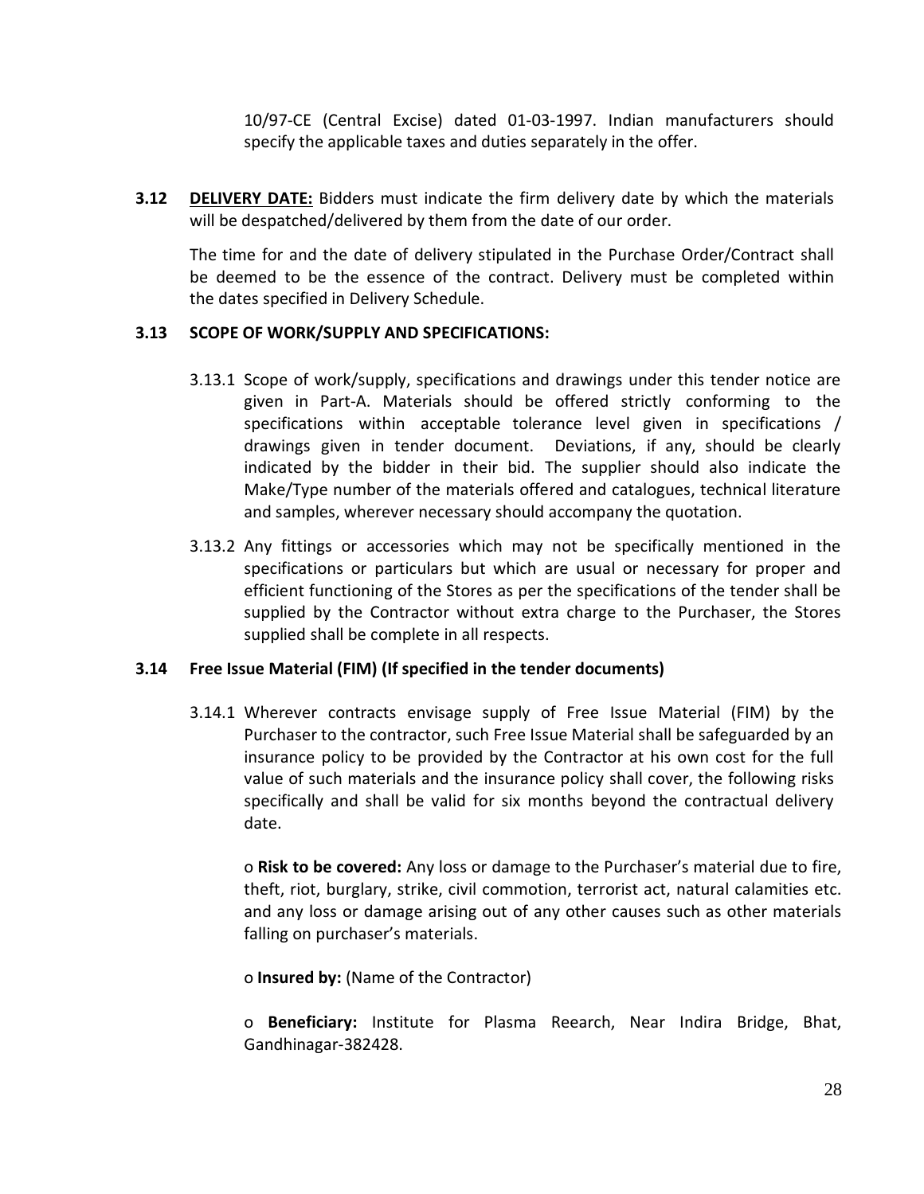10/97-CE (Central Excise) dated 01-03-1997. Indian manufacturers should specify the applicable taxes and duties separately in the offer.

**3.12 DELIVERY DATE:** Bidders must indicate the firm delivery date by which the materials will be despatched/delivered by them from the date of our order.

The time for and the date of delivery stipulated in the Purchase Order/Contract shall be deemed to be the essence of the contract. Delivery must be completed within the dates specified in Delivery Schedule.

**3.13 SCOPE OF WORK/SUPPLY AND SPECIFICATIONS:**

3.13.1 Scope of work/supply, specifications and drawings under this tender notice are given in Part-A. Materials should be offered strictly conforming to the specifications within acceptable tolerance level given in specifications / drawings given in tender document. Deviations, if any, should be clearly indicated by the bidder in their bid. The supplier should also indicate the Make/Type number of the materials offered and catalogues, technical literature and samples, wherever necessary should accompany the quotation.

3.13.2 Any fittings or accessories which may not be specifically mentioned in the specifications or particulars but which are usual or necessary for proper and efficient functioning of the Stores as per the specifications of the tender shall be supplied by the Contractor without extra charge to the Purchaser, the Stores supplied shall be complete in all respects.

**3.14 Free Issue Material (FIM) (If specified in the tender documents)**

3.14.1 Wherever contracts envisage supply of Free Issue Material (FIM) by the Purchaser to the contractor, such Free Issue Material shall be safeguarded by an insurance policy to be provided by the Contractor at his own cost for the full value of such materials and the insurance policy shall cover, the following risks specifically and shall be valid for six months beyond the contractual delivery date.

o **Risk to be covered:** Any loss or damage to the Purchaser's material due to fire, theft, riot, burglary, strike, civil commotion, terrorist act, natural calamities etc. and any loss or damage arising out of any other causes such as other materials falling on purchaser's materials.

o **Insured by:** (Name of the Contractor)

o **Beneficiary:** Institute for Plasma Reearch, Near Indira Bridge, Bhat, Gandhinagar-382428.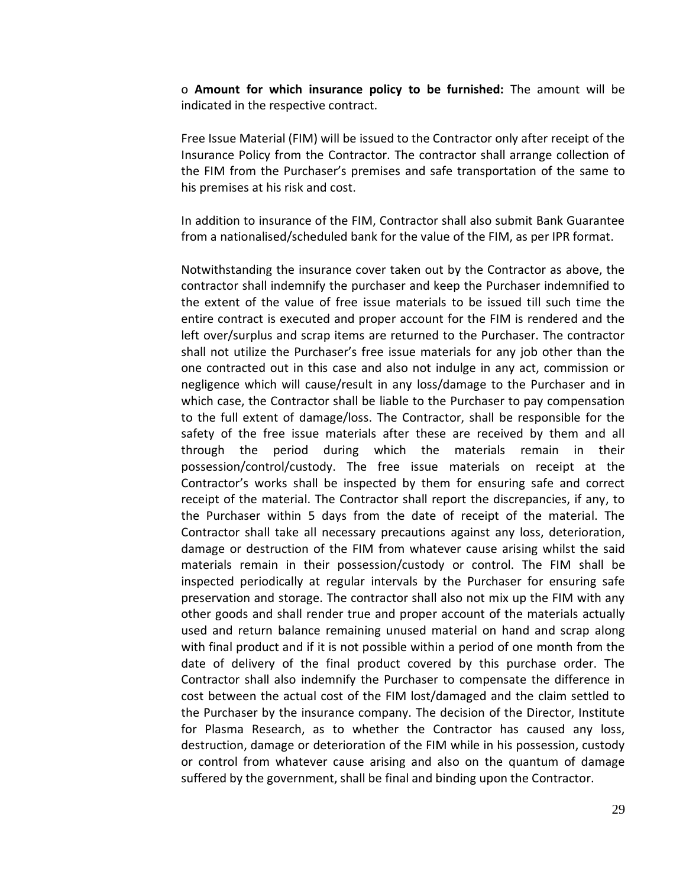o **Amount for which insurance policy to be furnished:** The amount will be indicated in the respective contract.

Free Issue Material (FIM) will be issued to the Contractor only after receipt of the Insurance Policy from the Contractor. The contractor shall arrange collection of the FIM from the Purchaser's premises and safe transportation of the same to his premises at his risk and cost.

In addition to insurance of the FIM, Contractor shall also submit Bank Guarantee from a nationalised/scheduled bank for the value of the FIM, as per IPR format.

Notwithstanding the insurance cover taken out by the Contractor as above, the contractor shall indemnify the purchaser and keep the Purchaser indemnified to the extent of the value of free issue materials to be issued till such time the entire contract is executed and proper account for the FIM is rendered and the left over/surplus and scrap items are returned to the Purchaser. The contractor shall not utilize the Purchaser's free issue materials for any job other than the one contracted out in this case and also not indulge in any act, commission or negligence which will cause/result in any loss/damage to the Purchaser and in which case, the Contractor shall be liable to the Purchaser to pay compensation to the full extent of damage/loss. The Contractor, shall be responsible for the safety of the free issue materials after these are received by them and all through the period during which the materials remain in their possession/control/custody. The free issue materials on receipt at the Contractor's works shall be inspected by them for ensuring safe and correct receipt of the material. The Contractor shall report the discrepancies, if any, to the Purchaser within 5 days from the date of receipt of the material. The Contractor shall take all necessary precautions against any loss, deterioration, damage or destruction of the FIM from whatever cause arising whilst the said materials remain in their possession/custody or control. The FIM shall be inspected periodically at regular intervals by the Purchaser for ensuring safe preservation and storage. The contractor shall also not mix up the FIM with any other goods and shall render true and proper account of the materials actually used and return balance remaining unused material on hand and scrap along with final product and if it is not possible within a period of one month from the date of delivery of the final product covered by this purchase order. The Contractor shall also indemnify the Purchaser to compensate the difference in cost between the actual cost of the FIM lost/damaged and the claim settled to the Purchaser by the insurance company. The decision of the Director, Institute for Plasma Research, as to whether the Contractor has caused any loss, destruction, damage or deterioration of the FIM while in his possession, custody or control from whatever cause arising and also on the quantum of damage suffered by the government, shall be final and binding upon the Contractor.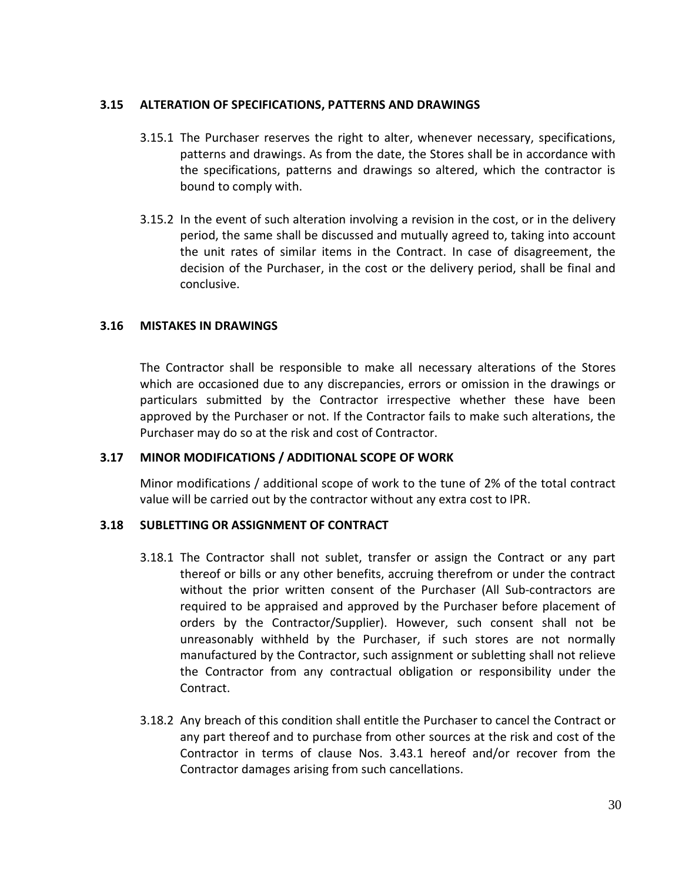### 3.15 ALTERATION OF SPECIFICATIONS, PATTERNS AND DRAWINGS

3.15.1 The Purchaser reserves the right to alter, whenever necessary, specifications, patterns and drawings. As from the date, the Stores shall be in accordance with the specifications, patterns and drawings so altered, which the contractor is bound to comply with.

3.15.2 In the event of such alteration involving a revision in the cost, or in the delivery period, the same shall be discussed and mutually agreed to, taking into account the unit rates of similar items in the Contract. In case of disagreement, the decision of the Purchaser, in the cost or the delivery period, shall be final and conclusive.

### 3.16 MISTAKES IN DRAWINGS

The Contractor shall be responsible to make all necessary alterations of the Stores which are occasioned due to any discrepancies, errors or omission in the drawings or particulars submitted by the Contractor irrespective whether these have been approved by the Purchaser or not. If the Contractor fails to make such alterations, the Purchaser may do so at the risk and cost of Contractor.

### 3.17 MINOR MODIFICATIONS / ADDITIONAL SCOPE OF WORK

Minor modifications / additional scope of work to the tune of 2% of the total contract value will be carried out by the contractor without any extra cost to IPR.

### 3.18 SUBLETTING OR ASSIGNMENT OF CONTRACT

3.18.1 The Contractor shall not sublet, transfer or assign the Contract or any part thereof or bills or any other benefits, accruing therefrom or under the contract without the prior written consent of the Purchaser (All Sub-contractors are required to be appraised and approved by the Purchaser before placement of orders by the Contractor/Supplier). However, such consent shall not be unreasonably withheld by the Purchaser, if such stores are not normally manufactured by the Contractor, such assignment or subletting shall not relieve the Contractor from any contractual obligation or responsibility under the Contract.

3.18.2 Any breach of this condition shall entitle the Purchaser to cancel the Contract or any part thereof and to purchase from other sources at the risk and cost of the Contractor in terms of clause Nos. 3.43.1 hereof and/or recover from the Contractor damages arising from such cancellations.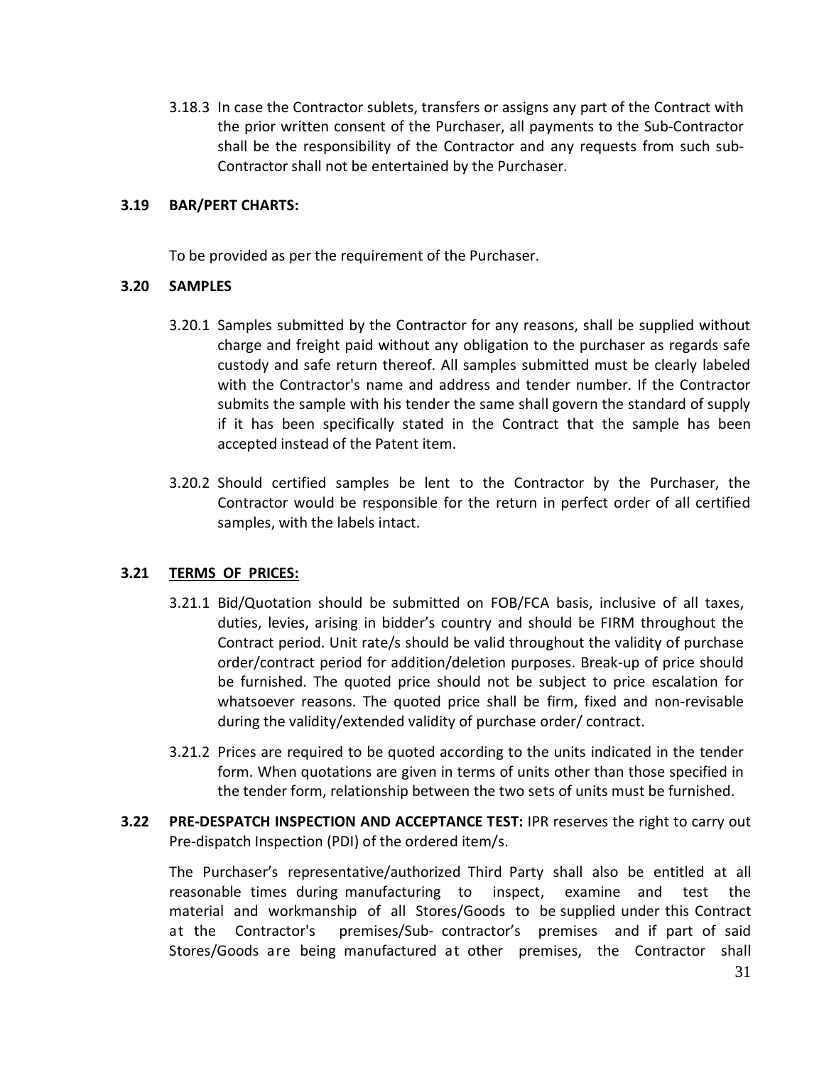3.18.3 In case the Contractor sublets, transfers or assigns any part of the Contract with the prior written consent of the Purchaser, all payments to the Sub-Contractor shall be the responsibility of the Contractor and any requests from such sub-Contractor shall not be entertained by the Purchaser.

### 3.19 BAR/PERT CHARTS:

To be provided as per the requirement of the Purchaser.

### 3.20 SAMPLES

3.20.1 Samples submitted by the Contractor for any reasons, shall be supplied without charge and freight paid without any obligation to the purchaser as regards safe custody and safe return thereof. All samples submitted must be clearly labeled with the Contractor's name and address and tender number. If the Contractor submits the sample with his tender the same shall govern the standard of supply if it has been specifically stated in the Contract that the sample has been accepted instead of the Patent item.

3.20.2 Should certified samples be lent to the Contractor by the Purchaser, the Contractor would be responsible for the return in perfect order of all certified samples, with the labels intact.

### 3.21 TERMS OF PRICES:

3.21.1 Bid/Quotation should be submitted on FOB/FCA basis, inclusive of all taxes, duties, levies, arising in bidder's country and should be FIRM throughout the Contract period. Unit rate/s should be valid throughout the validity of purchase order/contract period for addition/deletion purposes. Break-up of price should be furnished. The quoted price should not be subject to price escalation for whatsoever reasons. The quoted price shall be firm, fixed and non-revisable during the validity/extended validity of purchase order/ contract.

3.21.2 Prices are required to be quoted according to the units indicated in the tender form. When quotations are given in terms of units other than those specified in the tender form, relationship between the two sets of units must be furnished.

**3.22 PRE-DESPATCH INSPECTION AND ACCEPTANCE TEST:** IPR reserves the right to carry out Pre-dispatch Inspection (PDI) of the ordered item/s.

The Purchaser's representative/authorized Third Party shall also be entitled at all reasonable times during manufacturing to inspect, examine and test the material and workmanship of all Stores/Goods to be supplied under this Contract at the Contractor's premises/Sub- contractor's premises and if part of said Stores/Goods are being manufactured at other premises, the Contractor shall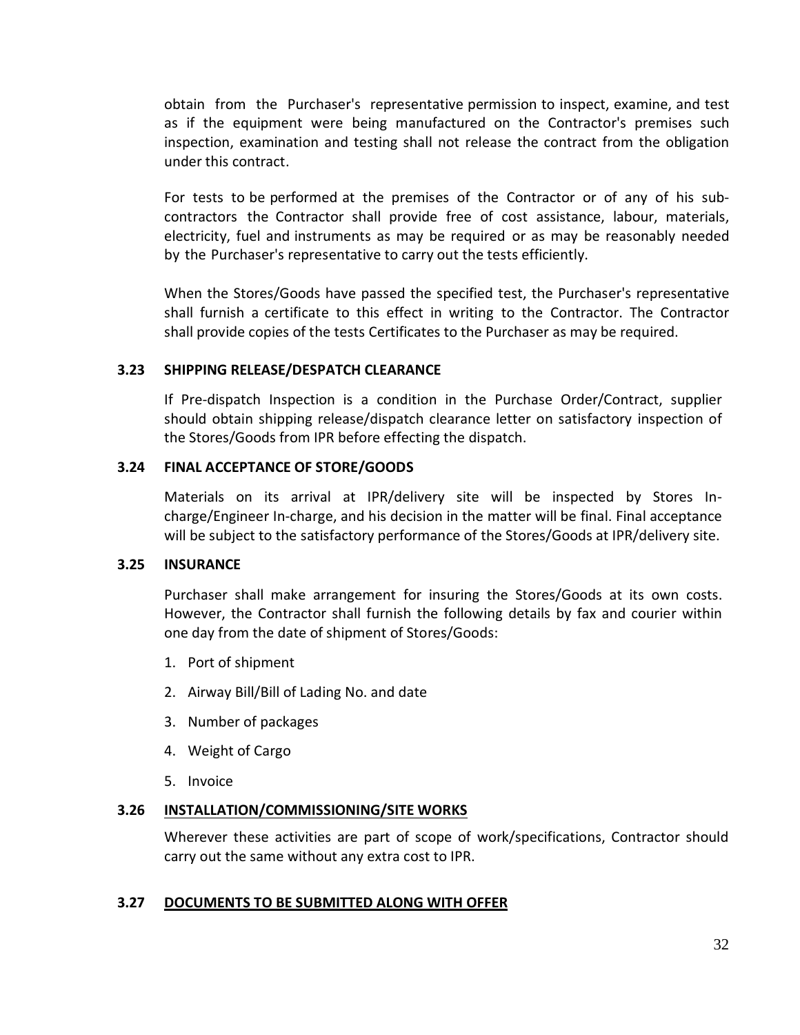obtain from the Purchaser's representative permission to inspect, examine, and test as if the equipment were being manufactured on the Contractor's premises such inspection, examination and testing shall not release the contract from the obligation under this contract.

For tests to be performed at the premises of the Contractor or of any of his sub-contractors the Contractor shall provide free of cost assistance, labour, materials, electricity, fuel and instruments as may be required or as may be reasonably needed by the Purchaser's representative to carry out the tests efficiently.

When the Stores/Goods have passed the specified test, the Purchaser's representative shall furnish a certificate to this effect in writing to the Contractor. The Contractor shall provide copies of the tests Certificates to the Purchaser as may be required.

### 3.23 SHIPPING RELEASE/DESPATCH CLEARANCE

If Pre-dispatch Inspection is a condition in the Purchase Order/Contract, supplier should obtain shipping release/dispatch clearance letter on satisfactory inspection of the Stores/Goods from IPR before effecting the dispatch.

### 3.24 FINAL ACCEPTANCE OF STORE/GOODS

Materials on its arrival at IPR/delivery site will be inspected by Stores In-charge/Engineer In-charge, and his decision in the matter will be final. Final acceptance will be subject to the satisfactory performance of the Stores/Goods at IPR/delivery site.

### 3.25 INSURANCE

Purchaser shall make arrangement for insuring the Stores/Goods at its own costs. However, the Contractor shall furnish the following details by fax and courier within one day from the date of shipment of Stores/Goods:

1. Port of shipment
2. Airway Bill/Bill of Lading No. and date
3. Number of packages
4. Weight of Cargo
5. Invoice

### 3.26 INSTALLATION/COMMISSIONING/SITE WORKS

Wherever these activities are part of scope of work/specifications, Contractor should carry out the same without any extra cost to IPR.

### 3.27 DOCUMENTS TO BE SUBMITTED ALONG WITH OFFER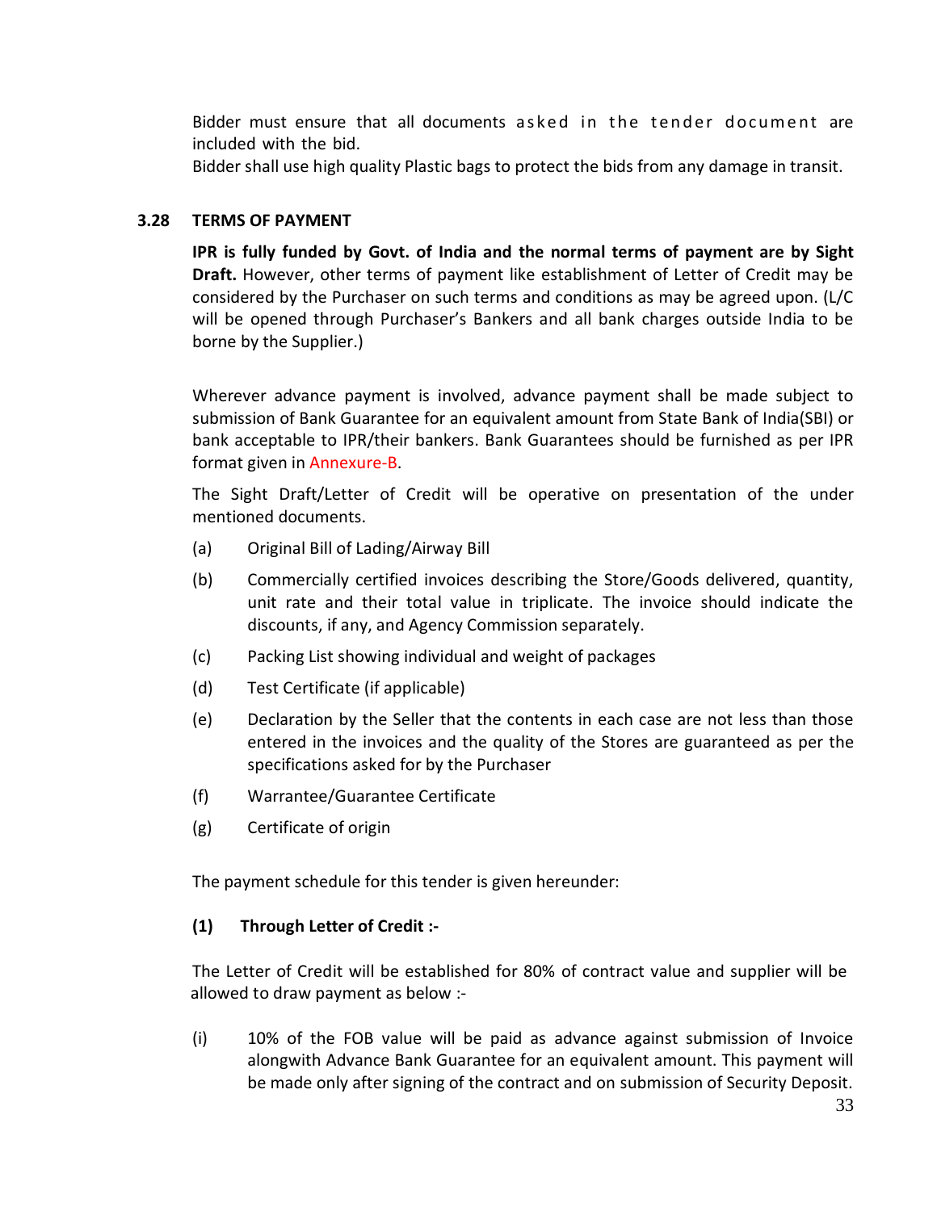Bidder must ensure that all documents asked in the tender document are included with the bid.

Bidder shall use high quality Plastic bags to protect the bids from any damage in transit.

### 3.28 TERMS OF PAYMENT

**IPR is fully funded by Govt. of India and the normal terms of payment are by Sight Draft.** However, other terms of payment like establishment of Letter of Credit may be considered by the Purchaser on such terms and conditions as may be agreed upon. (L/C will be opened through Purchaser's Bankers and all bank charges outside India to be borne by the Supplier.)

Wherever advance payment is involved, advance payment shall be made subject to submission of Bank Guarantee for an equivalent amount from State Bank of India(SBI) or bank acceptable to IPR/their bankers. Bank Guarantees should be furnished as per IPR format given in Annexure-B.

The Sight Draft/Letter of Credit will be operative on presentation of the under mentioned documents.

(a) Original Bill of Lading/Airway Bill

(b) Commercially certified invoices describing the Store/Goods delivered, quantity, unit rate and their total value in triplicate. The invoice should indicate the discounts, if any, and Agency Commission separately.

(c) Packing List showing individual and weight of packages

(d) Test Certificate (if applicable)

(e) Declaration by the Seller that the contents in each case are not less than those entered in the invoices and the quality of the Stores are guaranteed as per the specifications asked for by the Purchaser

(f) Warrantee/Guarantee Certificate

(g) Certificate of origin

The payment schedule for this tender is given hereunder:

**(1) Through Letter of Credit :-**

The Letter of Credit will be established for 80% of contract value and supplier will be allowed to draw payment as below :-

(i) 10% of the FOB value will be paid as advance against submission of Invoice alongwith Advance Bank Guarantee for an equivalent amount. This payment will be made only after signing of the contract and on submission of Security Deposit.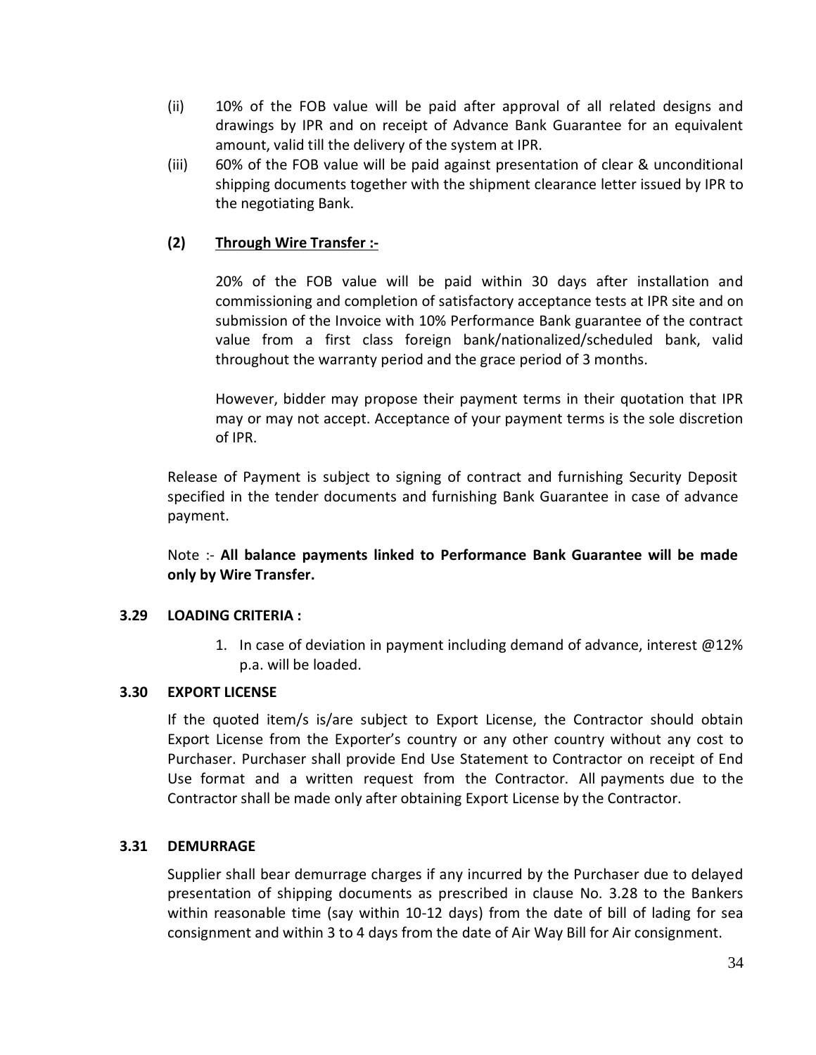(ii) 10% of the FOB value will be paid after approval of all related designs and drawings by IPR and on receipt of Advance Bank Guarantee for an equivalent amount, valid till the delivery of the system at IPR.

(iii) 60% of the FOB value will be paid against presentation of clear & unconditional shipping documents together with the shipment clearance letter issued by IPR to the negotiating Bank.

**(2) <u>Through Wire Transfer :-</u>**

20% of the FOB value will be paid within 30 days after installation and commissioning and completion of satisfactory acceptance tests at IPR site and on submission of the Invoice with 10% Performance Bank guarantee of the contract value from a first class foreign bank/nationalized/scheduled bank, valid throughout the warranty period and the grace period of 3 months.

However, bidder may propose their payment terms in their quotation that IPR may or may not accept. Acceptance of your payment terms is the sole discretion of IPR.

Release of Payment is subject to signing of contract and furnishing Security Deposit specified in the tender documents and furnishing Bank Guarantee in case of advance payment.

Note :- **All balance payments linked to Performance Bank Guarantee will be made only by Wire Transfer.**

**3.29 LOADING CRITERIA :**

1. In case of deviation in payment including demand of advance, interest @12% p.a. will be loaded.

**3.30 EXPORT LICENSE**

If the quoted item/s is/are subject to Export License, the Contractor should obtain Export License from the Exporter's country or any other country without any cost to Purchaser. Purchaser shall provide End Use Statement to Contractor on receipt of End Use format and a written request from the Contractor. All payments due to the Contractor shall be made only after obtaining Export License by the Contractor.

**3.31 DEMURRAGE**

Supplier shall bear demurrage charges if any incurred by the Purchaser due to delayed presentation of shipping documents as prescribed in clause No. 3.28 to the Bankers within reasonable time (say within 10-12 days) from the date of bill of lading for sea consignment and within 3 to 4 days from the date of Air Way Bill for Air consignment.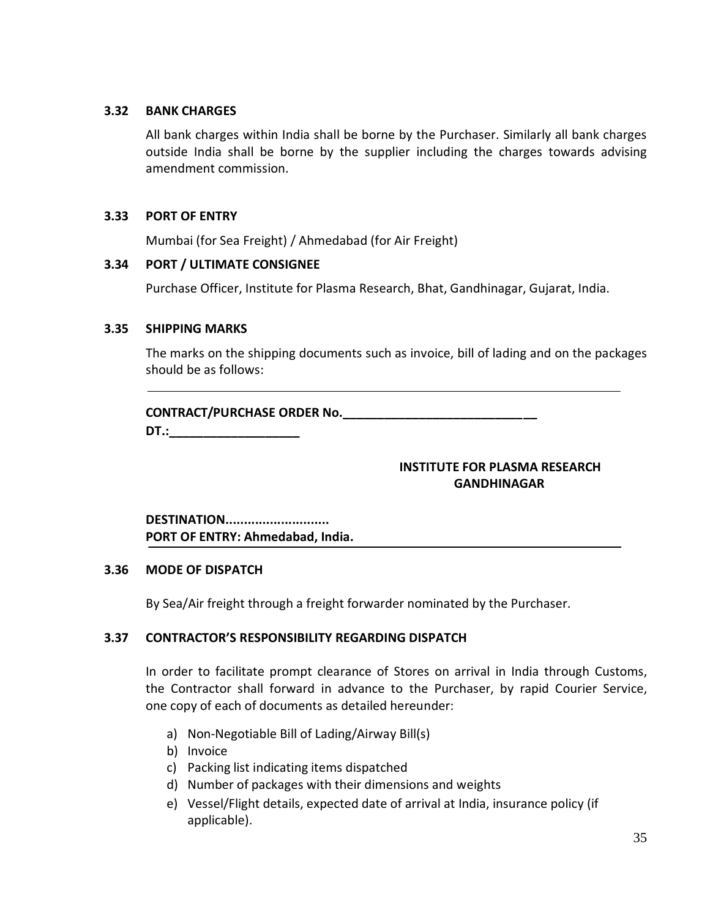### 3.32 BANK CHARGES

All bank charges within India shall be borne by the Purchaser. Similarly all bank charges outside India shall be borne by the supplier including the charges towards advising amendment commission.

### 3.33 PORT OF ENTRY

Mumbai (for Sea Freight) / Ahmedabad (for Air Freight)

### 3.34 PORT / ULTIMATE CONSIGNEE

Purchase Officer, Institute for Plasma Research, Bhat, Gandhinagar, Gujarat, India.

### 3.35 SHIPPING MARKS

The marks on the shipping documents such as invoice, bill of lading and on the packages should be as follows:

---

**CONTRACT/PURCHASE ORDER No.\_\_\_\_\_\_\_\_\_\_\_\_\_\_\_\_\_\_\_\_\_\_\_\_\_\_\_\_\_\_**
**DT.:\_\_\_\_\_\_\_\_\_\_\_\_\_\_\_\_\_\_\_\_**

**INSTITUTE FOR PLASMA RESEARCH**
**GANDHINAGAR**

**DESTINATION............................**
**PORT OF ENTRY: Ahmedabad, India.**

---

### 3.36 MODE OF DISPATCH

By Sea/Air freight through a freight forwarder nominated by the Purchaser.

### 3.37 CONTRACTOR'S RESPONSIBILITY REGARDING DISPATCH

In order to facilitate prompt clearance of Stores on arrival in India through Customs, the Contractor shall forward in advance to the Purchaser, by rapid Courier Service, one copy of each of documents as detailed hereunder:

a) Non-Negotiable Bill of Lading/Airway Bill(s)
b) Invoice
c) Packing list indicating items dispatched
d) Number of packages with their dimensions and weights
e) Vessel/Flight details, expected date of arrival at India, insurance policy (if applicable).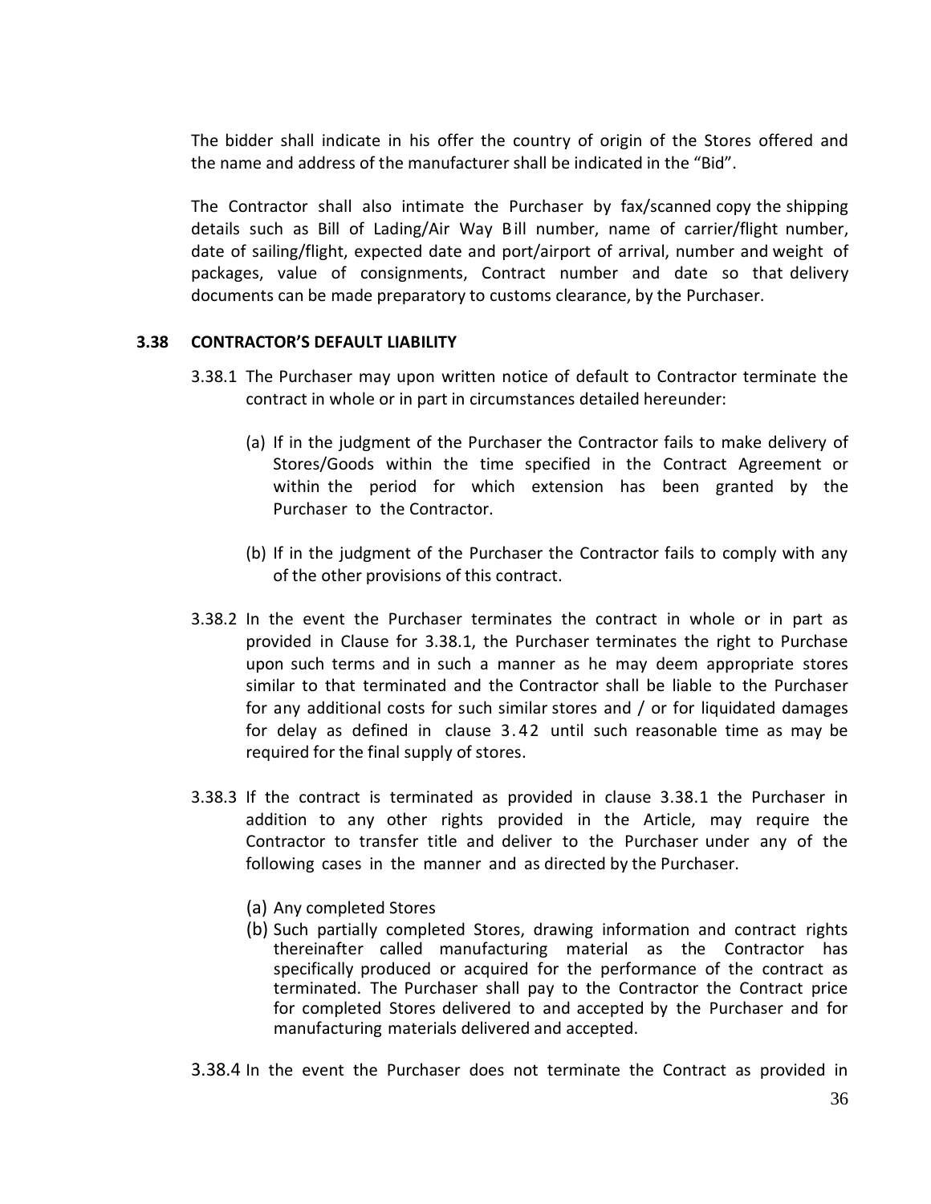The bidder shall indicate in his offer the country of origin of the Stores offered and the name and address of the manufacturer shall be indicated in the "Bid".

The Contractor shall also intimate the Purchaser by fax/scanned copy the shipping details such as Bill of Lading/Air Way Bill number, name of carrier/flight number, date of sailing/flight, expected date and port/airport of arrival, number and weight of packages, value of consignments, Contract number and date so that delivery documents can be made preparatory to customs clearance, by the Purchaser.

### 3.38 CONTRACTOR'S DEFAULT LIABILITY

3.38.1 The Purchaser may upon written notice of default to Contractor terminate the contract in whole or in part in circumstances detailed hereunder:

(a) If in the judgment of the Purchaser the Contractor fails to make delivery of Stores/Goods within the time specified in the Contract Agreement or within the period for which extension has been granted by the Purchaser to the Contractor.

(b) If in the judgment of the Purchaser the Contractor fails to comply with any of the other provisions of this contract.

3.38.2 In the event the Purchaser terminates the contract in whole or in part as provided in Clause for 3.38.1, the Purchaser terminates the right to Purchase upon such terms and in such a manner as he may deem appropriate stores similar to that terminated and the Contractor shall be liable to the Purchaser for any additional costs for such similar stores and / or for liquidated damages for delay as defined in clause 3.42 until such reasonable time as may be required for the final supply of stores.

3.38.3 If the contract is terminated as provided in clause 3.38.1 the Purchaser in addition to any other rights provided in the Article, may require the Contractor to transfer title and deliver to the Purchaser under any of the following cases in the manner and as directed by the Purchaser.

(a) Any completed Stores
(b) Such partially completed Stores, drawing information and contract rights thereinafter called manufacturing material as the Contractor has specifically produced or acquired for the performance of the contract as terminated. The Purchaser shall pay to the Contractor the Contract price for completed Stores delivered to and accepted by the Purchaser and for manufacturing materials delivered and accepted.

3.38.4 In the event the Purchaser does not terminate the Contract as provided in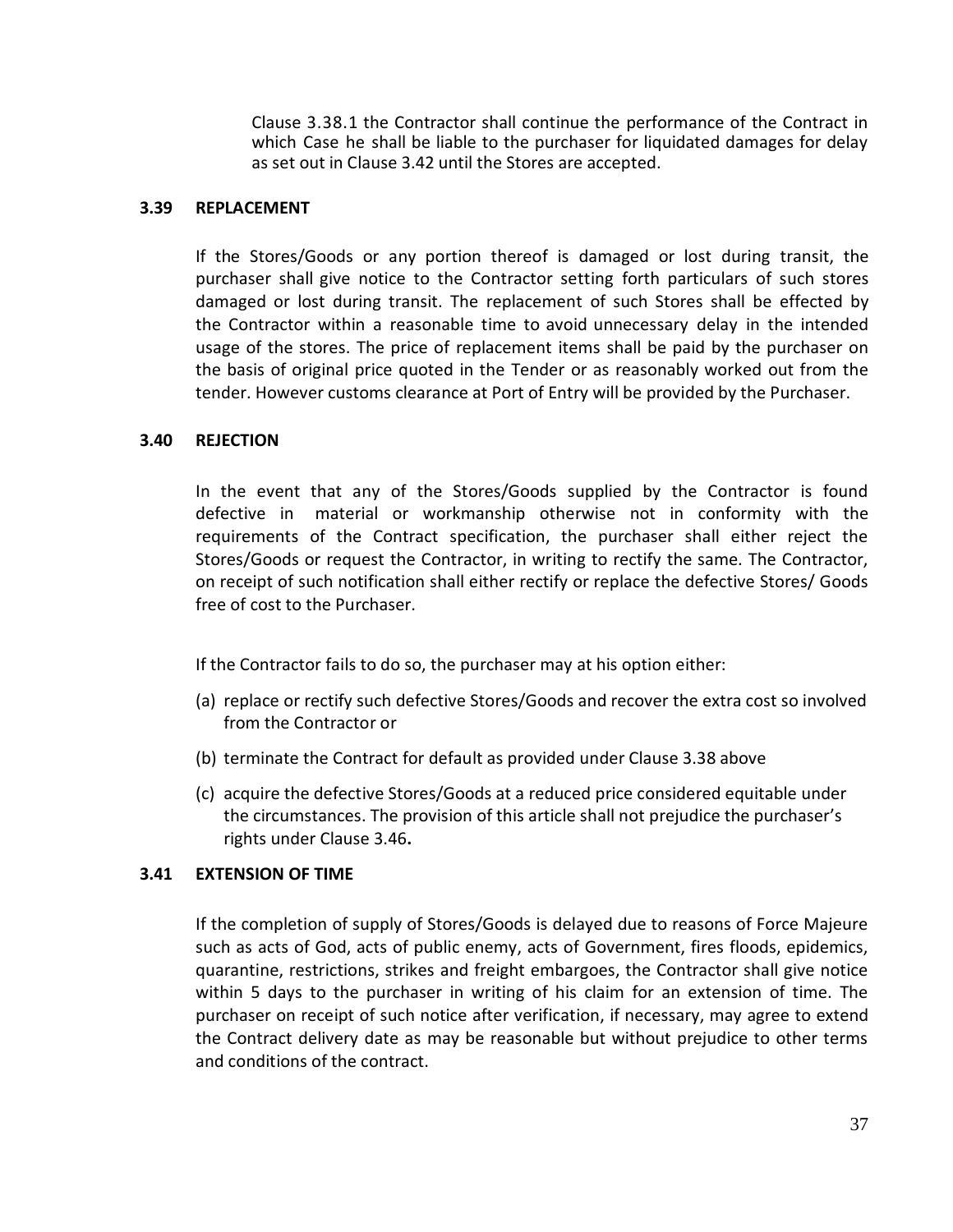Clause 3.38.1 the Contractor shall continue the performance of the Contract in which Case he shall be liable to the purchaser for liquidated damages for delay as set out in Clause 3.42 until the Stores are accepted.

### 3.39 REPLACEMENT

If the Stores/Goods or any portion thereof is damaged or lost during transit, the purchaser shall give notice to the Contractor setting forth particulars of such stores damaged or lost during transit. The replacement of such Stores shall be effected by the Contractor within a reasonable time to avoid unnecessary delay in the intended usage of the stores. The price of replacement items shall be paid by the purchaser on the basis of original price quoted in the Tender or as reasonably worked out from the tender. However customs clearance at Port of Entry will be provided by the Purchaser.

### 3.40 REJECTION

In the event that any of the Stores/Goods supplied by the Contractor is found defective in material or workmanship otherwise not in conformity with the requirements of the Contract specification, the purchaser shall either reject the Stores/Goods or request the Contractor, in writing to rectify the same. The Contractor, on receipt of such notification shall either rectify or replace the defective Stores/ Goods free of cost to the Purchaser.

If the Contractor fails to do so, the purchaser may at his option either:

(a) replace or rectify such defective Stores/Goods and recover the extra cost so involved from the Contractor or

(b) terminate the Contract for default as provided under Clause 3.38 above

(c) acquire the defective Stores/Goods at a reduced price considered equitable under the circumstances. The provision of this article shall not prejudice the purchaser's rights under Clause 3.46**.**

### 3.41 EXTENSION OF TIME

If the completion of supply of Stores/Goods is delayed due to reasons of Force Majeure such as acts of God, acts of public enemy, acts of Government, fires floods, epidemics, quarantine, restrictions, strikes and freight embargoes, the Contractor shall give notice within 5 days to the purchaser in writing of his claim for an extension of time. The purchaser on receipt of such notice after verification, if necessary, may agree to extend the Contract delivery date as may be reasonable but without prejudice to other terms and conditions of the contract.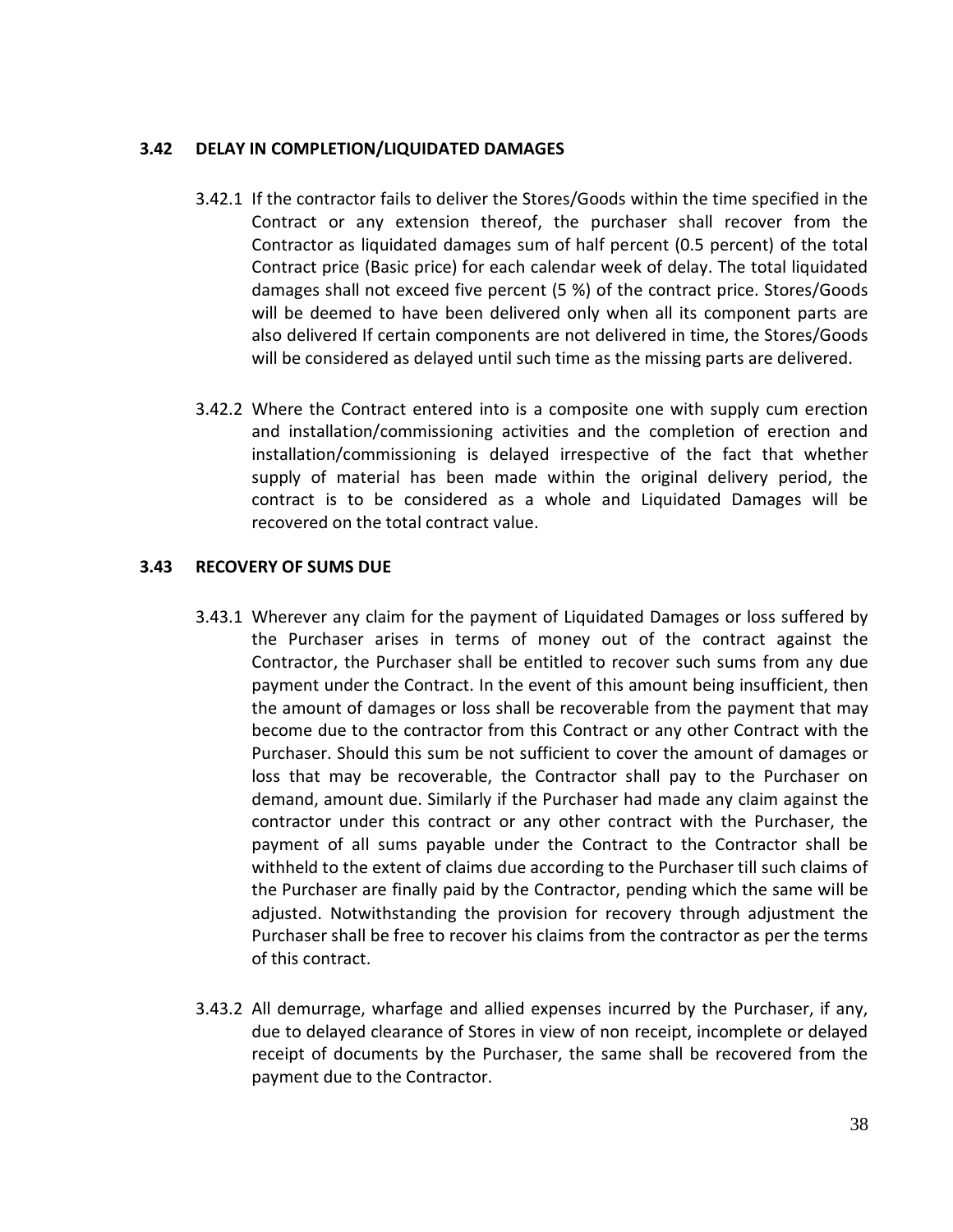### 3.42 DELAY IN COMPLETION/LIQUIDATED DAMAGES

3.42.1 If the contractor fails to deliver the Stores/Goods within the time specified in the Contract or any extension thereof, the purchaser shall recover from the Contractor as liquidated damages sum of half percent (0.5 percent) of the total Contract price (Basic price) for each calendar week of delay. The total liquidated damages shall not exceed five percent (5 %) of the contract price. Stores/Goods will be deemed to have been delivered only when all its component parts are also delivered If certain components are not delivered in time, the Stores/Goods will be considered as delayed until such time as the missing parts are delivered.

3.42.2 Where the Contract entered into is a composite one with supply cum erection and installation/commissioning activities and the completion of erection and installation/commissioning is delayed irrespective of the fact that whether supply of material has been made within the original delivery period, the contract is to be considered as a whole and Liquidated Damages will be recovered on the total contract value.

### 3.43 RECOVERY OF SUMS DUE

3.43.1 Wherever any claim for the payment of Liquidated Damages or loss suffered by the Purchaser arises in terms of money out of the contract against the Contractor, the Purchaser shall be entitled to recover such sums from any due payment under the Contract. In the event of this amount being insufficient, then the amount of damages or loss shall be recoverable from the payment that may become due to the contractor from this Contract or any other Contract with the Purchaser. Should this sum be not sufficient to cover the amount of damages or loss that may be recoverable, the Contractor shall pay to the Purchaser on demand, amount due. Similarly if the Purchaser had made any claim against the contractor under this contract or any other contract with the Purchaser, the payment of all sums payable under the Contract to the Contractor shall be withheld to the extent of claims due according to the Purchaser till such claims of the Purchaser are finally paid by the Contractor, pending which the same will be adjusted. Notwithstanding the provision for recovery through adjustment the Purchaser shall be free to recover his claims from the contractor as per the terms of this contract.

3.43.2 All demurrage, wharfage and allied expenses incurred by the Purchaser, if any, due to delayed clearance of Stores in view of non receipt, incomplete or delayed receipt of documents by the Purchaser, the same shall be recovered from the payment due to the Contractor.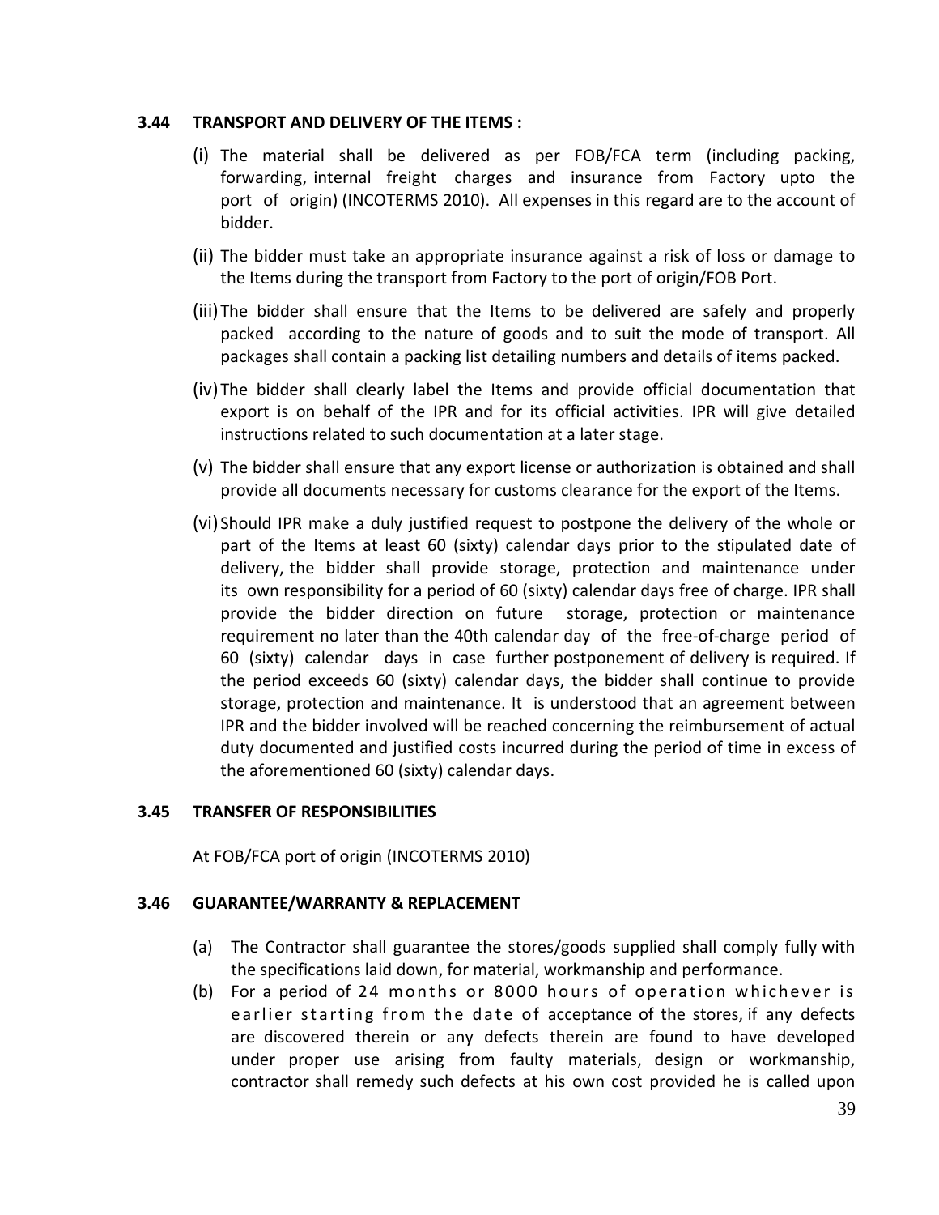### 3.44 TRANSPORT AND DELIVERY OF THE ITEMS :

(i) The material shall be delivered as per FOB/FCA term (including packing, forwarding, internal freight charges and insurance from Factory upto the port of origin) (INCOTERMS 2010). All expenses in this regard are to the account of bidder.

(ii) The bidder must take an appropriate insurance against a risk of loss or damage to the Items during the transport from Factory to the port of origin/FOB Port.

(iii) The bidder shall ensure that the Items to be delivered are safely and properly packed according to the nature of goods and to suit the mode of transport. All packages shall contain a packing list detailing numbers and details of items packed.

(iv) The bidder shall clearly label the Items and provide official documentation that export is on behalf of the IPR and for its official activities. IPR will give detailed instructions related to such documentation at a later stage.

(v) The bidder shall ensure that any export license or authorization is obtained and shall provide all documents necessary for customs clearance for the export of the Items.

(vi) Should IPR make a duly justified request to postpone the delivery of the whole or part of the Items at least 60 (sixty) calendar days prior to the stipulated date of delivery, the bidder shall provide storage, protection and maintenance under its own responsibility for a period of 60 (sixty) calendar days free of charge. IPR shall provide the bidder direction on future storage, protection or maintenance requirement no later than the 40th calendar day of the free-of-charge period of 60 (sixty) calendar days in case further postponement of delivery is required. If the period exceeds 60 (sixty) calendar days, the bidder shall continue to provide storage, protection and maintenance. It is understood that an agreement between IPR and the bidder involved will be reached concerning the reimbursement of actual duty documented and justified costs incurred during the period of time in excess of the aforementioned 60 (sixty) calendar days.

### 3.45 TRANSFER OF RESPONSIBILITIES

At FOB/FCA port of origin (INCOTERMS 2010)

### 3.46 GUARANTEE/WARRANTY & REPLACEMENT

(a) The Contractor shall guarantee the stores/goods supplied shall comply fully with the specifications laid down, for material, workmanship and performance.

(b) For a period of 24 months or 8000 hours of operation whichever is earlier starting from the date of acceptance of the stores, if any defects are discovered therein or any defects therein are found to have developed under proper use arising from faulty materials, design or workmanship, contractor shall remedy such defects at his own cost provided he is called upon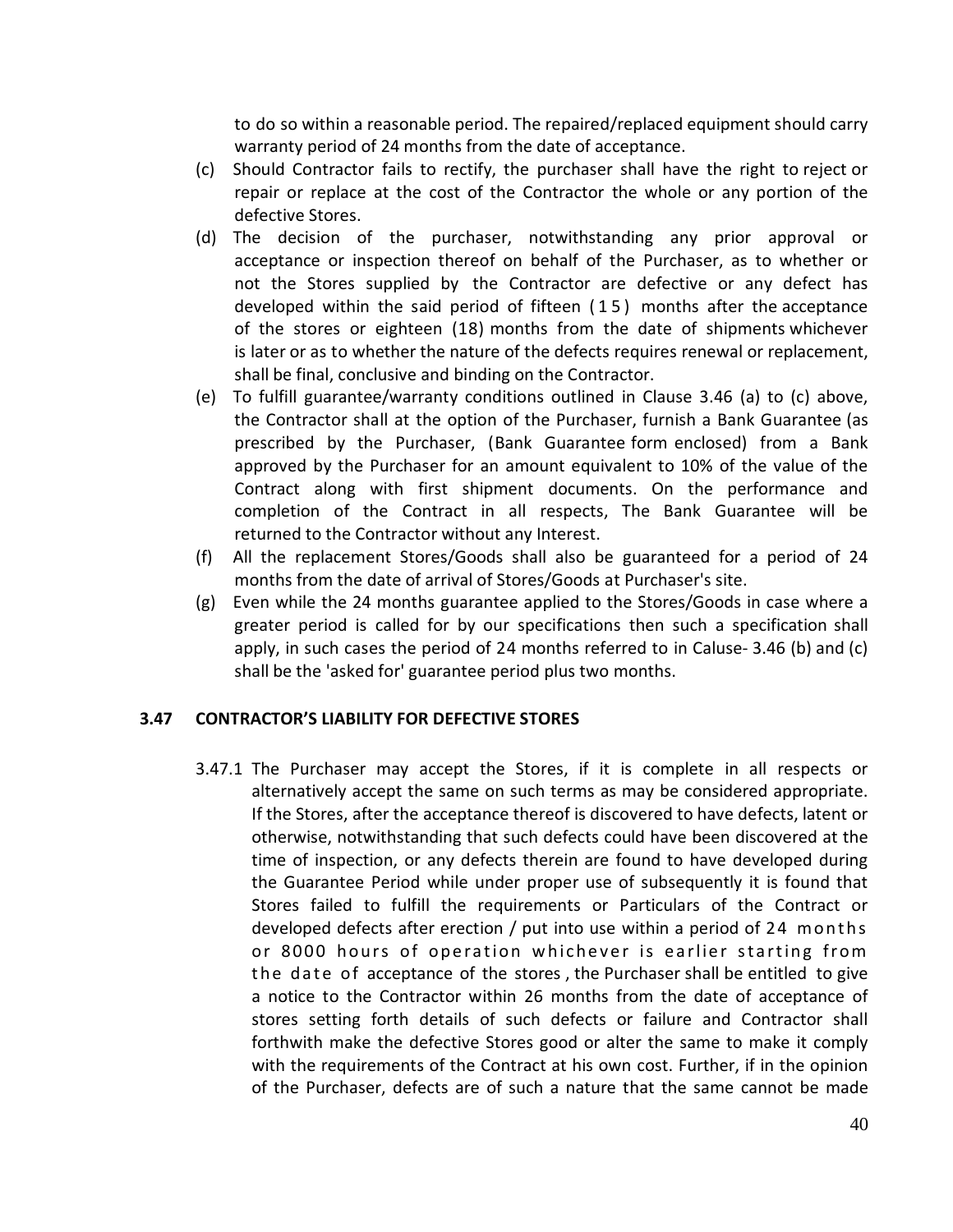to do so within a reasonable period. The repaired/replaced equipment should carry warranty period of 24 months from the date of acceptance.

(c) Should Contractor fails to rectify, the purchaser shall have the right to reject or repair or replace at the cost of the Contractor the whole or any portion of the defective Stores.

(d) The decision of the purchaser, notwithstanding any prior approval or acceptance or inspection thereof on behalf of the Purchaser, as to whether or not the Stores supplied by the Contractor are defective or any defect has developed within the said period of fifteen (15) months after the acceptance of the stores or eighteen (18) months from the date of shipments whichever is later or as to whether the nature of the defects requires renewal or replacement, shall be final, conclusive and binding on the Contractor.

(e) To fulfill guarantee/warranty conditions outlined in Clause 3.46 (a) to (c) above, the Contractor shall at the option of the Purchaser, furnish a Bank Guarantee (as prescribed by the Purchaser, (Bank Guarantee form enclosed) from a Bank approved by the Purchaser for an amount equivalent to 10% of the value of the Contract along with first shipment documents. On the performance and completion of the Contract in all respects, The Bank Guarantee will be returned to the Contractor without any Interest.

(f) All the replacement Stores/Goods shall also be guaranteed for a period of 24 months from the date of arrival of Stores/Goods at Purchaser's site.

(g) Even while the 24 months guarantee applied to the Stores/Goods in case where a greater period is called for by our specifications then such a specification shall apply, in such cases the period of 24 months referred to in Caluse- 3.46 (b) and (c) shall be the 'asked for' guarantee period plus two months.

### 3.47 CONTRACTOR'S LIABILITY FOR DEFECTIVE STORES

3.47.1 The Purchaser may accept the Stores, if it is complete in all respects or alternatively accept the same on such terms as may be considered appropriate. If the Stores, after the acceptance thereof is discovered to have defects, latent or otherwise, notwithstanding that such defects could have been discovered at the time of inspection, or any defects therein are found to have developed during the Guarantee Period while under proper use of subsequently it is found that Stores failed to fulfill the requirements or Particulars of the Contract or developed defects after erection / put into use within a period of 24 months or 8000 hours of operation whichever is earlier starting from the date of acceptance of the stores , the Purchaser shall be entitled to give a notice to the Contractor within 26 months from the date of acceptance of stores setting forth details of such defects or failure and Contractor shall forthwith make the defective Stores good or alter the same to make it comply with the requirements of the Contract at his own cost. Further, if in the opinion of the Purchaser, defects are of such a nature that the same cannot be made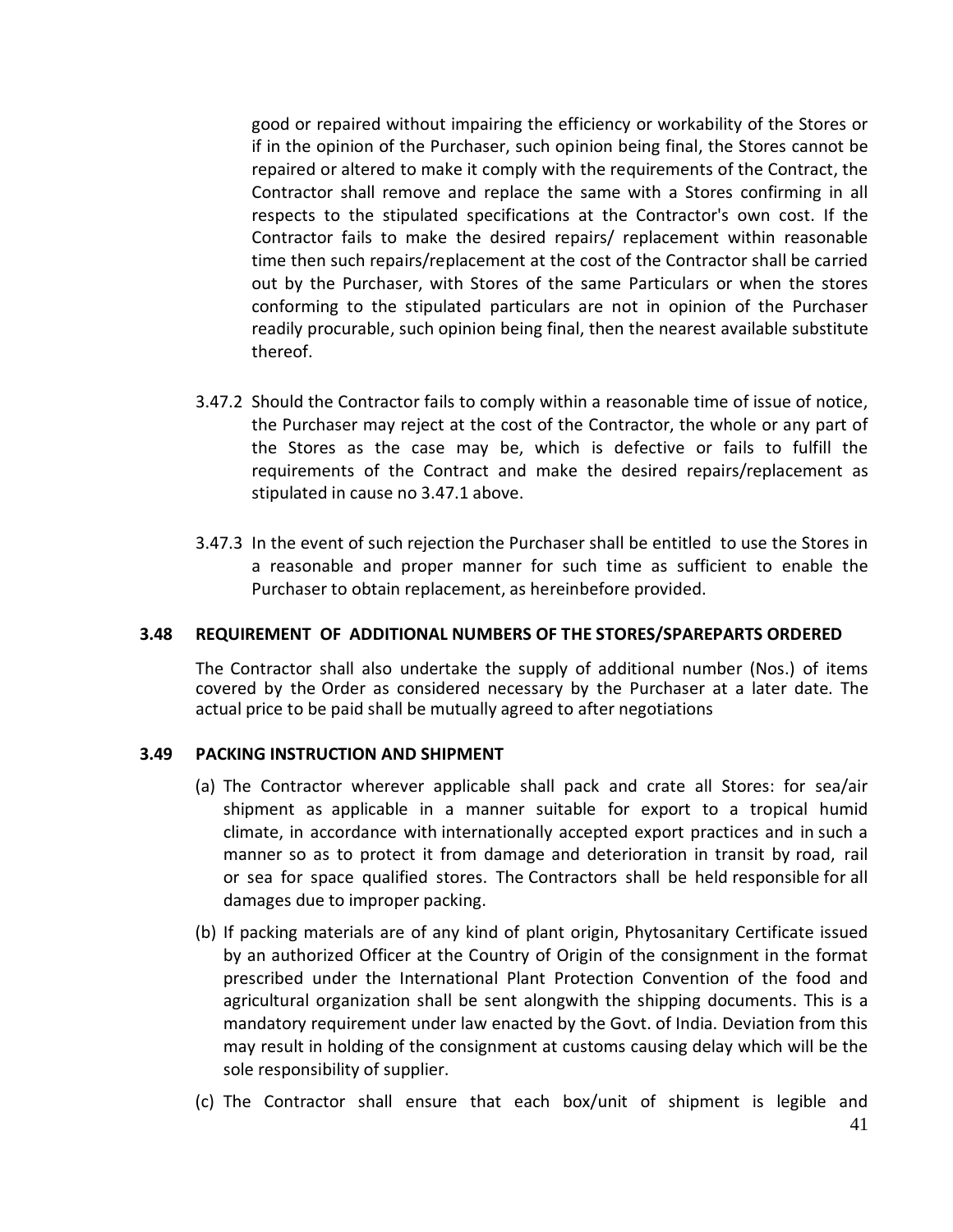good or repaired without impairing the efficiency or workability of the Stores or if in the opinion of the Purchaser, such opinion being final, the Stores cannot be repaired or altered to make it comply with the requirements of the Contract, the Contractor shall remove and replace the same with a Stores confirming in all respects to the stipulated specifications at the Contractor's own cost. If the Contractor fails to make the desired repairs/ replacement within reasonable time then such repairs/replacement at the cost of the Contractor shall be carried out by the Purchaser, with Stores of the same Particulars or when the stores conforming to the stipulated particulars are not in opinion of the Purchaser readily procurable, such opinion being final, then the nearest available substitute thereof.

3.47.2 Should the Contractor fails to comply within a reasonable time of issue of notice, the Purchaser may reject at the cost of the Contractor, the whole or any part of the Stores as the case may be, which is defective or fails to fulfill the requirements of the Contract and make the desired repairs/replacement as stipulated in cause no 3.47.1 above.

3.47.3 In the event of such rejection the Purchaser shall be entitled to use the Stores in a reasonable and proper manner for such time as sufficient to enable the Purchaser to obtain replacement, as hereinbefore provided.

### 3.48 REQUIREMENT OF ADDITIONAL NUMBERS OF THE STORES/SPAREPARTS ORDERED

The Contractor shall also undertake the supply of additional number (Nos.) of items covered by the Order as considered necessary by the Purchaser at a later date. The actual price to be paid shall be mutually agreed to after negotiations

### 3.49 PACKING INSTRUCTION AND SHIPMENT

(a) The Contractor wherever applicable shall pack and crate all Stores: for sea/air shipment as applicable in a manner suitable for export to a tropical humid climate, in accordance with internationally accepted export practices and in such a manner so as to protect it from damage and deterioration in transit by road, rail or sea for space qualified stores. The Contractors shall be held responsible for all damages due to improper packing.

(b) If packing materials are of any kind of plant origin, Phytosanitary Certificate issued by an authorized Officer at the Country of Origin of the consignment in the format prescribed under the International Plant Protection Convention of the food and agricultural organization shall be sent alongwith the shipping documents. This is a mandatory requirement under law enacted by the Govt. of India. Deviation from this may result in holding of the consignment at customs causing delay which will be the sole responsibility of supplier.

(c) The Contractor shall ensure that each box/unit of shipment is legible and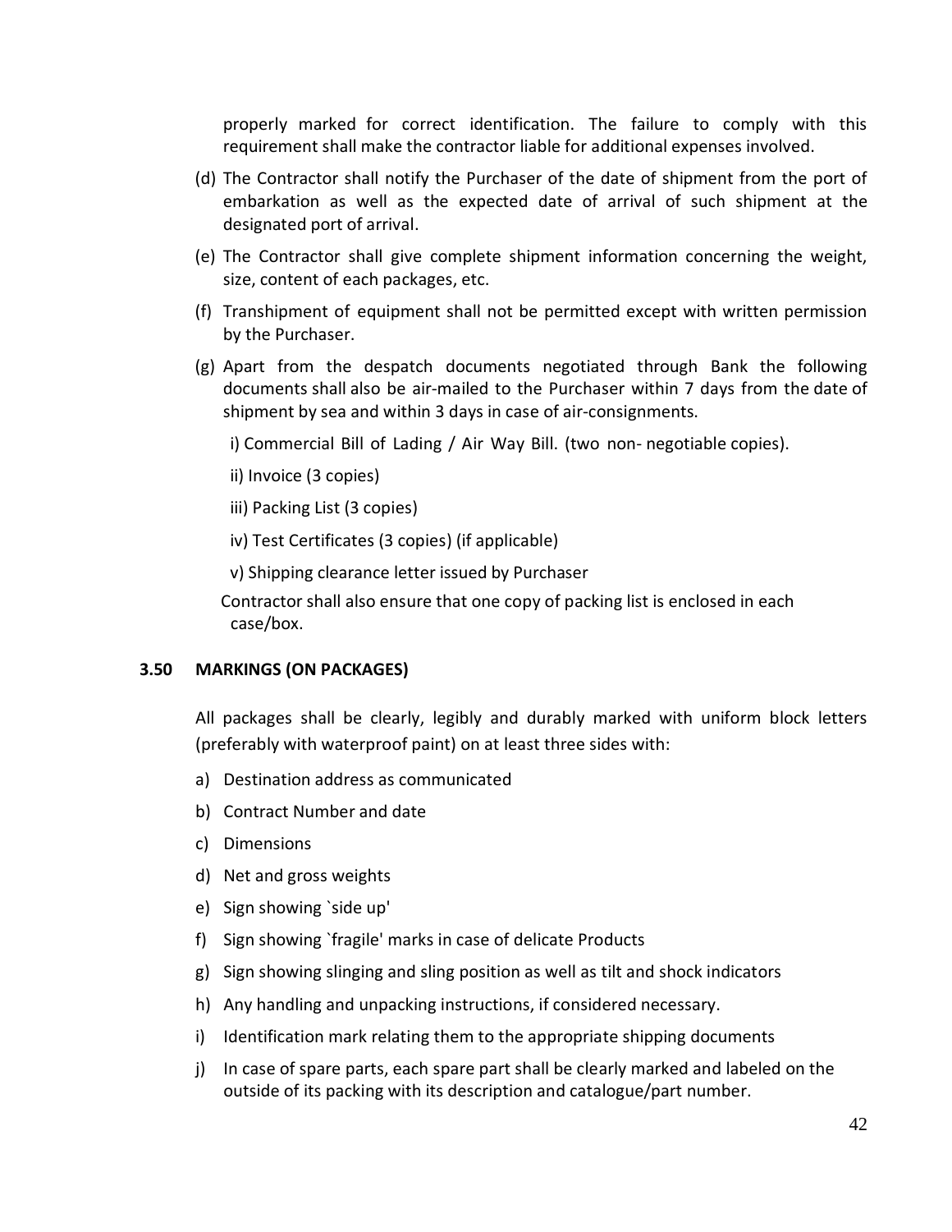properly marked for correct identification. The failure to comply with this requirement shall make the contractor liable for additional expenses involved.

(d) The Contractor shall notify the Purchaser of the date of shipment from the port of embarkation as well as the expected date of arrival of such shipment at the designated port of arrival.

(e) The Contractor shall give complete shipment information concerning the weight, size, content of each packages, etc.

(f) Transhipment of equipment shall not be permitted except with written permission by the Purchaser.

(g) Apart from the despatch documents negotiated through Bank the following documents shall also be air-mailed to the Purchaser within 7 days from the date of shipment by sea and within 3 days in case of air-consignments.

i) Commercial Bill of Lading / Air Way Bill. (two non- negotiable copies).

ii) Invoice (3 copies)

iii) Packing List (3 copies)

iv) Test Certificates (3 copies) (if applicable)

v) Shipping clearance letter issued by Purchaser

Contractor shall also ensure that one copy of packing list is enclosed in each case/box.

### 3.50 MARKINGS (ON PACKAGES)

All packages shall be clearly, legibly and durably marked with uniform block letters (preferably with waterproof paint) on at least three sides with:

a) Destination address as communicated

b) Contract Number and date

c) Dimensions

d) Net and gross weights

e) Sign showing `side up'

f) Sign showing `fragile' marks in case of delicate Products

g) Sign showing slinging and sling position as well as tilt and shock indicators

h) Any handling and unpacking instructions, if considered necessary.

i) Identification mark relating them to the appropriate shipping documents

j) In case of spare parts, each spare part shall be clearly marked and labeled on the outside of its packing with its description and catalogue/part number.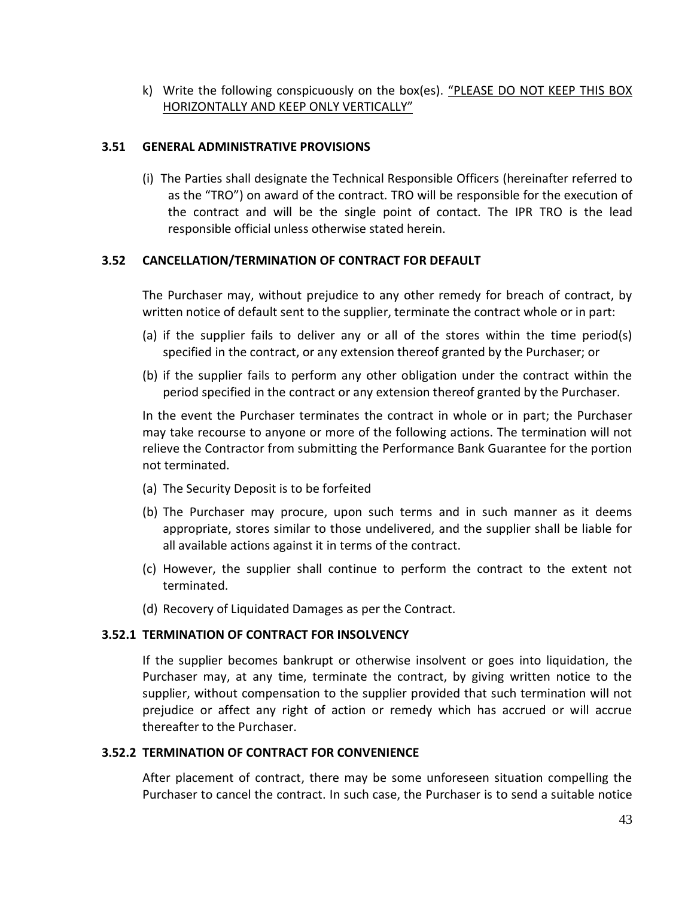k) Write the following conspicuously on the box(es). <u>"PLEASE DO NOT KEEP THIS BOX HORIZONTALLY AND KEEP ONLY VERTICALLY"</u>

### 3.51 GENERAL ADMINISTRATIVE PROVISIONS

(i) The Parties shall designate the Technical Responsible Officers (hereinafter referred to as the "TRO") on award of the contract. TRO will be responsible for the execution of the contract and will be the single point of contact. The IPR TRO is the lead responsible official unless otherwise stated herein.

### 3.52 CANCELLATION/TERMINATION OF CONTRACT FOR DEFAULT

The Purchaser may, without prejudice to any other remedy for breach of contract, by written notice of default sent to the supplier, terminate the contract whole or in part:

(a) if the supplier fails to deliver any or all of the stores within the time period(s) specified in the contract, or any extension thereof granted by the Purchaser; or

(b) if the supplier fails to perform any other obligation under the contract within the period specified in the contract or any extension thereof granted by the Purchaser.

In the event the Purchaser terminates the contract in whole or in part; the Purchaser may take recourse to anyone or more of the following actions. The termination will not relieve the Contractor from submitting the Performance Bank Guarantee for the portion not terminated.

(a) The Security Deposit is to be forfeited

(b) The Purchaser may procure, upon such terms and in such manner as it deems appropriate, stores similar to those undelivered, and the supplier shall be liable for all available actions against it in terms of the contract.

(c) However, the supplier shall continue to perform the contract to the extent not terminated.

(d) Recovery of Liquidated Damages as per the Contract.

### 3.52.1 TERMINATION OF CONTRACT FOR INSOLVENCY

If the supplier becomes bankrupt or otherwise insolvent or goes into liquidation, the Purchaser may, at any time, terminate the contract, by giving written notice to the supplier, without compensation to the supplier provided that such termination will not prejudice or affect any right of action or remedy which has accrued or will accrue thereafter to the Purchaser.

### 3.52.2 TERMINATION OF CONTRACT FOR CONVENIENCE

After placement of contract, there may be some unforeseen situation compelling the Purchaser to cancel the contract. In such case, the Purchaser is to send a suitable notice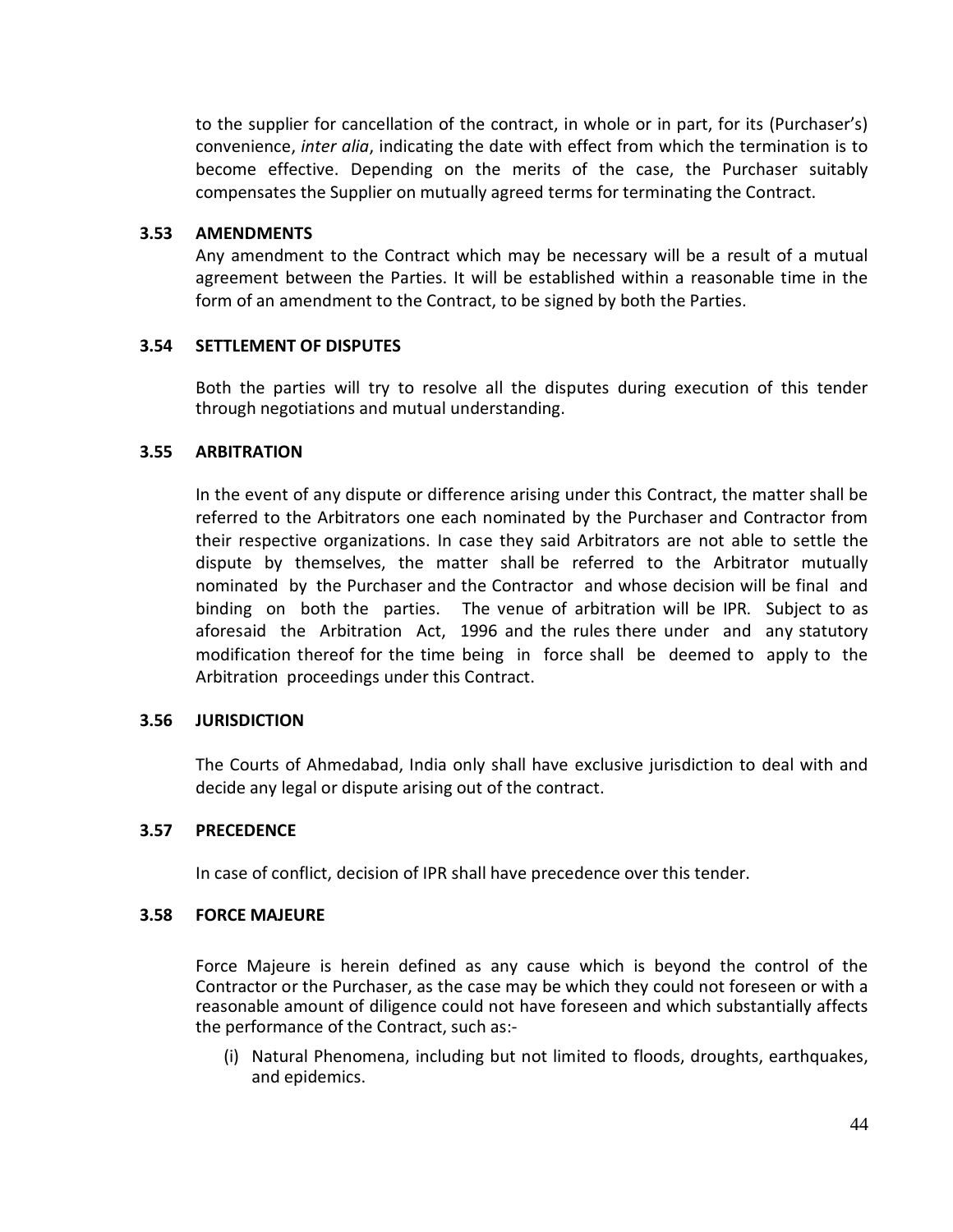to the supplier for cancellation of the contract, in whole or in part, for its (Purchaser's) convenience, *inter alia*, indicating the date with effect from which the termination is to become effective. Depending on the merits of the case, the Purchaser suitably compensates the Supplier on mutually agreed terms for terminating the Contract.

### 3.53 AMENDMENTS

Any amendment to the Contract which may be necessary will be a result of a mutual agreement between the Parties. It will be established within a reasonable time in the form of an amendment to the Contract, to be signed by both the Parties.

### 3.54 SETTLEMENT OF DISPUTES

Both the parties will try to resolve all the disputes during execution of this tender through negotiations and mutual understanding.

### 3.55 ARBITRATION

In the event of any dispute or difference arising under this Contract, the matter shall be referred to the Arbitrators one each nominated by the Purchaser and Contractor from their respective organizations. In case they said Arbitrators are not able to settle the dispute by themselves, the matter shall be referred to the Arbitrator mutually nominated by the Purchaser and the Contractor and whose decision will be final and binding on both the parties. The venue of arbitration will be IPR. Subject to as aforesaid the Arbitration Act, 1996 and the rules there under and any statutory modification thereof for the time being in force shall be deemed to apply to the Arbitration proceedings under this Contract.

### 3.56 JURISDICTION

The Courts of Ahmedabad, India only shall have exclusive jurisdiction to deal with and decide any legal or dispute arising out of the contract.

### 3.57 PRECEDENCE

In case of conflict, decision of IPR shall have precedence over this tender.

### 3.58 FORCE MAJEURE

Force Majeure is herein defined as any cause which is beyond the control of the Contractor or the Purchaser, as the case may be which they could not foreseen or with a reasonable amount of diligence could not have foreseen and which substantially affects the performance of the Contract, such as:-

(i) Natural Phenomena, including but not limited to floods, droughts, earthquakes, and epidemics.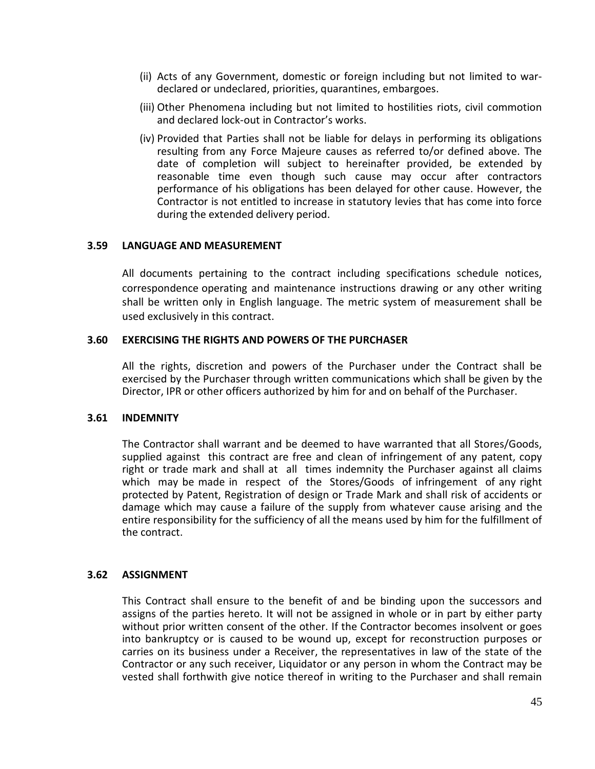(ii) Acts of any Government, domestic or foreign including but not limited to war-declared or undeclared, priorities, quarantines, embargoes.

(iii) Other Phenomena including but not limited to hostilities riots, civil commotion and declared lock-out in Contractor's works.

(iv) Provided that Parties shall not be liable for delays in performing its obligations resulting from any Force Majeure causes as referred to/or defined above. The date of completion will subject to hereinafter provided, be extended by reasonable time even though such cause may occur after contractors performance of his obligations has been delayed for other cause. However, the Contractor is not entitled to increase in statutory levies that has come into force during the extended delivery period.

### 3.59 LANGUAGE AND MEASUREMENT

All documents pertaining to the contract including specifications schedule notices, correspondence operating and maintenance instructions drawing or any other writing shall be written only in English language. The metric system of measurement shall be used exclusively in this contract.

### 3.60 EXERCISING THE RIGHTS AND POWERS OF THE PURCHASER

All the rights, discretion and powers of the Purchaser under the Contract shall be exercised by the Purchaser through written communications which shall be given by the Director, IPR or other officers authorized by him for and on behalf of the Purchaser.

### 3.61 INDEMNITY

The Contractor shall warrant and be deemed to have warranted that all Stores/Goods, supplied against this contract are free and clean of infringement of any patent, copy right or trade mark and shall at all times indemnity the Purchaser against all claims which may be made in respect of the Stores/Goods of infringement of any right protected by Patent, Registration of design or Trade Mark and shall risk of accidents or damage which may cause a failure of the supply from whatever cause arising and the entire responsibility for the sufficiency of all the means used by him for the fulfillment of the contract.

### 3.62 ASSIGNMENT

This Contract shall ensure to the benefit of and be binding upon the successors and assigns of the parties hereto. It will not be assigned in whole or in part by either party without prior written consent of the other. If the Contractor becomes insolvent or goes into bankruptcy or is caused to be wound up, except for reconstruction purposes or carries on its business under a Receiver, the representatives in law of the state of the Contractor or any such receiver, Liquidator or any person in whom the Contract may be vested shall forthwith give notice thereof in writing to the Purchaser and shall remain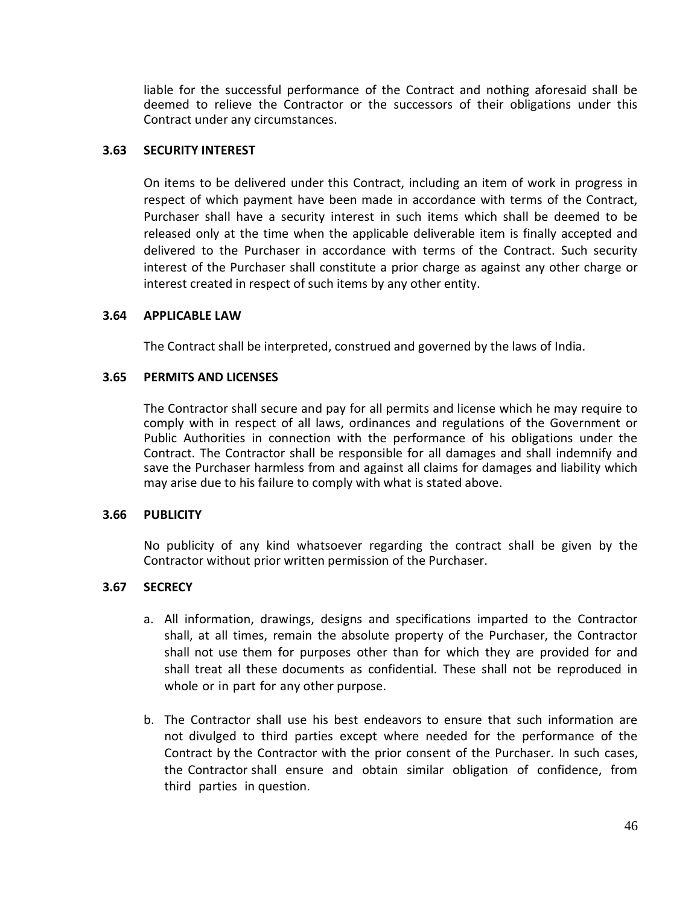liable for the successful performance of the Contract and nothing aforesaid shall be deemed to relieve the Contractor or the successors of their obligations under this Contract under any circumstances.

### 3.63 SECURITY INTEREST

On items to be delivered under this Contract, including an item of work in progress in respect of which payment have been made in accordance with terms of the Contract, Purchaser shall have a security interest in such items which shall be deemed to be released only at the time when the applicable deliverable item is finally accepted and delivered to the Purchaser in accordance with terms of the Contract. Such security interest of the Purchaser shall constitute a prior charge as against any other charge or interest created in respect of such items by any other entity.

### 3.64 APPLICABLE LAW

The Contract shall be interpreted, construed and governed by the laws of India.

### 3.65 PERMITS AND LICENSES

The Contractor shall secure and pay for all permits and license which he may require to comply with in respect of all laws, ordinances and regulations of the Government or Public Authorities in connection with the performance of his obligations under the Contract. The Contractor shall be responsible for all damages and shall indemnify and save the Purchaser harmless from and against all claims for damages and liability which may arise due to his failure to comply with what is stated above.

### 3.66 PUBLICITY

No publicity of any kind whatsoever regarding the contract shall be given by the Contractor without prior written permission of the Purchaser.

### 3.67 SECRECY

a. All information, drawings, designs and specifications imparted to the Contractor shall, at all times, remain the absolute property of the Purchaser, the Contractor shall not use them for purposes other than for which they are provided for and shall treat all these documents as confidential. These shall not be reproduced in whole or in part for any other purpose.

b. The Contractor shall use his best endeavors to ensure that such information are not divulged to third parties except where needed for the performance of the Contract by the Contractor with the prior consent of the Purchaser. In such cases, the Contractor shall ensure and obtain similar obligation of confidence, from third parties in question.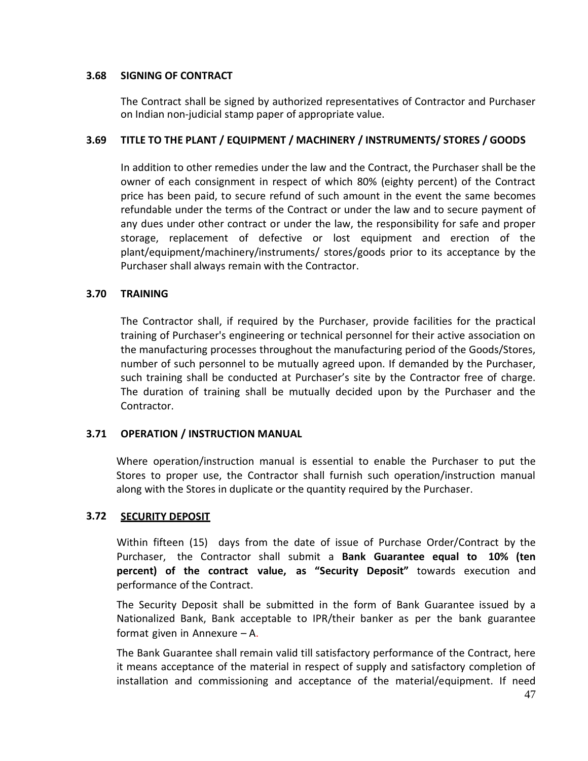### 3.68 SIGNING OF CONTRACT

The Contract shall be signed by authorized representatives of Contractor and Purchaser on Indian non-judicial stamp paper of appropriate value.

### 3.69 TITLE TO THE PLANT / EQUIPMENT / MACHINERY / INSTRUMENTS/ STORES / GOODS

In addition to other remedies under the law and the Contract, the Purchaser shall be the owner of each consignment in respect of which 80% (eighty percent) of the Contract price has been paid, to secure refund of such amount in the event the same becomes refundable under the terms of the Contract or under the law and to secure payment of any dues under other contract or under the law, the responsibility for safe and proper storage, replacement of defective or lost equipment and erection of the plant/equipment/machinery/instruments/ stores/goods prior to its acceptance by the Purchaser shall always remain with the Contractor.

### 3.70 TRAINING

The Contractor shall, if required by the Purchaser, provide facilities for the practical training of Purchaser's engineering or technical personnel for their active association on the manufacturing processes throughout the manufacturing period of the Goods/Stores, number of such personnel to be mutually agreed upon. If demanded by the Purchaser, such training shall be conducted at Purchaser's site by the Contractor free of charge. The duration of training shall be mutually decided upon by the Purchaser and the Contractor.

### 3.71 OPERATION / INSTRUCTION MANUAL

Where operation/instruction manual is essential to enable the Purchaser to put the Stores to proper use, the Contractor shall furnish such operation/instruction manual along with the Stores in duplicate or the quantity required by the Purchaser.

### 3.72 SECURITY DEPOSIT

Within fifteen (15) days from the date of issue of Purchase Order/Contract by the Purchaser, the Contractor shall submit a **Bank Guarantee equal to 10% (ten percent) of the contract value, as "Security Deposit"** towards execution and performance of the Contract.

The Security Deposit shall be submitted in the form of Bank Guarantee issued by a Nationalized Bank, Bank acceptable to IPR/their banker as per the bank guarantee format given in Annexure – A.

The Bank Guarantee shall remain valid till satisfactory performance of the Contract, here it means acceptance of the material in respect of supply and satisfactory completion of installation and commissioning and acceptance of the material/equipment. If need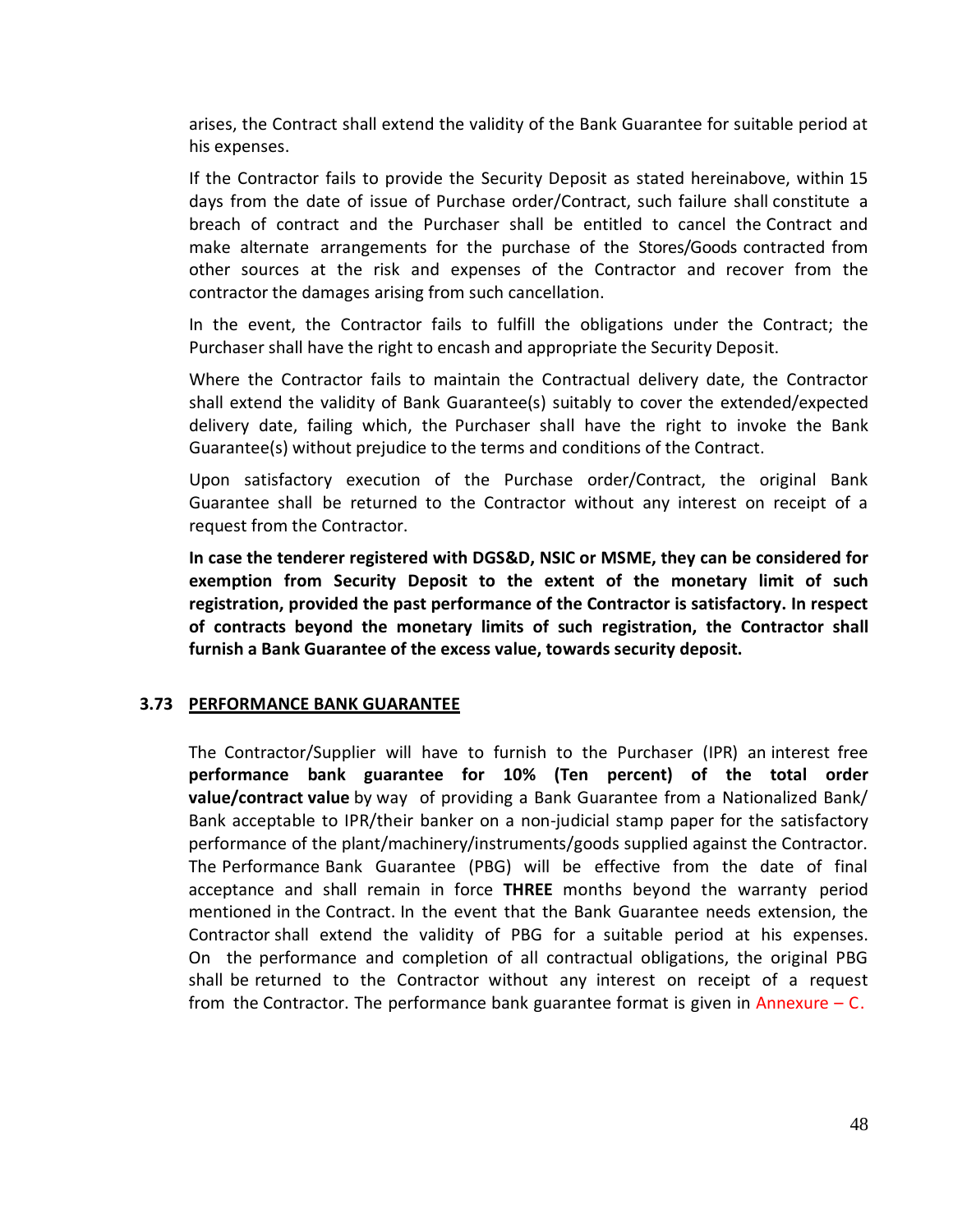arises, the Contract shall extend the validity of the Bank Guarantee for suitable period at his expenses.

If the Contractor fails to provide the Security Deposit as stated hereinabove, within 15 days from the date of issue of Purchase order/Contract, such failure shall constitute a breach of contract and the Purchaser shall be entitled to cancel the Contract and make alternate arrangements for the purchase of the Stores/Goods contracted from other sources at the risk and expenses of the Contractor and recover from the contractor the damages arising from such cancellation.

In the event, the Contractor fails to fulfill the obligations under the Contract; the Purchaser shall have the right to encash and appropriate the Security Deposit.

Where the Contractor fails to maintain the Contractual delivery date, the Contractor shall extend the validity of Bank Guarantee(s) suitably to cover the extended/expected delivery date, failing which, the Purchaser shall have the right to invoke the Bank Guarantee(s) without prejudice to the terms and conditions of the Contract.

Upon satisfactory execution of the Purchase order/Contract, the original Bank Guarantee shall be returned to the Contractor without any interest on receipt of a request from the Contractor.

**In case the tenderer registered with DGS&D, NSIC or MSME, they can be considered for exemption from Security Deposit to the extent of the monetary limit of such registration, provided the past performance of the Contractor is satisfactory. In respect of contracts beyond the monetary limits of such registration, the Contractor shall furnish a Bank Guarantee of the excess value, towards security deposit.**

### 3.73 PERFORMANCE BANK GUARANTEE

The Contractor/Supplier will have to furnish to the Purchaser (IPR) an interest free **performance bank guarantee for 10% (Ten percent) of the total order value/contract value** by way of providing a Bank Guarantee from a Nationalized Bank/ Bank acceptable to IPR/their banker on a non-judicial stamp paper for the satisfactory performance of the plant/machinery/instruments/goods supplied against the Contractor. The Performance Bank Guarantee (PBG) will be effective from the date of final acceptance and shall remain in force **THREE** months beyond the warranty period mentioned in the Contract. In the event that the Bank Guarantee needs extension, the Contractor shall extend the validity of PBG for a suitable period at his expenses. On the performance and completion of all contractual obligations, the original PBG shall be returned to the Contractor without any interest on receipt of a request from the Contractor. The performance bank guarantee format is given in Annexure – C.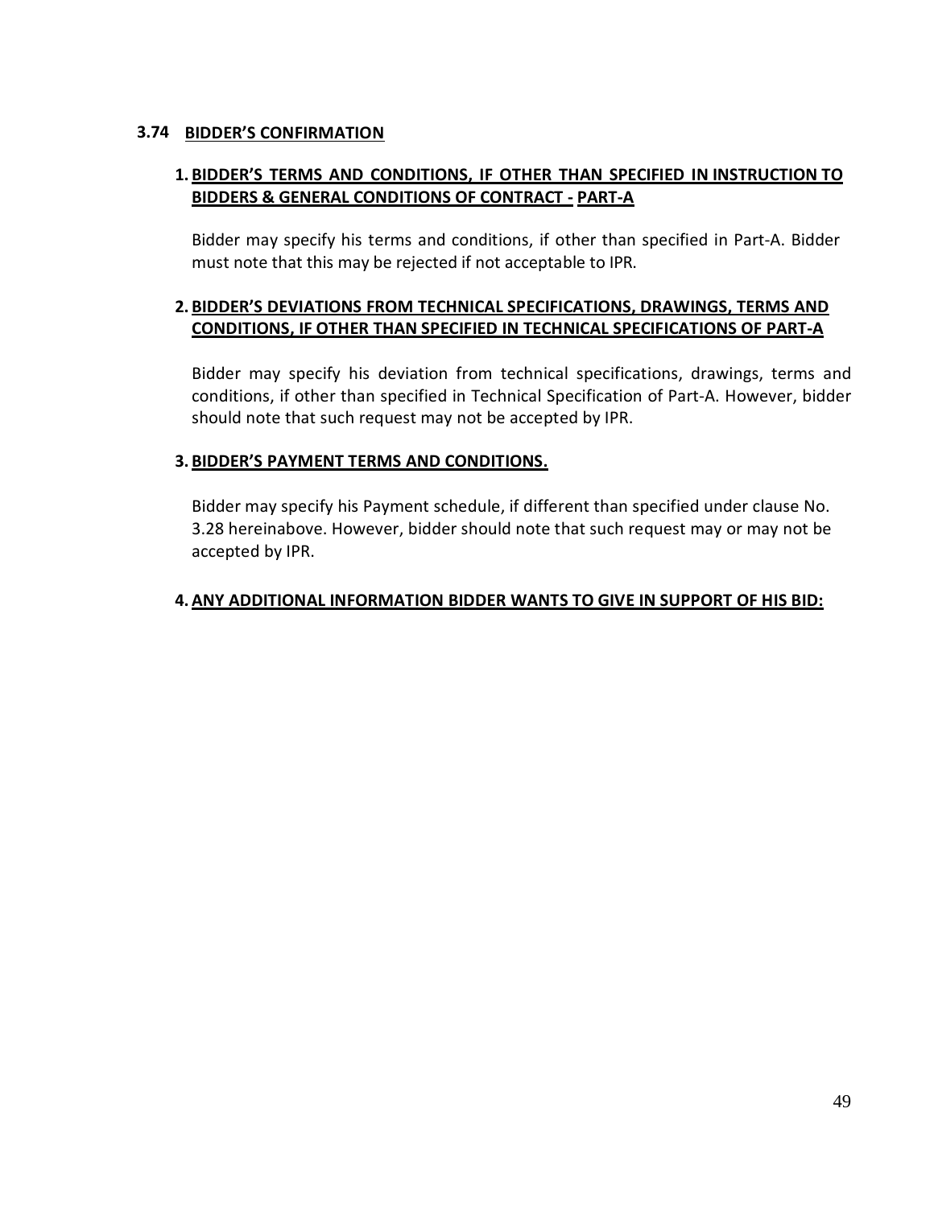### 3.74 BIDDER'S CONFIRMATION

1. **BIDDER'S TERMS AND CONDITIONS, IF OTHER THAN SPECIFIED IN INSTRUCTION TO BIDDERS & GENERAL CONDITIONS OF CONTRACT - PART-A**

   Bidder may specify his terms and conditions, if other than specified in Part-A. Bidder must note that this may be rejected if not acceptable to IPR.

2. **BIDDER'S DEVIATIONS FROM TECHNICAL SPECIFICATIONS, DRAWINGS, TERMS AND CONDITIONS, IF OTHER THAN SPECIFIED IN TECHNICAL SPECIFICATIONS OF PART-A**

   Bidder may specify his deviation from technical specifications, drawings, terms and conditions, if other than specified in Technical Specification of Part-A. However, bidder should note that such request may not be accepted by IPR.

3. **BIDDER'S PAYMENT TERMS AND CONDITIONS.**

   Bidder may specify his Payment schedule, if different than specified under clause No. 3.28 hereinabove. However, bidder should note that such request may or may not be accepted by IPR.

4. **ANY ADDITIONAL INFORMATION BIDDER WANTS TO GIVE IN SUPPORT OF HIS BID:**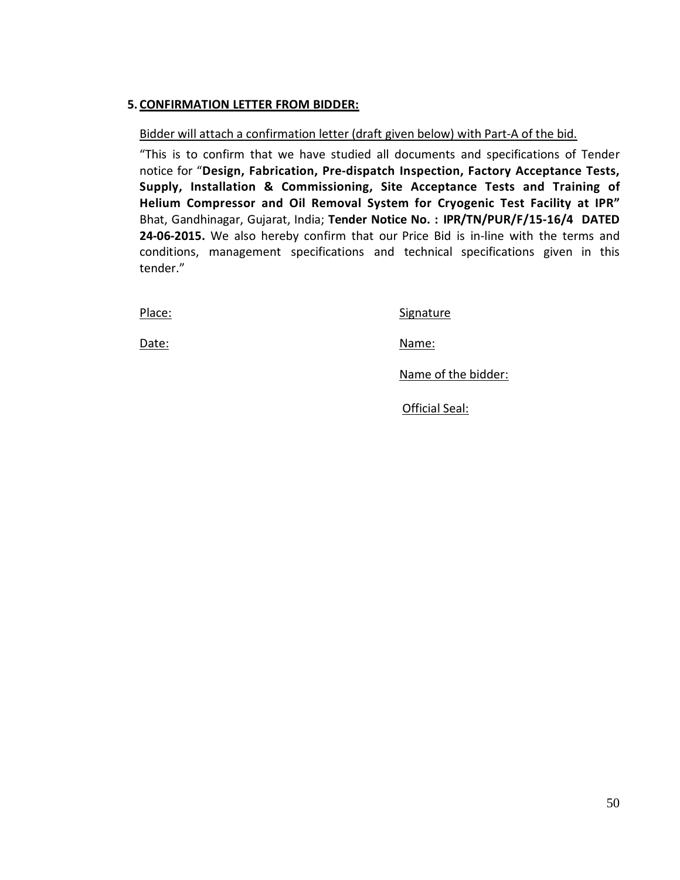## 5. <u>CONFIRMATION LETTER FROM BIDDER:</u>

<u>Bidder will attach a confirmation letter (draft given below) with Part-A of the bid.</u>

"This is to confirm that we have studied all documents and specifications of Tender notice for "**Design, Fabrication, Pre-dispatch Inspection, Factory Acceptance Tests, Supply, Installation & Commissioning, Site Acceptance Tests and Training of Helium Compressor and Oil Removal System for Cryogenic Test Facility at IPR"** Bhat, Gandhinagar, Gujarat, India; **Tender Notice No. : IPR/TN/PUR/F/15-16/4 DATED 24-06-2015.** We also hereby confirm that our Price Bid is in-line with the terms and conditions, management specifications and technical specifications given in this tender."

<u>Place:</u>

<u>Date:</u>

<u>Signature</u>

<u>Name:</u>

<u>Name of the bidder:</u>

<u>Official Seal:</u>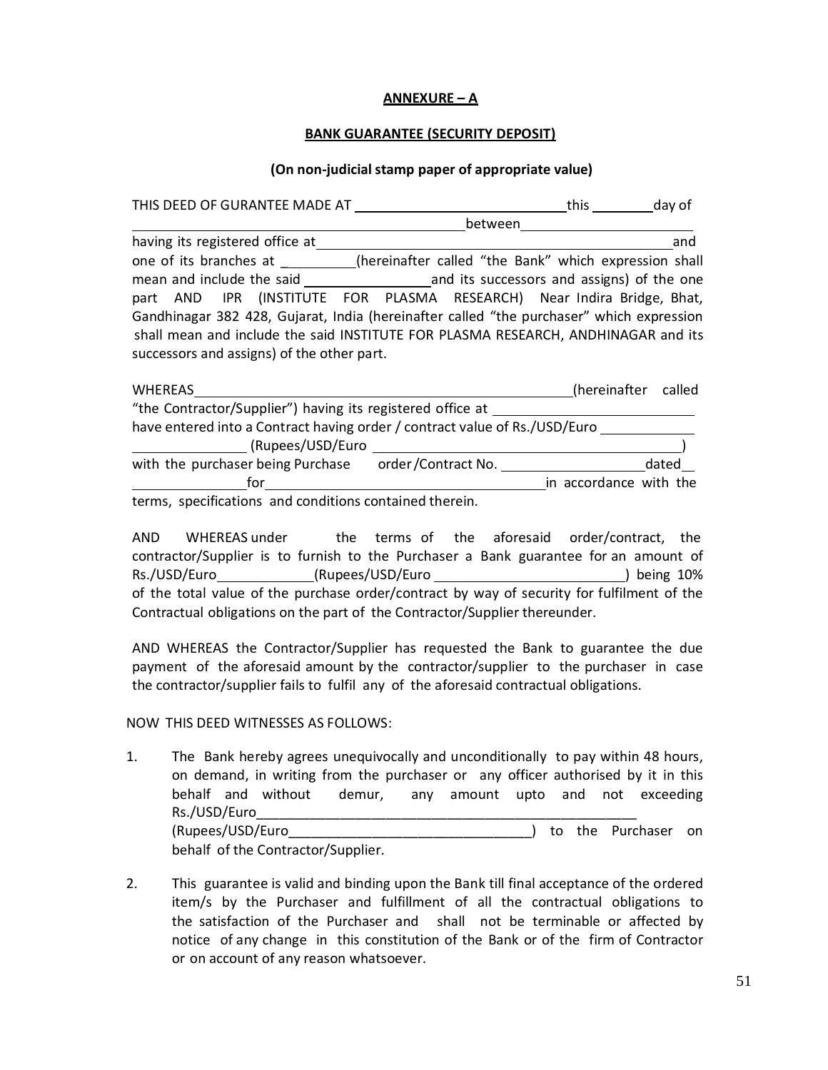**ANNEXURE – A**

**BANK GUARANTEE (SECURITY DEPOSIT)**

**(On non-judicial stamp paper of appropriate value)**

THIS DEED OF GURANTEE MADE AT ____________________________ this ________ day of ______________________________________________ between ______________________ having its registered office at ______________________________________________ and one of its branches at __________ (hereinafter called "the Bank" which expression shall mean and include the said _________________ and its successors and assigns) of the one part AND IPR (INSTITUTE FOR PLASMA RESEARCH) Near Indira Bridge, Bhat, Gandhinagar 382 428, Gujarat, India (hereinafter called "the purchaser" which expression shall mean and include the said INSTITUTE FOR PLASMA RESEARCH, ANDHINAGAR and its successors and assigns) of the other part.

WHEREAS __________________________________________________ (hereinafter called "the Contractor/Supplier") having its registered office at ___________________________ have entered into a Contract having order / contract value of Rs./USD/Euro ____________ ______________ (Rupees/USD/Euro ________________________________________) with the purchaser being Purchase order/Contract No. __________________ dated __ ______________ for ____________________________________ in accordance with the terms, specifications and conditions contained therein.

AND WHEREAS under the terms of the aforesaid order/contract, the contractor/Supplier is to furnish to the Purchaser a Bank guarantee for an amount of Rs./USD/Euro ____________ (Rupees/USD/Euro ________________________) being 10% of the total value of the purchase order/contract by way of security for fulfilment of the Contractual obligations on the part of the Contractor/Supplier thereunder.

AND WHEREAS the Contractor/Supplier has requested the Bank to guarantee the due payment of the aforesaid amount by the contractor/supplier to the purchaser in case the contractor/supplier fails to fulfil any of the aforesaid contractual obligations.

NOW THIS DEED WITNESSES AS FOLLOWS:

1. The Bank hereby agrees unequivocally and unconditionally to pay within 48 hours, on demand, in writing from the purchaser or any officer authorised by it in this behalf and without demur, any amount upto and not exceeding Rs./USD/Euro____________________________________________________ (Rupees/USD/Euro________________________________) to the Purchaser on behalf of the Contractor/Supplier.

2. This guarantee is valid and binding upon the Bank till final acceptance of the ordered item/s by the Purchaser and fulfillment of all the contractual obligations to the satisfaction of the Purchaser and shall not be terminable or affected by notice of any change in this constitution of the Bank or of the firm of Contractor or on account of any reason whatsoever.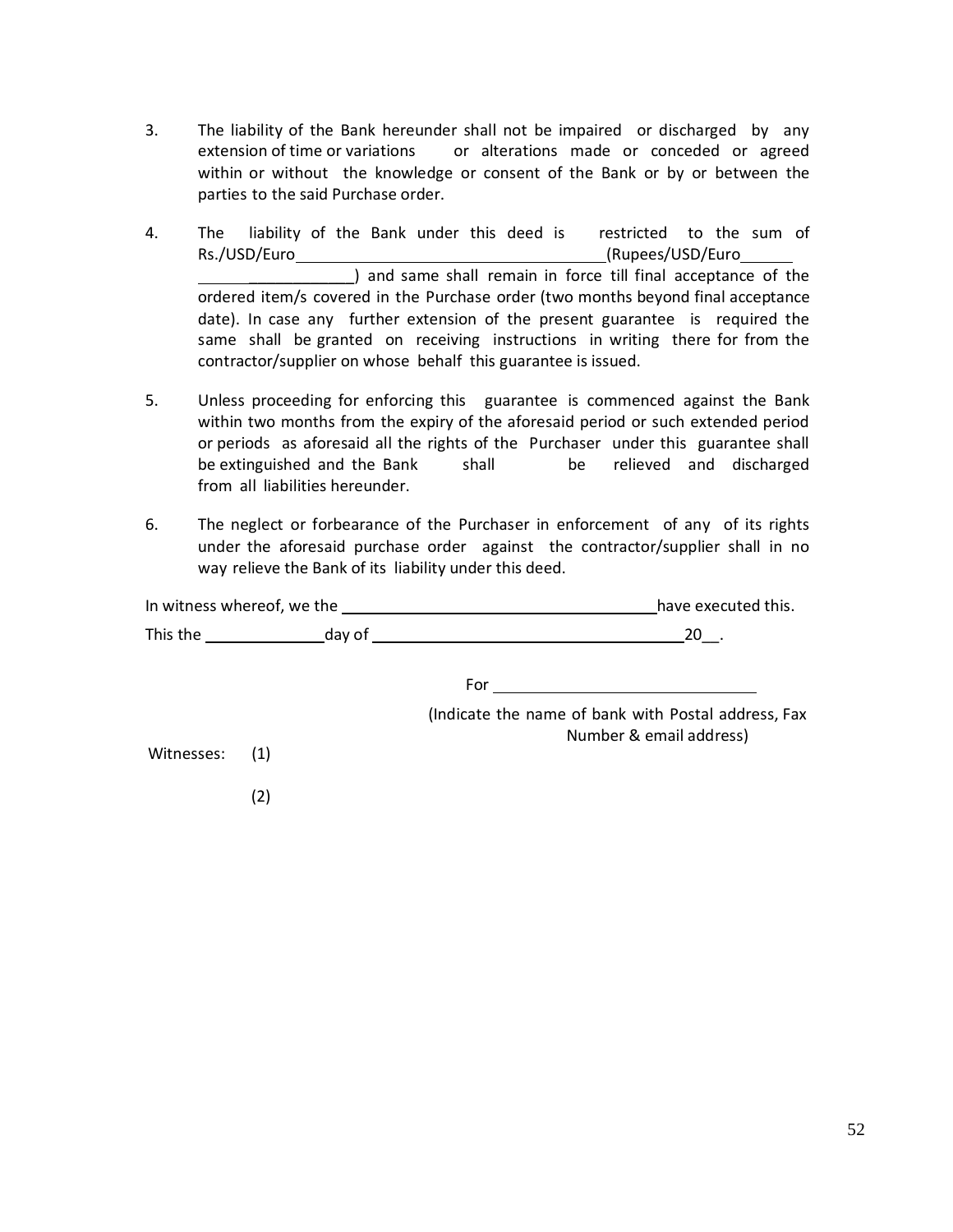3. The liability of the Bank hereunder shall not be impaired or discharged by any extension of time or variations or alterations made or conceded or agreed within or without the knowledge or consent of the Bank or by or between the parties to the said Purchase order.

4. The liability of the Bank under this deed is restricted to the sum of Rs./USD/Euro\_\_\_\_\_\_\_\_\_\_\_\_\_\_\_\_\_\_\_\_\_\_\_\_\_\_\_\_\_\_(Rupees/USD/Euro\_\_\_\_\_\_\_\_\_\_\_\_\_\_\_\_\_\_\_\_\_\_) and same shall remain in force till final acceptance of the ordered item/s covered in the Purchase order (two months beyond final acceptance date). In case any further extension of the present guarantee is required the same shall be granted on receiving instructions in writing there for from the contractor/supplier on whose behalf this guarantee is issued.

5. Unless proceeding for enforcing this guarantee is commenced against the Bank within two months from the expiry of the aforesaid period or such extended period or periods as aforesaid all the rights of the Purchaser under this guarantee shall be extinguished and the Bank shall be relieved and discharged from all liabilities hereunder.

6. The neglect or forbearance of the Purchaser in enforcement of any of its rights under the aforesaid purchase order against the contractor/supplier shall in no way relieve the Bank of its liability under this deed.

In witness whereof, we the \_\_\_\_\_\_\_\_\_\_\_\_\_\_\_\_\_\_\_\_\_\_\_\_\_\_\_\_\_\_\_\_ have executed this.

This the \_\_\_\_\_\_\_\_\_\_\_\_ day of \_\_\_\_\_\_\_\_\_\_\_\_\_\_\_\_\_\_\_\_\_\_\_\_\_\_\_\_\_\_\_\_ 20\_\_.

For \_\_\_\_\_\_\_\_\_\_\_\_\_\_\_\_\_\_\_\_\_\_\_\_\_\_

(Indicate the name of bank with Postal address, Fax Number & email address)

Witnesses: (1)

(2)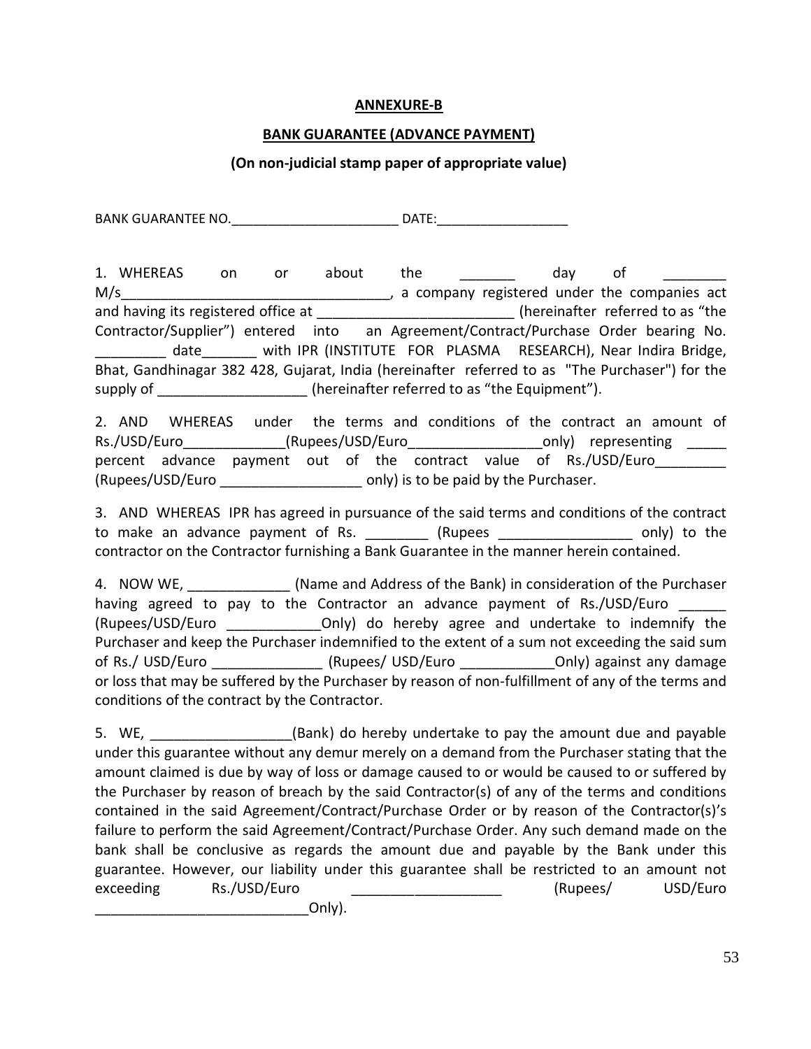**ANNEXURE-B**

**BANK GUARANTEE (ADVANCE PAYMENT)**

**(On non-judicial stamp paper of appropriate value)**

BANK GUARANTEE NO.______________________ DATE:_________________

1. WHEREAS on or about the _______ day of ________ M/s__________________________________, a company registered under the companies act and having its registered office at ________________________ (hereinafter referred to as "the Contractor/Supplier") entered into an Agreement/Contract/Purchase Order bearing No. _________ date_______ with IPR (INSTITUTE FOR PLASMA RESEARCH), Near Indira Bridge, Bhat, Gandhinagar 382 428, Gujarat, India (hereinafter referred to as "The Purchaser") for the supply of __________________ (hereinafter referred to as "the Equipment").

2. AND WHEREAS under the terms and conditions of the contract an amount of Rs./USD/Euro_____________(Rupees/USD/Euro________________only) representing _____ percent advance payment out of the contract value of Rs./USD/Euro_________ (Rupees/USD/Euro __________________ only) is to be paid by the Purchaser.

3. AND WHEREAS IPR has agreed in pursuance of the said terms and conditions of the contract to make an advance payment of Rs. ________ (Rupees ________________ only) to the contractor on the Contractor furnishing a Bank Guarantee in the manner herein contained.

4. NOW WE, _____________ (Name and Address of the Bank) in consideration of the Purchaser having agreed to pay to the Contractor an advance payment of Rs./USD/Euro ______ (Rupees/USD/Euro ___________Only) do hereby agree and undertake to indemnify the Purchaser and keep the Purchaser indemnified to the extent of a sum not exceeding the said sum of Rs./ USD/Euro ______________ (Rupees/ USD/Euro ___________Only) against any damage or loss that may be suffered by the Purchaser by reason of non-fulfillment of any of the terms and conditions of the contract by the Contractor.

5. WE, _________________(Bank) do hereby undertake to pay the amount due and payable under this guarantee without any demur merely on a demand from the Purchaser stating that the amount claimed is due by way of loss or damage caused to or would be caused to or suffered by the Purchaser by reason of breach by the said Contractor(s) of any of the terms and conditions contained in the said Agreement/Contract/Purchase Order or by reason of the Contractor(s)'s failure to perform the said Agreement/Contract/Purchase Order. Any such demand made on the bank shall be conclusive as regards the amount due and payable by the Bank under this guarantee. However, our liability under this guarantee shall be restricted to an amount not exceeding Rs./USD/Euro ___________________ (Rupees/ USD/Euro ___________________________Only).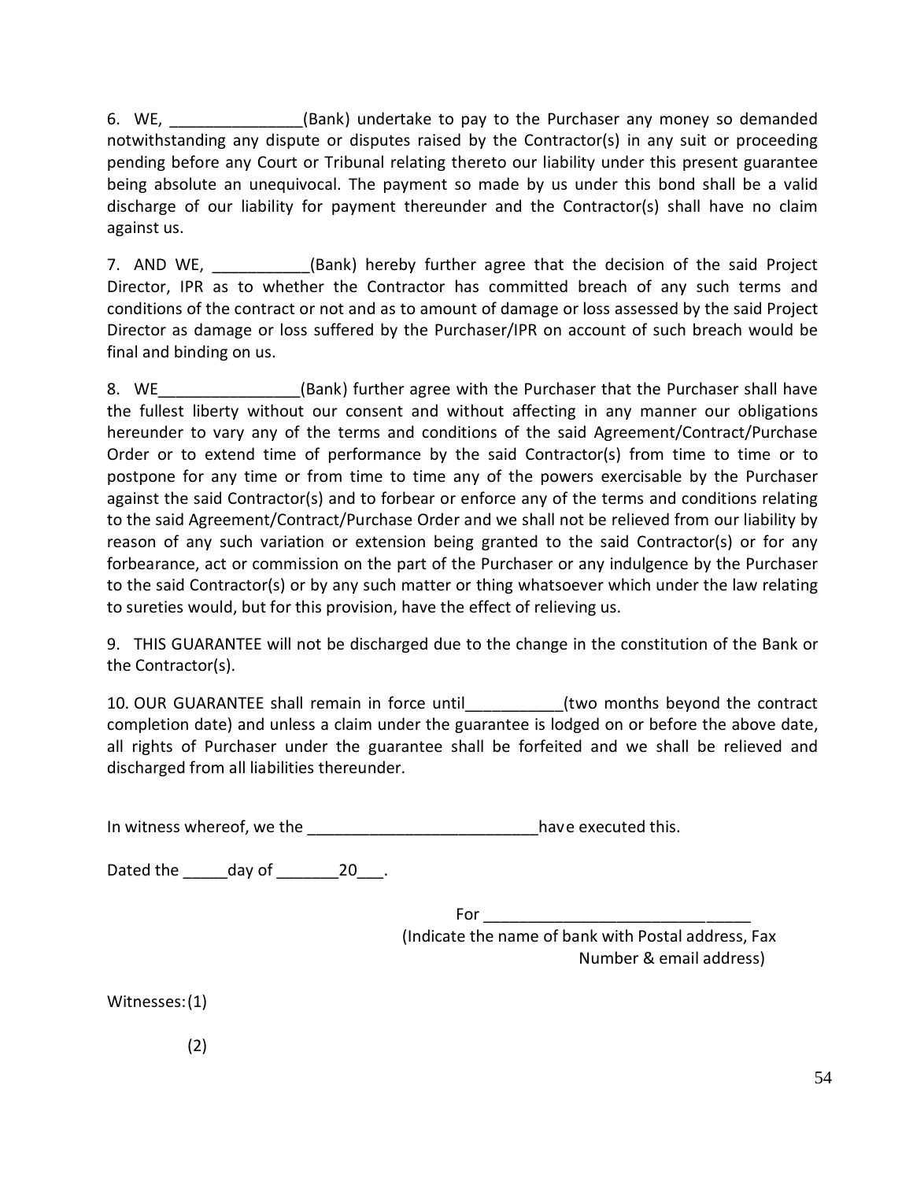6. WE, _______________(Bank) undertake to pay to the Purchaser any money so demanded notwithstanding any dispute or disputes raised by the Contractor(s) in any suit or proceeding pending before any Court or Tribunal relating thereto our liability under this present guarantee being absolute an unequivocal. The payment so made by us under this bond shall be a valid discharge of our liability for payment thereunder and the Contractor(s) shall have no claim against us.

7. AND WE, ___________(Bank) hereby further agree that the decision of the said Project Director, IPR as to whether the Contractor has committed breach of any such terms and conditions of the contract or not and as to amount of damage or loss assessed by the said Project Director as damage or loss suffered by the Purchaser/IPR on account of such breach would be final and binding on us.

8. WE________________(Bank) further agree with the Purchaser that the Purchaser shall have the fullest liberty without our consent and without affecting in any manner our obligations hereunder to vary any of the terms and conditions of the said Agreement/Contract/Purchase Order or to extend time of performance by the said Contractor(s) from time to time or to postpone for any time or from time to time any of the powers exercisable by the Purchaser against the said Contractor(s) and to forbear or enforce any of the terms and conditions relating to the said Agreement/Contract/Purchase Order and we shall not be relieved from our liability by reason of any such variation or extension being granted to the said Contractor(s) or for any forbearance, act or commission on the part of the Purchaser or any indulgence by the Purchaser to the said Contractor(s) or by any such matter or thing whatsoever which under the law relating to sureties would, but for this provision, have the effect of relieving us.

9. THIS GUARANTEE will not be discharged due to the change in the constitution of the Bank or the Contractor(s).

10. OUR GUARANTEE shall remain in force until___________(two months beyond the contract completion date) and unless a claim under the guarantee is lodged on or before the above date, all rights of Purchaser under the guarantee shall be forfeited and we shall be relieved and discharged from all liabilities thereunder.

In witness whereof, we the __________________________have executed this.

Dated the _____day of _______20___.

For ____________________________

(Indicate the name of bank with Postal address, Fax Number & email address)

Witnesses: (1)

(2)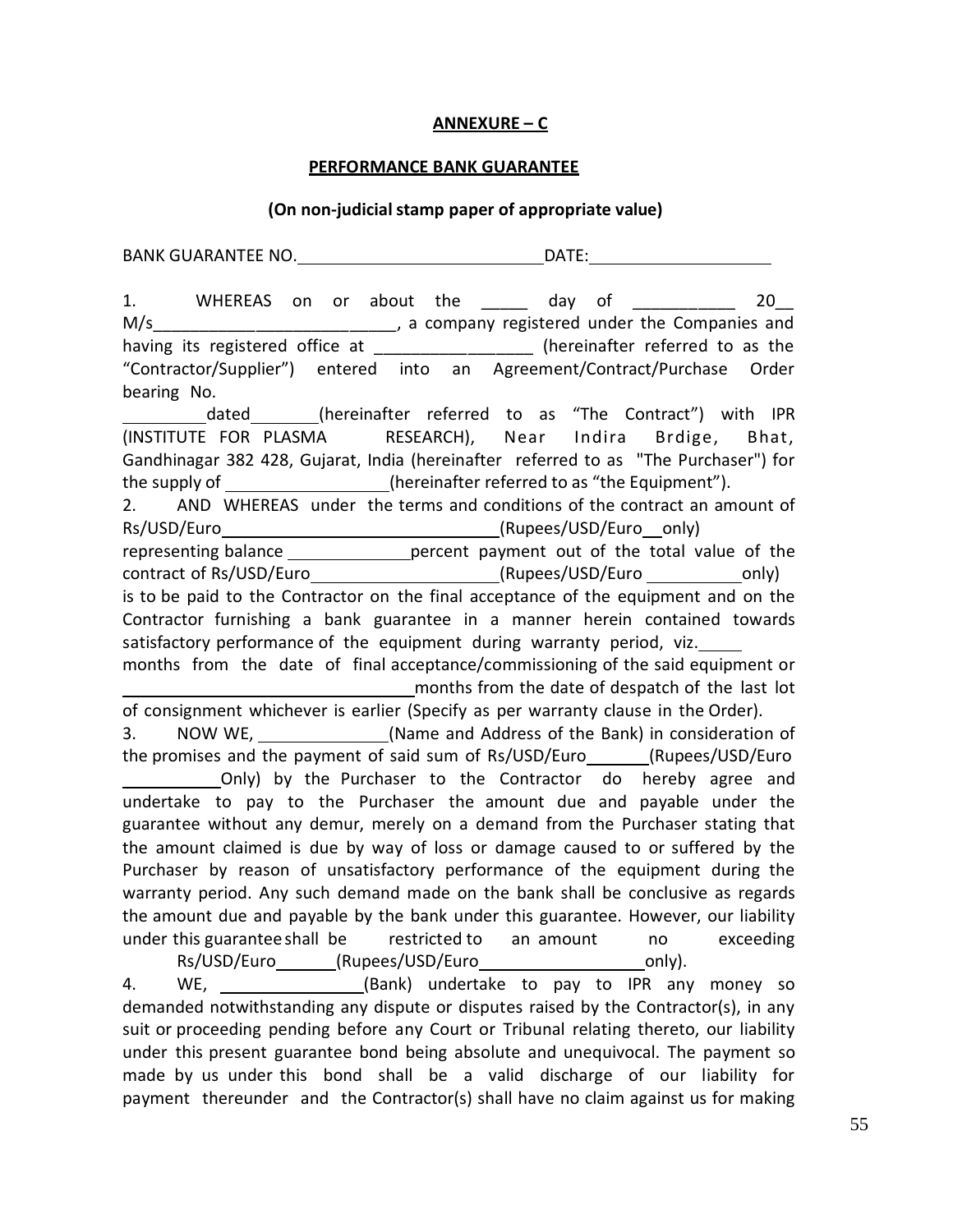**ANNEXURE – C**

**PERFORMANCE BANK GUARANTEE**

**(On non-judicial stamp paper of appropriate value)**

BANK GUARANTEE NO.\_\_\_\_\_\_\_\_\_\_\_\_\_\_\_\_\_\_\_\_\_\_\_\_\_\_\_\_DATE:\_\_\_\_\_\_\_\_\_\_\_\_\_\_\_\_\_\_\_\_

1. WHEREAS on or about the \_\_\_\_\_ day of \_\_\_\_\_\_\_\_\_\_\_ 20\_\_ M/s\_\_\_\_\_\_\_\_\_\_\_\_\_\_\_\_\_\_\_\_\_\_\_\_\_\_\_, a company registered under the Companies and having its registered office at \_\_\_\_\_\_\_\_\_\_\_\_\_\_\_\_\_ (hereinafter referred to as the "Contractor/Supplier") entered into an Agreement/Contract/Purchase Order bearing No. \_\_\_\_\_\_\_\_\_dated\_\_\_\_\_\_\_\_(hereinafter referred to as "The Contract") with IPR (INSTITUTE FOR PLASMA RESEARCH), Near Indira Brdige, Bhat, Gandhinagar 382 428, Gujarat, India (hereinafter referred to as "The Purchaser") for the supply of \_\_\_\_\_\_\_\_\_\_\_\_\_\_\_\_\_\_(hereinafter referred to as "the Equipment").

2. AND WHEREAS under the terms and conditions of the contract an amount of Rs/USD/Euro\_\_\_\_\_\_\_\_\_\_\_\_\_\_\_\_\_\_\_\_\_\_\_\_\_\_\_\_\_\_\_\_(Rupees/USD/Euro\_\_only) representing balance \_\_\_\_\_\_\_\_\_\_\_\_\_\_percent payment out of the total value of the contract of Rs/USD/Euro\_\_\_\_\_\_\_\_\_\_\_\_\_\_\_\_\_\_\_\_\_(Rupees/USD/Euro \_\_\_\_\_\_\_\_\_\_\_only) is to be paid to the Contractor on the final acceptance of the equipment and on the Contractor furnishing a bank guarantee in a manner herein contained towards satisfactory performance of the equipment during warranty period, viz.\_\_\_\_\_ months from the date of final acceptance/commissioning of the said equipment or \_\_\_\_\_\_\_\_\_\_\_\_\_\_\_\_\_\_\_\_\_\_\_\_\_\_\_\_\_\_\_\_\_\_months from the date of despatch of the last lot of consignment whichever is earlier (Specify as per warranty clause in the Order).

3. NOW WE, \_\_\_\_\_\_\_\_\_\_\_\_\_\_\_(Name and Address of the Bank) in consideration of the promises and the payment of said sum of Rs/USD/Euro\_\_\_\_\_\_\_(Rupees/USD/Euro \_\_\_\_\_\_\_\_\_\_\_Only) by the Purchaser to the Contractor do hereby agree and undertake to pay to the Purchaser the amount due and payable under the guarantee without any demur, merely on a demand from the Purchaser stating that the amount claimed is due by way of loss or damage caused to or suffered by the Purchaser by reason of unsatisfactory performance of the equipment during the warranty period. Any such demand made on the bank shall be conclusive as regards the amount due and payable by the bank under this guarantee. However, our liability under this guarantee shall be restricted to an amount no exceeding Rs/USD/Euro\_\_\_\_\_\_\_(Rupees/USD/Euro\_\_\_\_\_\_\_\_\_\_\_\_\_\_\_\_\_\_\_only).

4. WE, \_\_\_\_\_\_\_\_\_\_\_\_\_\_\_\_\_(Bank) undertake to pay to IPR any money so demanded notwithstanding any dispute or disputes raised by the Contractor(s), in any suit or proceeding pending before any Court or Tribunal relating thereto, our liability under this present guarantee bond being absolute and unequivocal. The payment so made by us under this bond shall be a valid discharge of our liability for payment thereunder and the Contractor(s) shall have no claim against us for making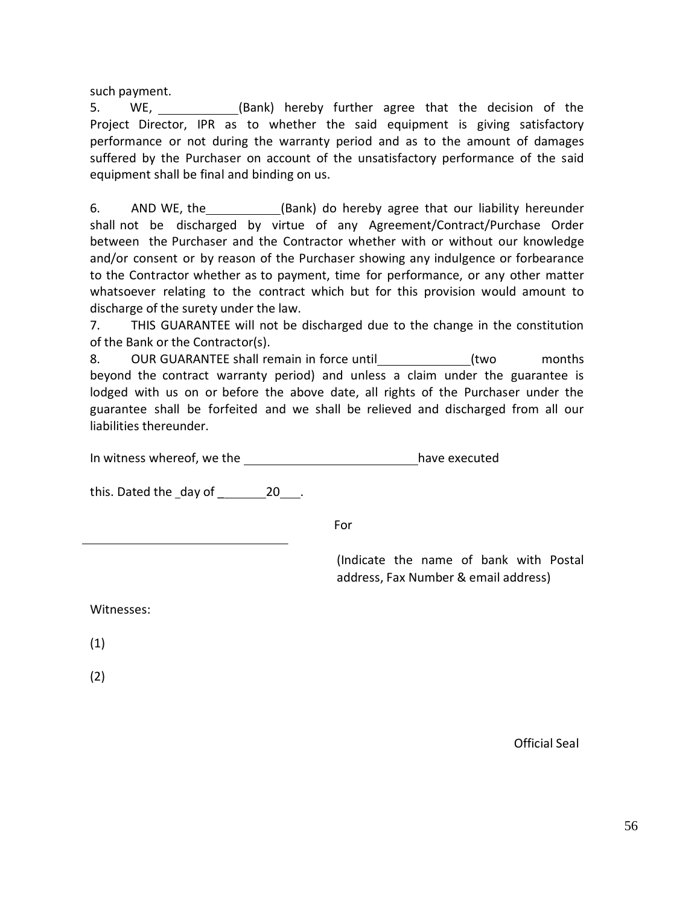such payment.

5. WE, ____________(Bank) hereby further agree that the decision of the Project Director, IPR as to whether the said equipment is giving satisfactory performance or not during the warranty period and as to the amount of damages suffered by the Purchaser on account of the unsatisfactory performance of the said equipment shall be final and binding on us.

6. AND WE, the___________(Bank) do hereby agree that our liability hereunder shall not be discharged by virtue of any Agreement/Contract/Purchase Order between the Purchaser and the Contractor whether with or without our knowledge and/or consent or by reason of the Purchaser showing any indulgence or forbearance to the Contractor whether as to payment, time for performance, or any other matter whatsoever relating to the contract which but for this provision would amount to discharge of the surety under the law.

7. THIS GUARANTEE will not be discharged due to the change in the constitution of the Bank or the Contractor(s).

8. OUR GUARANTEE shall remain in force until_____________(two months beyond the contract warranty period) and unless a claim under the guarantee is lodged with us on or before the above date, all rights of the Purchaser under the guarantee shall be forfeited and we shall be relieved and discharged from all our liabilities thereunder.

In witness whereof, we the __________________________have executed

this. Dated the _day of _______20___.

For

_______________________________

(Indicate the name of bank with Postal address, Fax Number & email address)

Witnesses:

(1)

(2)

Official Seal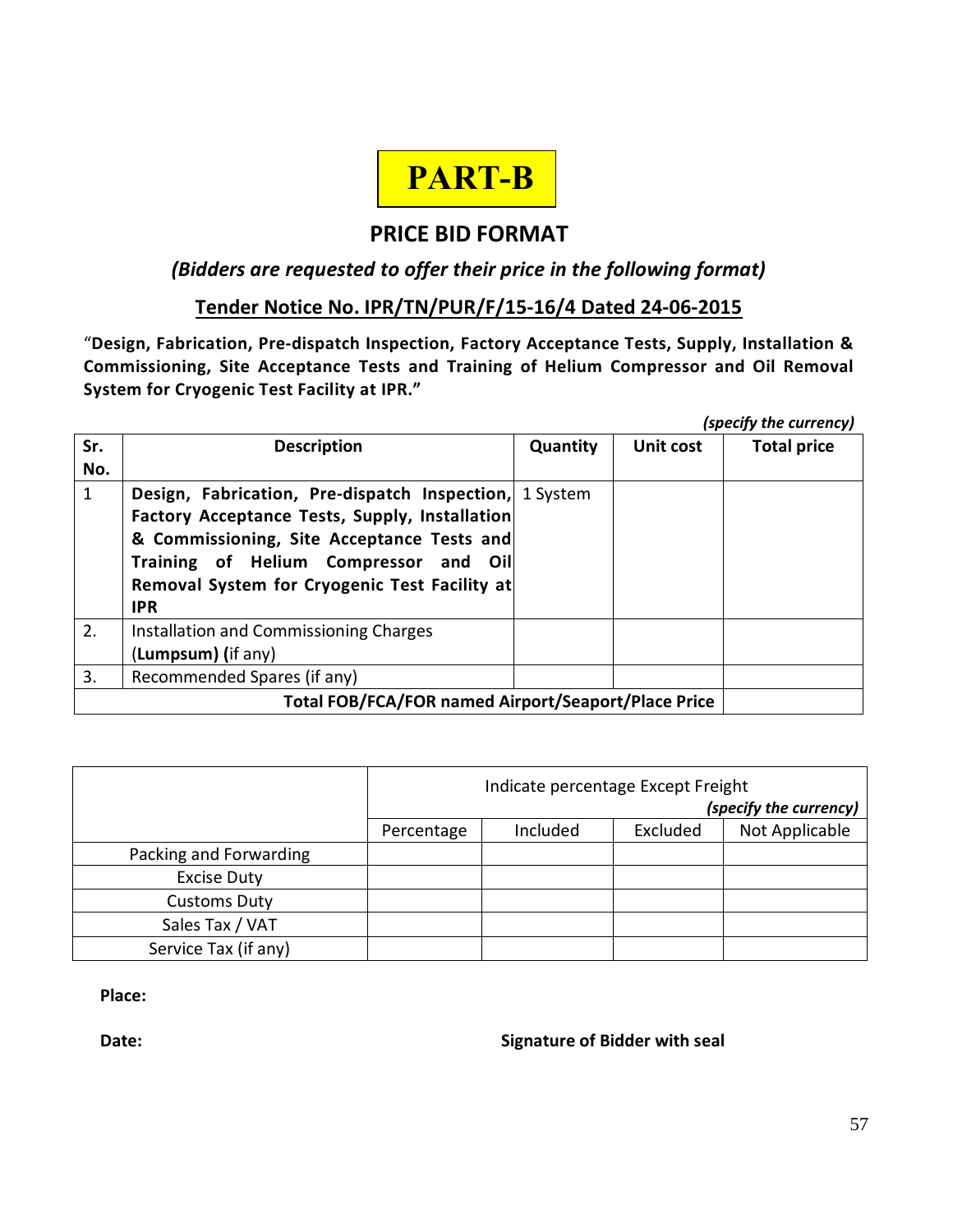# PART-B

## PRICE BID FORMAT

***(Bidders are requested to offer their price in the following format)***

**Tender Notice No. IPR/TN/PUR/F/15-16/4 Dated 24-06-2015**

"**Design, Fabrication, Pre-dispatch Inspection, Factory Acceptance Tests, Supply, Installation & Commissioning, Site Acceptance Tests and Training of Helium Compressor and Oil Removal System for Cryogenic Test Facility at IPR."**

***(specify the currency)***

| Sr. No. | Description | Quantity | Unit cost | Total price |
|---|---|---|---|---|
| 1 | **Design, Fabrication, Pre-dispatch Inspection, Factory Acceptance Tests, Supply, Installation & Commissioning, Site Acceptance Tests and Training of Helium Compressor and Oil Removal System for Cryogenic Test Facility at IPR** | 1 System | | |
| 2. | Installation and Commissioning Charges (**Lumpsum) (**if any) | | | |
| 3. | Recommended Spares (if any) | | | |
| **Total FOB/FCA/FOR named Airport/Seaport/Place Price** | | | | |

| | Indicate percentage Except Freight ***(specify the currency)*** | | | |
|---|---|---|---|---|
| | Percentage | Included | Excluded | Not Applicable |
| Packing and Forwarding | | | | |
| Excise Duty | | | | |
| Customs Duty | | | | |
| Sales Tax / VAT | | | | |
| Service Tax (if any) | | | | |

**Place:**

**Date:** **Signature of Bidder with seal**